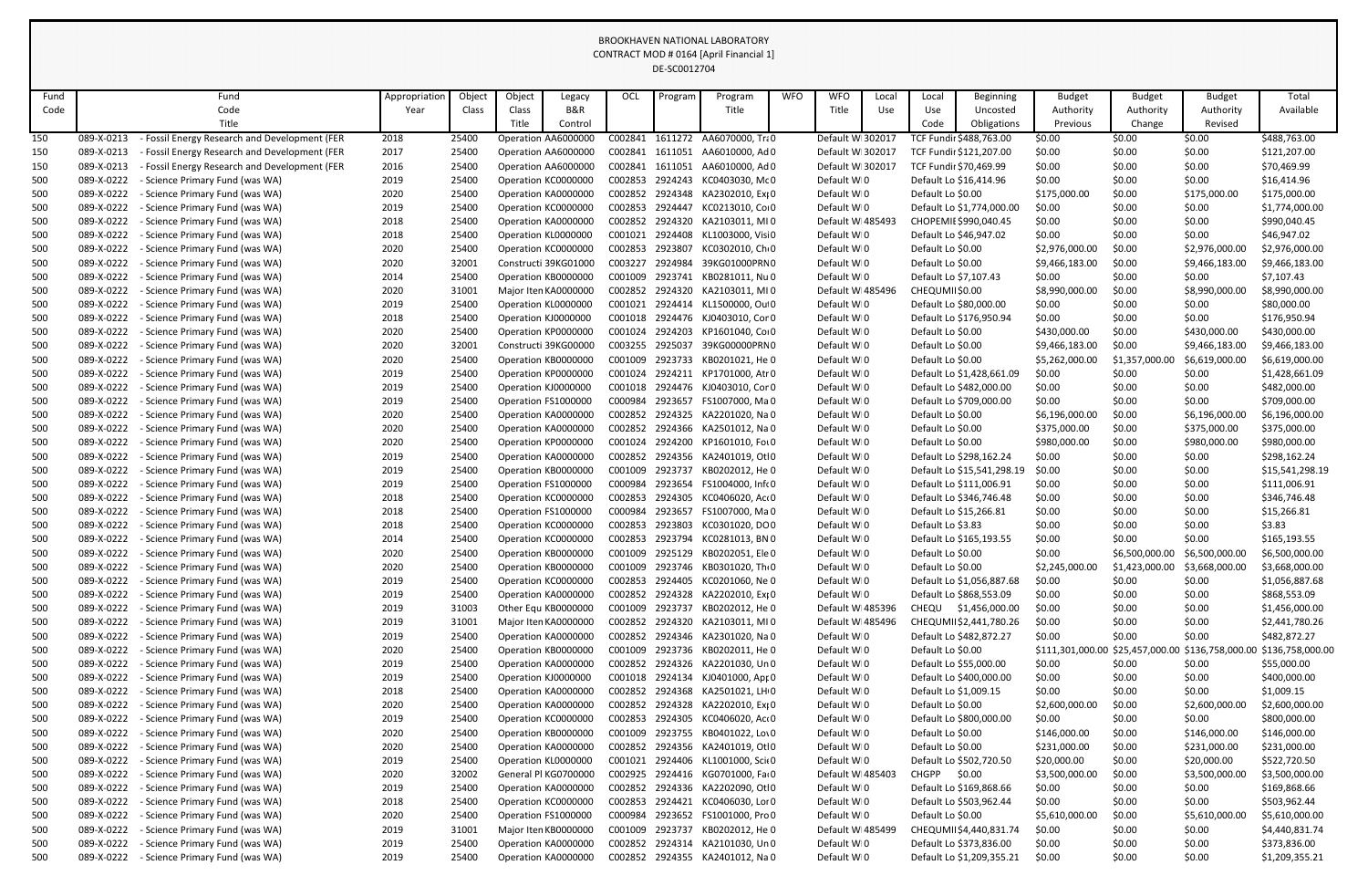# BROOKHAVEN NATIONAL LABORATORY
## CONTRACT MOD # 0164 [April Financial 1]
### DE-SC0012704

| Fund Code | Fund Code Title | | Appropriation Year | Object Class | Object Class Title | Legacy B&R Control | OCL | Program | Program Title | WFO | WFO Title | Local Use | Local Use Code | Beginning Uncosted Obligations | Budget Authority Previous | Budget Authority Change | Budget Authority Revised | Total Available |
|---|---|---|---|---|---|---|---|---|---|---|---|---|---|---|---|---|---|---|
| 150 | 089-X-0213 | - Fossil Energy Research and Development (FER | 2018 | 25400 | Operation | AA6000000 | C002841 | 1611272 | AA6070000, Tra | 0 | Default W | 302017 | TCF Fundir | $488,763.00 | $0.00 | $0.00 | $0.00 | $488,763.00 |
| 150 | 089-X-0213 | - Fossil Energy Research and Development (FER | 2017 | 25400 | Operation | AA6000000 | C002841 | 1611051 | AA6010000, Ad | 0 | Default W | 302017 | TCF Fundir | $121,207.00 | $0.00 | $0.00 | $0.00 | $121,207.00 |
| 150 | 089-X-0213 | - Fossil Energy Research and Development (FER | 2016 | 25400 | Operation | AA6000000 | C002841 | 1611051 | AA6010000, Ad | 0 | Default W | 302017 | TCF Fundir | $70,469.99 | $0.00 | $0.00 | $0.00 | $70,469.99 |
| 500 | 089-X-0222 | - Science Primary Fund (was WA) | 2019 | 25400 | Operation | KC0000000 | C002853 | 2924243 | KC0403030, Mc | 0 | Default W | 0 | Default Lo | $16,414.96 | $0.00 | $0.00 | $0.00 | $16,414.96 |
| 500 | 089-X-0222 | - Science Primary Fund (was WA) | 2020 | 25400 | Operation | KA0000000 | C002852 | 2924348 | KA2302010, Ex | 0 | Default W | 0 | Default Lo | $0.00 | $175,000.00 | $0.00 | $175,000.00 | $175,000.00 |
| 500 | 089-X-0222 | - Science Primary Fund (was WA) | 2019 | 25400 | Operation | KC0000000 | C002853 | 2924447 | KC0213010, Co | 0 | Default W | 0 | Default Lo | $1,774,000.00 | $0.00 | $0.00 | $0.00 | $1,774,000.00 |
| 500 | 089-X-0222 | - Science Primary Fund (was WA) | 2018 | 25400 | Operation | KA0000000 | C002852 | 2924320 | KA2103011, MI | 0 | Default W | 485493 | CHOPEMIE | $990,040.45 | $0.00 | $0.00 | $0.00 | $990,040.45 |
| 500 | 089-X-0222 | - Science Primary Fund (was WA) | 2018 | 25400 | Operation | KL0000000 | C001021 | 2924408 | KL1003000, Visi | 0 | Default W | 0 | Default Lo | $46,947.02 | $0.00 | $0.00 | $0.00 | $46,947.02 |
| 500 | 089-X-0222 | - Science Primary Fund (was WA) | 2020 | 25400 | Operation | KC0000000 | C002853 | 2923807 | KC0302010, Ch | 0 | Default W | 0 | Default Lo | $0.00 | $2,976,000.00 | $0.00 | $2,976,000.00 | $2,976,000.00 |
| 500 | 089-X-0222 | - Science Primary Fund (was WA) | 2020 | 32001 | Constructi | 39KG01000 | C003227 | 2924984 | 39KG01000PRN | 0 | Default W | 0 | Default Lo | $0.00 | $9,466,183.00 | $0.00 | $9,466,183.00 | $9,466,183.00 |
| 500 | 089-X-0222 | - Science Primary Fund (was WA) | 2014 | 25400 | Operation | KB0000000 | C001009 | 2923741 | KB0281011, Nu | 0 | Default W | 0 | Default Lo | $7,107.43 | $0.00 | $0.00 | $0.00 | $7,107.43 |
| 500 | 089-X-0222 | - Science Primary Fund (was WA) | 2020 | 31001 | Major Iten | KA0000000 | C002852 | 2924320 | KA2103011, MI | 0 | Default W | 485496 | CHEQUMII | $0.00 | $8,990,000.00 | $0.00 | $8,990,000.00 | $8,990,000.00 |
| 500 | 089-X-0222 | - Science Primary Fund (was WA) | 2019 | 25400 | Operation | KL0000000 | C001021 | 2924414 | KL1500000, Ou | 0 | Default W | 0 | Default Lo | $80,000.00 | $0.00 | $0.00 | $0.00 | $80,000.00 |
| 500 | 089-X-0222 | - Science Primary Fund (was WA) | 2018 | 25400 | Operation | KJ0000000 | C001018 | 2924476 | KJ0403010, Cor | 0 | Default W | 0 | Default Lo | $176,950.94 | $0.00 | $0.00 | $0.00 | $176,950.94 |
| 500 | 089-X-0222 | - Science Primary Fund (was WA) | 2020 | 25400 | Operation | KP0000000 | C001024 | 2924203 | KP1601040, Co | 0 | Default W | 0 | Default Lo | $0.00 | $430,000.00 | $0.00 | $430,000.00 | $430,000.00 |
| 500 | 089-X-0222 | - Science Primary Fund (was WA) | 2020 | 32001 | Constructi | 39KG00000 | C003255 | 2925037 | 39KG00000PRN | 0 | Default W | 0 | Default Lo | $0.00 | $9,466,183.00 | $0.00 | $9,466,183.00 | $9,466,183.00 |
| 500 | 089-X-0222 | - Science Primary Fund (was WA) | 2020 | 25400 | Operation | KB0000000 | C001009 | 2923733 | KB0201021, He | 0 | Default W | 0 | Default Lo | $0.00 | $5,262,000.00 | $1,357,000.00 | $6,619,000.00 | $6,619,000.00 |
| 500 | 089-X-0222 | - Science Primary Fund (was WA) | 2019 | 25400 | Operation | KP0000000 | C001024 | 2924211 | KP1701000, Atr | 0 | Default W | 0 | Default Lo | $1,428,661.09 | $0.00 | $0.00 | $0.00 | $1,428,661.09 |
| 500 | 089-X-0222 | - Science Primary Fund (was WA) | 2019 | 25400 | Operation | KJ0000000 | C001018 | 2924476 | KJ0403010, Cor | 0 | Default W | 0 | Default Lo | $482,000.00 | $0.00 | $0.00 | $0.00 | $482,000.00 |
| 500 | 089-X-0222 | - Science Primary Fund (was WA) | 2019 | 25400 | Operation | FS1000000 | C000984 | 2923657 | FS1007000, Ma | 0 | Default W | 0 | Default Lo | $709,000.00 | $0.00 | $0.00 | $0.00 | $709,000.00 |
| 500 | 089-X-0222 | - Science Primary Fund (was WA) | 2020 | 25400 | Operation | KA0000000 | C002852 | 2924325 | KA2201020, Na | 0 | Default W | 0 | Default Lo | $0.00 | $6,196,000.00 | $0.00 | $6,196,000.00 | $6,196,000.00 |
| 500 | 089-X-0222 | - Science Primary Fund (was WA) | 2020 | 25400 | Operation | KA0000000 | C002852 | 2924366 | KA2501012, Na | 0 | Default W | 0 | Default Lo | $0.00 | $375,000.00 | $0.00 | $375,000.00 | $375,000.00 |
| 500 | 089-X-0222 | - Science Primary Fund (was WA) | 2020 | 25400 | Operation | KP0000000 | C001024 | 2924200 | KP1601010, Fo | 0 | Default W | 0 | Default Lo | $0.00 | $980,000.00 | $0.00 | $980,000.00 | $980,000.00 |
| 500 | 089-X-0222 | - Science Primary Fund (was WA) | 2019 | 25400 | Operation | KA0000000 | C002852 | 2924356 | KA2401019, Otl | 0 | Default W | 0 | Default Lo | $298,162.24 | $0.00 | $0.00 | $0.00 | $298,162.24 |
| 500 | 089-X-0222 | - Science Primary Fund (was WA) | 2019 | 25400 | Operation | KB0000000 | C001009 | 2923737 | KB0202012, He | 0 | Default W | 0 | Default Lo | $15,541,298.19 | $0.00 | $0.00 | $0.00 | $15,541,298.19 |
| 500 | 089-X-0222 | - Science Primary Fund (was WA) | 2019 | 25400 | Operation | FS1000000 | C000984 | 2923654 | FS1004000, Inf | 0 | Default W | 0 | Default Lo | $111,006.91 | $0.00 | $0.00 | $0.00 | $111,006.91 |
| 500 | 089-X-0222 | - Science Primary Fund (was WA) | 2018 | 25400 | Operation | KC0000000 | C002853 | 2924305 | KC0406020, Ac | 0 | Default W | 0 | Default Lo | $346,746.48 | $0.00 | $0.00 | $0.00 | $346,746.48 |
| 500 | 089-X-0222 | - Science Primary Fund (was WA) | 2018 | 25400 | Operation | FS1000000 | C000984 | 2923657 | FS1007000, Ma | 0 | Default W | 0 | Default Lo | $15,266.81 | $0.00 | $0.00 | $0.00 | $15,266.81 |
| 500 | 089-X-0222 | - Science Primary Fund (was WA) | 2018 | 25400 | Operation | KC0000000 | C002853 | 2923803 | KC0301020, DO | 0 | Default W | 0 | Default Lo | $3.83 | $0.00 | $0.00 | $0.00 | $3.83 |
| 500 | 089-X-0222 | - Science Primary Fund (was WA) | 2014 | 25400 | Operation | KC0000000 | C002853 | 2923794 | KC0281013, BN | 0 | Default W | 0 | Default Lo | $165,193.55 | $0.00 | $0.00 | $0.00 | $165,193.55 |
| 500 | 089-X-0222 | - Science Primary Fund (was WA) | 2020 | 25400 | Operation | KB0000000 | C001009 | 2925129 | KB0202051, Ele | 0 | Default W | 0 | Default Lo | $0.00 | $0.00 | $6,500,000.00 | $6,500,000.00 | $6,500,000.00 |
| 500 | 089-X-0222 | - Science Primary Fund (was WA) | 2020 | 25400 | Operation | KB0000000 | C001009 | 2923746 | KB0301020, Th | 0 | Default W | 0 | Default Lo | $0.00 | $2,245,000.00 | $1,423,000.00 | $3,668,000.00 | $3,668,000.00 |
| 500 | 089-X-0222 | - Science Primary Fund (was WA) | 2019 | 25400 | Operation | KC0000000 | C002853 | 2924405 | KC0201060, Ne | 0 | Default W | 0 | Default Lo | $1,056,887.68 | $0.00 | $0.00 | $0.00 | $1,056,887.68 |
| 500 | 089-X-0222 | - Science Primary Fund (was WA) | 2019 | 25400 | Operation | KA0000000 | C002852 | 2924328 | KA2202010, Ex | 0 | Default W | 0 | Default Lo | $868,553.09 | $0.00 | $0.00 | $0.00 | $868,553.09 |
| 500 | 089-X-0222 | - Science Primary Fund (was WA) | 2019 | 31003 | Other Equ | KB0000000 | C001009 | 2923737 | KB0202012, He | 0 | Default W | 485396 | CHEQU | $1,456,000.00 | $0.00 | $0.00 | $0.00 | $1,456,000.00 |
| 500 | 089-X-0222 | - Science Primary Fund (was WA) | 2019 | 31001 | Major Iten | KA0000000 | C002852 | 2924320 | KA2103011, MI | 0 | Default W | 485496 | CHEQUMII | $2,441,780.26 | $0.00 | $0.00 | $0.00 | $2,441,780.26 |
| 500 | 089-X-0222 | - Science Primary Fund (was WA) | 2019 | 25400 | Operation | KA0000000 | C002852 | 2924346 | KA2301020, Na | 0 | Default W | 0 | Default Lo | $482,872.27 | $0.00 | $0.00 | $0.00 | $482,872.27 |
| 500 | 089-X-0222 | - Science Primary Fund (was WA) | 2020 | 25400 | Operation | KB0000000 | C001009 | 2923736 | KB0202011, He | 0 | Default W | 0 | Default Lo | $0.00 | $111,301,000.00 | $25,457,000.00 | $136,758,000.00 | $136,758,000.00 |
| 500 | 089-X-0222 | - Science Primary Fund (was WA) | 2019 | 25400 | Operation | KA0000000 | C002852 | 2924326 | KA2201030, Un | 0 | Default W | 0 | Default Lo | $55,000.00 | $0.00 | $0.00 | $0.00 | $55,000.00 |
| 500 | 089-X-0222 | - Science Primary Fund (was WA) | 2019 | 25400 | Operation | KJ0000000 | C001018 | 2924134 | KJ0401000, App | 0 | Default W | 0 | Default Lo | $400,000.00 | $0.00 | $0.00 | $0.00 | $400,000.00 |
| 500 | 089-X-0222 | - Science Primary Fund (was WA) | 2018 | 25400 | Operation | KA0000000 | C002852 | 2924368 | KA2501021, LH | 0 | Default W | 0 | Default Lo | $1,009.15 | $0.00 | $0.00 | $0.00 | $1,009.15 |
| 500 | 089-X-0222 | - Science Primary Fund (was WA) | 2020 | 25400 | Operation | KA0000000 | C002852 | 2924328 | KA2202010, Ex | 0 | Default W | 0 | Default Lo | $0.00 | $2,600,000.00 | $0.00 | $2,600,000.00 | $2,600,000.00 |
| 500 | 089-X-0222 | - Science Primary Fund (was WA) | 2019 | 25400 | Operation | KC0000000 | C002853 | 2924305 | KC0406020, Ac | 0 | Default W | 0 | Default Lo | $800,000.00 | $0.00 | $0.00 | $0.00 | $800,000.00 |
| 500 | 089-X-0222 | - Science Primary Fund (was WA) | 2020 | 25400 | Operation | KB0000000 | C001009 | 2923755 | KB0401022, Lo | 0 | Default W | 0 | Default Lo | $0.00 | $146,000.00 | $0.00 | $146,000.00 | $146,000.00 |
| 500 | 089-X-0222 | - Science Primary Fund (was WA) | 2020 | 25400 | Operation | KA0000000 | C002852 | 2924356 | KA2401019, Otl | 0 | Default W | 0 | Default Lo | $0.00 | $231,000.00 | $0.00 | $231,000.00 | $231,000.00 |
| 500 | 089-X-0222 | - Science Primary Fund (was WA) | 2019 | 25400 | Operation | KL0000000 | C001021 | 2924406 | KL1001000, Sci | 0 | Default W | 0 | Default Lo | $502,720.50 | $20,000.00 | $0.00 | $20,000.00 | $522,720.50 |
| 500 | 089-X-0222 | - Science Primary Fund (was WA) | 2020 | 32002 | General Pl | KG0700000 | C002925 | 2924416 | KG0701000, Fa | 0 | Default W | 485403 | CHGPP | $0.00 | $3,500,000.00 | $0.00 | $3,500,000.00 | $3,500,000.00 |
| 500 | 089-X-0222 | - Science Primary Fund (was WA) | 2019 | 25400 | Operation | KA0000000 | C002852 | 2924336 | KA2202090, Otl | 0 | Default W | 0 | Default Lo | $169,868.66 | $0.00 | $0.00 | $0.00 | $169,868.66 |
| 500 | 089-X-0222 | - Science Primary Fund (was WA) | 2018 | 25400 | Operation | KC0000000 | C002853 | 2924421 | KC0406030, Lo | 0 | Default W | 0 | Default Lo | $503,962.44 | $0.00 | $0.00 | $0.00 | $503,962.44 |
| 500 | 089-X-0222 | - Science Primary Fund (was WA) | 2020 | 25400 | Operation | FS1000000 | C000984 | 2923652 | FS1001000, Pro | 0 | Default W | 0 | Default Lo | $0.00 | $5,610,000.00 | $0.00 | $5,610,000.00 | $5,610,000.00 |
| 500 | 089-X-0222 | - Science Primary Fund (was WA) | 2019 | 31001 | Major Iten | KB0000000 | C001009 | 2923737 | KB0202012, He | 0 | Default W | 485499 | CHEQUMII | $4,440,831.74 | $0.00 | $0.00 | $0.00 | $4,440,831.74 |
| 500 | 089-X-0222 | - Science Primary Fund (was WA) | 2019 | 25400 | Operation | KA0000000 | C002852 | 2924314 | KA2101030, Un | 0 | Default W | 0 | Default Lo | $373,836.00 | $0.00 | $0.00 | $0.00 | $373,836.00 |
| 500 | 089-X-0222 | - Science Primary Fund (was WA) | 2019 | 25400 | Operation | KA0000000 | C002852 | 2924355 | KA2401012, Na | 0 | Default W | 0 | Default Lo | $1,209,355.21 | $0.00 | $0.00 | $0.00 | $1,209,355.21 |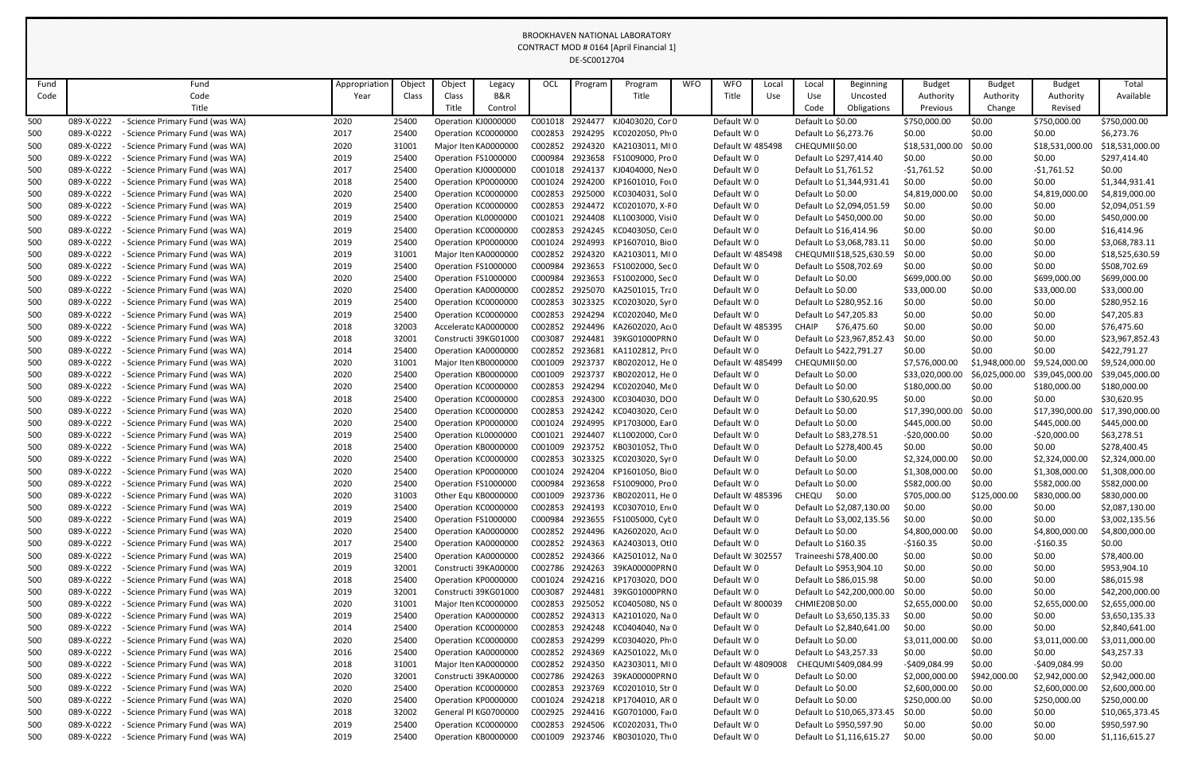BROOKHAVEN NATIONAL LABORATORY
CONTRACT MOD # 0164 [April Financial 1]
DE-SC0012704

| Fund Code | Fund Code Title | Appropriation Year | Object Class | Object Class Title | Legacy B&R Control | OCL | Program | Program Title | WFO | WFO Title | Local Use | Local Use Code | Beginning Uncosted Obligations | Budget Authority Previous | Budget Authority Change | Budget Authority Revised | Total Available |
|---|---|---|---|---|---|---|---|---|---|---|---|---|---|---|---|---|---|
| 500 | 089-X-0222 - Science Primary Fund (was WA) | 2020 | 25400 | Operation | KJ0000000 | C001018 | 2924477 | KJ0403020, Cor | 0 | Default W | 0 | Default Lo | $0.00 | $750,000.00 | $0.00 | $750,000.00 | $750,000.00 |
| 500 | 089-X-0222 - Science Primary Fund (was WA) | 2017 | 25400 | Operation | KC0000000 | C002853 | 2924295 | KC0202050, Ph | 0 | Default W | 0 | Default Lo | $6,273.76 | $0.00 | $0.00 | $0.00 | $6,273.76 |
| 500 | 089-X-0222 - Science Primary Fund (was WA) | 2020 | 31001 | Major Item | KA0000000 | C002852 | 2924320 | KA2103011, MI | 0 | Default W | 485498 | CHEQUMII | $0.00 | $18,531,000.00 | $0.00 | $18,531,000.00 | $18,531,000.00 |
| 500 | 089-X-0222 - Science Primary Fund (was WA) | 2019 | 25400 | Operation | FS1000000 | C000984 | 2923658 | FS1009000, Pro | 0 | Default W | 0 | Default Lo | $297,414.40 | $0.00 | $0.00 | $0.00 | $297,414.40 |
| 500 | 089-X-0222 - Science Primary Fund (was WA) | 2017 | 25400 | Operation | KJ0000000 | C001018 | 2924137 | KJ0404000, Nex | 0 | Default W | 0 | Default Lo | $1,761.52 | -$1,761.52 | $0.00 | -$1,761.52 | $0.00 |
| 500 | 089-X-0222 - Science Primary Fund (was WA) | 2018 | 25400 | Operation | KP0000000 | C001024 | 2924200 | KP1601010, Fo | 0 | Default W | 0 | Default Lo | $1,344,931.41 | $0.00 | $0.00 | $0.00 | $1,344,931.41 |
| 500 | 089-X-0222 - Science Primary Fund (was WA) | 2020 | 25400 | Operation | KC0000000 | C002853 | 2925000 | KC0304031, Sol | 0 | Default W | 0 | Default Lo | $0.00 | $4,819,000.00 | $0.00 | $4,819,000.00 | $4,819,000.00 |
| 500 | 089-X-0222 - Science Primary Fund (was WA) | 2019 | 25400 | Operation | KC0000000 | C002853 | 2924472 | KC0201070, X-F | 0 | Default W | 0 | Default Lo | $2,094,051.59 | $0.00 | $0.00 | $0.00 | $2,094,051.59 |
| 500 | 089-X-0222 - Science Primary Fund (was WA) | 2019 | 25400 | Operation | KL0000000 | C001021 | 2924408 | KL1003000, Visi | 0 | Default W | 0 | Default Lo | $450,000.00 | $0.00 | $0.00 | $0.00 | $450,000.00 |
| 500 | 089-X-0222 - Science Primary Fund (was WA) | 2019 | 25400 | Operation | KC0000000 | C002853 | 2924245 | KC0403050, Ce | 0 | Default W | 0 | Default Lo | $16,414.96 | $0.00 | $0.00 | $0.00 | $16,414.96 |
| 500 | 089-X-0222 - Science Primary Fund (was WA) | 2019 | 25400 | Operation | KP0000000 | C001024 | 2924993 | KP1607010, Bio | 0 | Default W | 0 | Default Lo | $3,068,783.11 | $0.00 | $0.00 | $0.00 | $3,068,783.11 |
| 500 | 089-X-0222 - Science Primary Fund (was WA) | 2019 | 31001 | Major Item | KA0000000 | C002852 | 2924320 | KA2103011, MI | 0 | Default W | 485498 | CHEQUMII | $18,525,630.59 | $0.00 | $0.00 | $0.00 | $18,525,630.59 |
| 500 | 089-X-0222 - Science Primary Fund (was WA) | 2019 | 25400 | Operation | FS1000000 | C000984 | 2923653 | FS1002000, Sec | 0 | Default W | 0 | Default Lo | $508,702.69 | $0.00 | $0.00 | $0.00 | $508,702.69 |
| 500 | 089-X-0222 - Science Primary Fund (was WA) | 2020 | 25400 | Operation | FS1000000 | C000984 | 2923653 | FS1002000, Sec | 0 | Default W | 0 | Default Lo | $0.00 | $699,000.00 | $0.00 | $699,000.00 | $699,000.00 |
| 500 | 089-X-0222 - Science Primary Fund (was WA) | 2020 | 25400 | Operation | KA0000000 | C002852 | 2925070 | KA2501015, Tra | 0 | Default W | 0 | Default Lo | $0.00 | $33,000.00 | $0.00 | $33,000.00 | $33,000.00 |
| 500 | 089-X-0222 - Science Primary Fund (was WA) | 2019 | 25400 | Operation | KC0000000 | C002853 | 3023325 | KC0203020, Syr | 0 | Default W | 0 | Default Lo | $280,952.16 | $0.00 | $0.00 | $0.00 | $280,952.16 |
| 500 | 089-X-0222 - Science Primary Fund (was WA) | 2019 | 25400 | Operation | KC0000000 | C002853 | 2924294 | KC0202040, Me | 0 | Default W | 0 | Default Lo | $47,205.83 | $0.00 | $0.00 | $0.00 | $47,205.83 |
| 500 | 089-X-0222 - Science Primary Fund (was WA) | 2018 | 32003 | Accelerato | KA0000000 | C002852 | 2924496 | KA2602020, Ac | 0 | Default W | 485395 | CHAIP | $76,475.60 | $0.00 | $0.00 | $0.00 | $76,475.60 |
| 500 | 089-X-0222 - Science Primary Fund (was WA) | 2018 | 32001 | Constructi | 39KG01000 | C003087 | 2924481 | 39KG01000PRN | 0 | Default W | 0 | Default Lo | $23,967,852.43 | $0.00 | $0.00 | $0.00 | $23,967,852.43 |
| 500 | 089-X-0222 - Science Primary Fund (was WA) | 2014 | 25400 | Operation | KA0000000 | C002852 | 2923681 | KA1102812, Pr | 0 | Default W | 0 | Default Lo | $422,791.27 | $0.00 | $0.00 | $0.00 | $422,791.27 |
| 500 | 089-X-0222 - Science Primary Fund (was WA) | 2020 | 31001 | Major Item | KB0000000 | C001009 | 2923737 | KB0202012, He | 0 | Default W | 485499 | CHEQUMII | $0.00 | $7,576,000.00 | $1,948,000.00 | $9,524,000.00 | $9,524,000.00 |
| 500 | 089-X-0222 - Science Primary Fund (was WA) | 2020 | 25400 | Operation | KB0000000 | C001009 | 2923737 | KB0202012, He | 0 | Default W | 0 | Default Lo | $0.00 | $33,020,000.00 | $6,025,000.00 | $39,045,000.00 | $39,045,000.00 |
| 500 | 089-X-0222 - Science Primary Fund (was WA) | 2020 | 25400 | Operation | KC0000000 | C002853 | 2924294 | KC0202040, Me | 0 | Default W | 0 | Default Lo | $0.00 | $180,000.00 | $0.00 | $180,000.00 | $180,000.00 |
| 500 | 089-X-0222 - Science Primary Fund (was WA) | 2018 | 25400 | Operation | KC0000000 | C002853 | 2924300 | KC0304030, DO | 0 | Default W | 0 | Default Lo | $30,620.95 | $0.00 | $0.00 | $0.00 | $30,620.95 |
| 500 | 089-X-0222 - Science Primary Fund (was WA) | 2020 | 25400 | Operation | KC0000000 | C002853 | 2924242 | KC0403020, Ce | 0 | Default W | 0 | Default Lo | $0.00 | $17,390,000.00 | $0.00 | $17,390,000.00 | $17,390,000.00 |
| 500 | 089-X-0222 - Science Primary Fund (was WA) | 2020 | 25400 | Operation | KP0000000 | C001024 | 2924995 | KP1703000, Ear | 0 | Default W | 0 | Default Lo | $0.00 | $445,000.00 | $0.00 | $445,000.00 | $445,000.00 |
| 500 | 089-X-0222 - Science Primary Fund (was WA) | 2019 | 25400 | Operation | KL0000000 | C001021 | 2924407 | KL1002000, Cor | 0 | Default W | 0 | Default Lo | $83,278.51 | -$20,000.00 | $0.00 | -$20,000.00 | $63,278.51 |
| 500 | 089-X-0222 - Science Primary Fund (was WA) | 2018 | 25400 | Operation | KB0000000 | C001009 | 2923752 | KB0301052, Th | 0 | Default W | 0 | Default Lo | $278,400.45 | $0.00 | $0.00 | $0.00 | $278,400.45 |
| 500 | 089-X-0222 - Science Primary Fund (was WA) | 2020 | 25400 | Operation | KC0000000 | C002853 | 3023325 | KC0203020, Syr | 0 | Default W | 0 | Default Lo | $0.00 | $2,324,000.00 | $0.00 | $2,324,000.00 | $2,324,000.00 |
| 500 | 089-X-0222 - Science Primary Fund (was WA) | 2020 | 25400 | Operation | KP0000000 | C001024 | 2924204 | KP1601050, Bio | 0 | Default W | 0 | Default Lo | $0.00 | $1,308,000.00 | $0.00 | $1,308,000.00 | $1,308,000.00 |
| 500 | 089-X-0222 - Science Primary Fund (was WA) | 2020 | 25400 | Operation | FS1000000 | C000984 | 2923658 | FS1009000, Pro | 0 | Default W | 0 | Default Lo | $0.00 | $582,000.00 | $0.00 | $582,000.00 | $582,000.00 |
| 500 | 089-X-0222 - Science Primary Fund (was WA) | 2020 | 31003 | Other Equ | KB0000000 | C001009 | 2923736 | KB0202011, He | 0 | Default W | 485396 | CHEQU | $0.00 | $705,000.00 | $125,000.00 | $830,000.00 | $830,000.00 |
| 500 | 089-X-0222 - Science Primary Fund (was WA) | 2019 | 25400 | Operation | KC0000000 | C002853 | 2924193 | KC0307010, En | 0 | Default W | 0 | Default Lo | $2,087,130.00 | $0.00 | $0.00 | $0.00 | $2,087,130.00 |
| 500 | 089-X-0222 - Science Primary Fund (was WA) | 2019 | 25400 | Operation | FS1000000 | C000984 | 2923655 | FS1005000, Cyb | 0 | Default W | 0 | Default Lo | $3,002,135.56 | $0.00 | $0.00 | $0.00 | $3,002,135.56 |
| 500 | 089-X-0222 - Science Primary Fund (was WA) | 2020 | 25400 | Operation | KA0000000 | C002852 | 2924496 | KA2602020, Ac | 0 | Default W | 0 | Default Lo | $0.00 | $4,800,000.00 | $0.00 | $4,800,000.00 | $4,800,000.00 |
| 500 | 089-X-0222 - Science Primary Fund (was WA) | 2017 | 25400 | Operation | KA0000000 | C002852 | 2924363 | KA2403013, Ot | 0 | Default W | 0 | Default Lo | $160.35 | -$160.35 | $0.00 | -$160.35 | $0.00 |
| 500 | 089-X-0222 - Science Primary Fund (was WA) | 2019 | 25400 | Operation | KA0000000 | C002852 | 2924366 | KA2501012, Na | 0 | Default W | 302557 | Traineeshi | $78,400.00 | $0.00 | $0.00 | $0.00 | $78,400.00 |
| 500 | 089-X-0222 - Science Primary Fund (was WA) | 2019 | 32001 | Constructi | 39KA00000 | C002786 | 2924263 | 39KA00000PRN | 0 | Default W | 0 | Default Lo | $953,904.10 | $0.00 | $0.00 | $0.00 | $953,904.10 |
| 500 | 089-X-0222 - Science Primary Fund (was WA) | 2018 | 25400 | Operation | KP0000000 | C001024 | 2924216 | KP1703020, DO | 0 | Default W | 0 | Default Lo | $86,015.98 | $0.00 | $0.00 | $0.00 | $86,015.98 |
| 500 | 089-X-0222 - Science Primary Fund (was WA) | 2019 | 32001 | Constructi | 39KG01000 | C003087 | 2924481 | 39KG01000PRN | 0 | Default W | 0 | Default Lo | $42,200,000.00 | $0.00 | $0.00 | $0.00 | $42,200,000.00 |
| 500 | 089-X-0222 - Science Primary Fund (was WA) | 2020 | 31001 | Major Item | KC0000000 | C002853 | 2925052 | KC0405080, NS | 0 | Default W | 800039 | CHMIE20B | $0.00 | $2,655,000.00 | $0.00 | $2,655,000.00 | $2,655,000.00 |
| 500 | 089-X-0222 - Science Primary Fund (was WA) | 2019 | 25400 | Operation | KA0000000 | C002852 | 2924313 | KA2101020, Na | 0 | Default W | 0 | Default Lo | $3,650,135.33 | $0.00 | $0.00 | $0.00 | $3,650,135.33 |
| 500 | 089-X-0222 - Science Primary Fund (was WA) | 2014 | 25400 | Operation | KC0000000 | C002853 | 2924248 | KC0404040, Na | 0 | Default W | 0 | Default Lo | $2,840,641.00 | $0.00 | $0.00 | $0.00 | $2,840,641.00 |
| 500 | 089-X-0222 - Science Primary Fund (was WA) | 2020 | 25400 | Operation | KC0000000 | C002853 | 2924299 | KC0304020, Ph | 0 | Default W | 0 | Default Lo | $0.00 | $3,011,000.00 | $0.00 | $3,011,000.00 | $3,011,000.00 |
| 500 | 089-X-0222 - Science Primary Fund (was WA) | 2016 | 25400 | Operation | KA0000000 | C002852 | 2924369 | KA2501022, Mu | 0 | Default W | 0 | Default Lo | $43,257.33 | $0.00 | $0.00 | $0.00 | $43,257.33 |
| 500 | 089-X-0222 - Science Primary Fund (was WA) | 2018 | 31001 | Major Item | KA0000000 | C002852 | 2924350 | KA2303011, MI | 0 | Default W | 4809008 | CHEQUMI | $409,084.99 | -$409,084.99 | $0.00 | -$409,084.99 | $0.00 |
| 500 | 089-X-0222 - Science Primary Fund (was WA) | 2020 | 32001 | Constructi | 39KA00000 | C002786 | 2924263 | 39KA00000PRN | 0 | Default W | 0 | Default Lo | $0.00 | $2,000,000.00 | $942,000.00 | $2,942,000.00 | $2,942,000.00 |
| 500 | 089-X-0222 - Science Primary Fund (was WA) | 2020 | 25400 | Operation | KC0000000 | C002853 | 2923769 | KC0201010, Str | 0 | Default W | 0 | Default Lo | $0.00 | $2,600,000.00 | $0.00 | $2,600,000.00 | $2,600,000.00 |
| 500 | 089-X-0222 - Science Primary Fund (was WA) | 2020 | 25400 | Operation | KP0000000 | C001024 | 2924218 | KP1704010, AR | 0 | Default W | 0 | Default Lo | $0.00 | $250,000.00 | $0.00 | $250,000.00 | $250,000.00 |
| 500 | 089-X-0222 - Science Primary Fund (was WA) | 2018 | 32002 | General Pl | KG0700000 | C002925 | 2924416 | KG0701000, Fa | 0 | Default W | 0 | Default Lo | $10,065,373.45 | $0.00 | $0.00 | $0.00 | $10,065,373.45 |
| 500 | 089-X-0222 - Science Primary Fund (was WA) | 2019 | 25400 | Operation | KC0000000 | C002853 | 2924506 | KC0202031, Th | 0 | Default W | 0 | Default Lo | $950,597.90 | $0.00 | $0.00 | $0.00 | $950,597.90 |
| 500 | 089-X-0222 - Science Primary Fund (was WA) | 2019 | 25400 | Operation | KB0000000 | C001009 | 2923746 | KB0301020, Th | 0 | Default W | 0 | Default Lo | $1,116,615.27 | $0.00 | $0.00 | $0.00 | $1,116,615.27 |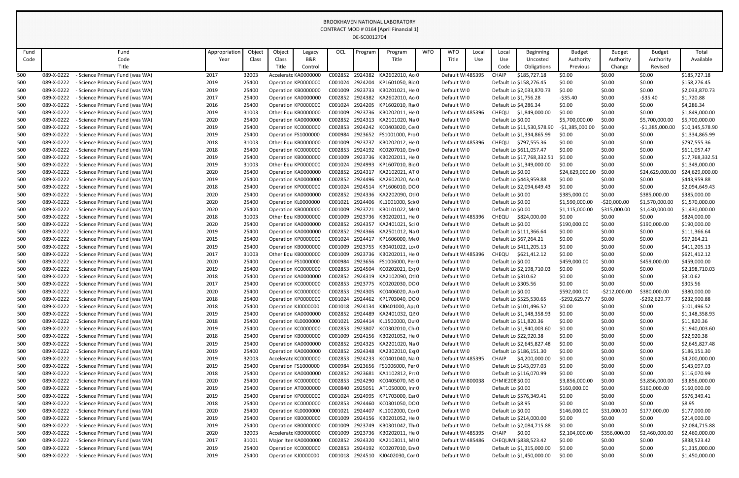BROOKHAVEN NATIONAL LABORATORY
CONTRACT MOD # 0164 [April Financial 1]
DE-SC0012704

| Fund Code | Fund Code Title | Appropriation Year | Object Class | Object Class Title | Legacy B&R Control | OCL | Program | Program Title | WFO | WFO Title | Local Use | Local Use Code | Beginning Uncosted Obligations | Budget Authority Previous | Budget Authority Change | Budget Authority Revised | Total Available |
|---|---|---|---|---|---|---|---|---|---|---|---|---|---|---|---|---|---|
| 500 | 089-X-0222 - Science Primary Fund (was WA) | 2017 | 32003 | Accelerato | KA0000000 | C002852 | 2924382 | KA2602010, Acc | 0 | Default W | 485395 | CHAIP | $185,727.18 | $0.00 | $0.00 | $0.00 | $185,727.18 |
| 500 | 089-X-0222 - Science Primary Fund (was WA) | 2019 | 25400 | Operation | KP0000000 | C001024 | 2924204 | KP1601050, Bio | 0 | Default W | 0 | Default Lo | $158,276.45 | $0.00 | $0.00 | $0.00 | $158,276.45 |
| 500 | 089-X-0222 - Science Primary Fund (was WA) | 2019 | 25400 | Operation | KB0000000 | C001009 | 2923733 | KB0201021, He | 0 | Default W | 0 | Default Lo | $2,033,870.73 | $0.00 | $0.00 | $0.00 | $2,033,870.73 |
| 500 | 089-X-0222 - Science Primary Fund (was WA) | 2017 | 25400 | Operation | KA0000000 | C002852 | 2924382 | KA2602010, Acc | 0 | Default W | 0 | Default Lo | $1,756.28 | -$35.40 | $0.00 | -$35.40 | $1,720.88 |
| 500 | 089-X-0222 - Science Primary Fund (was WA) | 2016 | 25400 | Operation | KP0000000 | C001024 | 2924205 | KP1602010, Rad | 0 | Default W | 0 | Default Lo | $4,286.34 | $0.00 | $0.00 | $0.00 | $4,286.34 |
| 500 | 089-X-0222 - Science Primary Fund (was WA) | 2019 | 31003 | Other Equ | KB0000000 | C001009 | 2923736 | KB0202011, He | 0 | Default W | 485396 | CHEQU | $1,849,000.00 | $0.00 | $0.00 | $0.00 | $1,849,000.00 |
| 500 | 089-X-0222 - Science Primary Fund (was WA) | 2020 | 25400 | Operation | KA0000000 | C002852 | 2924313 | KA2101020, Na | 0 | Default W | 0 | Default Lo | $0.00 | $5,700,000.00 | $0.00 | $5,700,000.00 | $5,700,000.00 |
| 500 | 089-X-0222 - Science Primary Fund (was WA) | 2019 | 25400 | Operation | KC0000000 | C002853 | 2924242 | KC0403020, Cer | 0 | Default W | 0 | Default Lo | $11,530,578.90 | -$1,385,000.00 | $0.00 | -$1,385,000.00 | $10,145,578.90 |
| 500 | 089-X-0222 - Science Primary Fund (was WA) | 2019 | 25400 | Operation | FS1000000 | C000984 | 2923652 | FS1001000, Pro | 0 | Default W | 0 | Default Lo | $1,334,865.99 | $0.00 | $0.00 | $0.00 | $1,334,865.99 |
| 500 | 089-X-0222 - Science Primary Fund (was WA) | 2018 | 31003 | Other Equ | KB0000000 | C001009 | 2923737 | KB0202012, He | 0 | Default W | 485396 | CHEQU | $797,555.36 | $0.00 | $0.00 | $0.00 | $797,555.36 |
| 500 | 089-X-0222 - Science Primary Fund (was WA) | 2018 | 25400 | Operation | KC0000000 | C002853 | 2924192 | KC0207010, Env | 0 | Default W | 0 | Default Lo | $611,057.47 | $0.00 | $0.00 | $0.00 | $611,057.47 |
| 500 | 089-X-0222 - Science Primary Fund (was WA) | 2019 | 25400 | Operation | KB0000000 | C001009 | 2923736 | KB0202011, He | 0 | Default W | 0 | Default Lo | $17,768,332.51 | $0.00 | $0.00 | $0.00 | $17,768,332.51 |
| 500 | 089-X-0222 - Science Primary Fund (was WA) | 2019 | 31003 | Other Equ | KP0000000 | C001024 | 2924993 | KP1607010, Bio | 0 | Default W | 0 | Default Lo | $1,349,000.00 | $0.00 | $0.00 | $0.00 | $1,349,000.00 |
| 500 | 089-X-0222 - Science Primary Fund (was WA) | 2020 | 25400 | Operation | KA0000000 | C002852 | 2924317 | KA2102021, AT | 0 | Default W | 0 | Default Lo | $0.00 | $24,629,000.00 | $0.00 | $24,629,000.00 | $24,629,000.00 |
| 500 | 089-X-0222 - Science Primary Fund (was WA) | 2019 | 25400 | Operation | KA0000000 | C002852 | 2924496 | KA2602020, Acc | 0 | Default W | 0 | Default Lo | $443,959.88 | $0.00 | $0.00 | $0.00 | $443,959.88 |
| 500 | 089-X-0222 - Science Primary Fund (was WA) | 2018 | 25400 | Operation | KP0000000 | C001024 | 2924514 | KP1606010, DO | 0 | Default W | 0 | Default Lo | $2,094,649.43 | $0.00 | $0.00 | $0.00 | $2,094,649.43 |
| 500 | 089-X-0222 - Science Primary Fund (was WA) | 2020 | 25400 | Operation | KA0000000 | C002852 | 2924336 | KA2202090, Oth | 0 | Default W | 0 | Default Lo | $0.00 | $385,000.00 | $0.00 | $385,000.00 | $385,000.00 |
| 500 | 089-X-0222 - Science Primary Fund (was WA) | 2020 | 25400 | Operation | KL0000000 | C001021 | 2924406 | KL1001000, Scie | 0 | Default W | 0 | Default Lo | $0.00 | $1,590,000.00 | -$20,000.00 | $1,570,000.00 | $1,570,000.00 |
| 500 | 089-X-0222 - Science Primary Fund (was WA) | 2020 | 25400 | Operation | KB0000000 | C001009 | 2923721 | KB0101022, Me | 0 | Default W | 0 | Default Lo | $0.00 | $1,115,000.00 | $315,000.00 | $1,430,000.00 | $1,430,000.00 |
| 500 | 089-X-0222 - Science Primary Fund (was WA) | 2018 | 31003 | Other Equ | KB0000000 | C001009 | 2923736 | KB0202011, He | 0 | Default W | 485396 | CHEQU | $824,000.00 | $0.00 | $0.00 | $0.00 | $824,000.00 |
| 500 | 089-X-0222 - Science Primary Fund (was WA) | 2020 | 25400 | Operation | KA0000000 | C002852 | 2924357 | KA2401021, Sci | 0 | Default W | 0 | Default Lo | $0.00 | $190,000.00 | $0.00 | $190,000.00 | $190,000.00 |
| 500 | 089-X-0222 - Science Primary Fund (was WA) | 2019 | 25400 | Operation | KA0000000 | C002852 | 2924366 | KA2501012, Na | 0 | Default W | 0 | Default Lo | $111,366.64 | $0.00 | $0.00 | $0.00 | $111,366.64 |
| 500 | 089-X-0222 - Science Primary Fund (was WA) | 2015 | 25400 | Operation | KP0000000 | C001024 | 2924417 | KP1606000, Me | 0 | Default W | 0 | Default Lo | $67,264.21 | $0.00 | $0.00 | $0.00 | $67,264.21 |
| 500 | 089-X-0222 - Science Primary Fund (was WA) | 2019 | 25400 | Operation | KB0000000 | C001009 | 2923755 | KB0401022, Lo | 0 | Default W | 0 | Default Lo | $411,205.13 | $0.00 | $0.00 | $0.00 | $411,205.13 |
| 500 | 089-X-0222 - Science Primary Fund (was WA) | 2017 | 31003 | Other Equ | KB0000000 | C001009 | 2923736 | KB0202011, He | 0 | Default W | 485396 | CHEQU | $621,412.12 | $0.00 | $0.00 | $0.00 | $621,412.12 |
| 500 | 089-X-0222 - Science Primary Fund (was WA) | 2020 | 25400 | Operation | FS1000000 | C000984 | 2923656 | FS1006000, Per | 0 | Default W | 0 | Default Lo | $0.00 | $459,000.00 | $0.00 | $459,000.00 | $459,000.00 |
| 500 | 089-X-0222 - Science Primary Fund (was WA) | 2019 | 25400 | Operation | KC0000000 | C002853 | 2924504 | KC0202021, Exp | 0 | Default W | 0 | Default Lo | $2,198,710.03 | $0.00 | $0.00 | $0.00 | $2,198,710.03 |
| 500 | 089-X-0222 - Science Primary Fund (was WA) | 2018 | 25400 | Operation | KA0000000 | C002852 | 2924319 | KA2102090, Oth | 0 | Default W | 0 | Default Lo | $310.62 | $0.00 | $0.00 | $0.00 | $310.62 |
| 500 | 089-X-0222 - Science Primary Fund (was WA) | 2017 | 25400 | Operation | KC0000000 | C002853 | 2923775 | KC0202030, DO | 0 | Default W | 0 | Default Lo | $305.56 | $0.00 | $0.00 | $0.00 | $305.56 |
| 500 | 089-X-0222 - Science Primary Fund (was WA) | 2020 | 25400 | Operation | KC0000000 | C002853 | 2924305 | KC0406020, Acc | 0 | Default W | 0 | Default Lo | $0.00 | $592,000.00 | -$212,000.00 | $380,000.00 | $380,000.00 |
| 500 | 089-X-0222 - Science Primary Fund (was WA) | 2018 | 25400 | Operation | KP0000000 | C001024 | 2924462 | KP1703040, DO | 0 | Default W | 0 | Default Lo | $525,530.65 | -$292,629.77 | $0.00 | -$292,629.77 | $232,900.88 |
| 500 | 089-X-0222 - Science Primary Fund (was WA) | 2018 | 25400 | Operation | KJ0000000 | C001018 | 2924134 | KJ0401000, App | 0 | Default W | 0 | Default Lo | $101,496.52 | $0.00 | $0.00 | $0.00 | $101,496.52 |
| 500 | 089-X-0222 - Science Primary Fund (was WA) | 2019 | 25400 | Operation | KA0000000 | C002852 | 2924489 | KA2401032, QIS | 0 | Default W | 0 | Default Lo | $1,148,358.93 | $0.00 | $0.00 | $0.00 | $1,148,358.93 |
| 500 | 089-X-0222 - Science Primary Fund (was WA) | 2018 | 25400 | Operation | KL0000000 | C001021 | 2924414 | KL1500000, Out | 0 | Default W | 0 | Default Lo | $11,820.36 | $0.00 | $0.00 | $0.00 | $11,820.36 |
| 500 | 089-X-0222 - Science Primary Fund (was WA) | 2019 | 25400 | Operation | KC0000000 | C002853 | 2923807 | KC0302010, Che | 0 | Default W | 0 | Default Lo | $1,940,003.60 | $0.00 | $0.00 | $0.00 | $1,940,003.60 |
| 500 | 089-X-0222 - Science Primary Fund (was WA) | 2018 | 25400 | Operation | KB0000000 | C001009 | 2924156 | KB0201052, He | 0 | Default W | 0 | Default Lo | $22,920.38 | $0.00 | $0.00 | $0.00 | $22,920.38 |
| 500 | 089-X-0222 - Science Primary Fund (was WA) | 2019 | 25400 | Operation | KA0000000 | C002852 | 2924325 | KA2201020, Na | 0 | Default W | 0 | Default Lo | $2,645,827.48 | $0.00 | $0.00 | $0.00 | $2,645,827.48 |
| 500 | 089-X-0222 - Science Primary Fund (was WA) | 2019 | 25400 | Operation | KA0000000 | C002852 | 2924348 | KA2302010, Exp | 0 | Default W | 0 | Default Lo | $186,151.30 | $0.00 | $0.00 | $0.00 | $186,151.30 |
| 500 | 089-X-0222 - Science Primary Fund (was WA) | 2019 | 32003 | Accelerato | KC0000000 | C002853 | 2924233 | KC0401040, Na | 0 | Default W | 485395 | CHAIP | $4,200,000.00 | $0.00 | $0.00 | $0.00 | $4,200,000.00 |
| 500 | 089-X-0222 - Science Primary Fund (was WA) | 2019 | 25400 | Operation | FS1000000 | C000984 | 2923656 | FS1006000, Per | 0 | Default W | 0 | Default Lo | $143,097.03 | $0.00 | $0.00 | $0.00 | $143,097.03 |
| 500 | 089-X-0222 - Science Primary Fund (was WA) | 2018 | 25400 | Operation | KA0000000 | C002852 | 2923681 | KA1102812, Pro | 0 | Default W | 0 | Default Lo | $116,070.99 | $0.00 | $0.00 | $0.00 | $116,070.99 |
| 500 | 089-X-0222 - Science Primary Fund (was WA) | 2020 | 25400 | Operation | KC0000000 | C002853 | 2924290 | KC0405070, NS | 0 | Default W | 800038 | CHMIE20B | $0.00 | $3,856,000.00 | $0.00 | $3,856,000.00 | $3,856,000.00 |
| 500 | 089-X-0222 - Science Primary Fund (was WA) | 2020 | 25400 | Operation | AT0000000 | C000840 | 2925051 | AT1050000, Inn | 0 | Default W | 0 | Default Lo | $0.00 | $160,000.00 | $0.00 | $160,000.00 | $160,000.00 |
| 500 | 089-X-0222 - Science Primary Fund (was WA) | 2019 | 25400 | Operation | KP0000000 | C001024 | 2924995 | KP1703000, Ear | 0 | Default W | 0 | Default Lo | $576,349.41 | $0.00 | $0.00 | $0.00 | $576,349.41 |
| 500 | 089-X-0222 - Science Primary Fund (was WA) | 2018 | 25400 | Operation | KC0000000 | C002853 | 2924460 | KC0301050, DO | 0 | Default W | 0 | Default Lo | $8.95 | $0.00 | $0.00 | $0.00 | $8.95 |
| 500 | 089-X-0222 - Science Primary Fund (was WA) | 2020 | 25400 | Operation | KL0000000 | C001021 | 2924407 | KL1002000, Cor | 0 | Default W | 0 | Default Lo | $0.00 | $146,000.00 | $31,000.00 | $177,000.00 | $177,000.00 |
| 500 | 089-X-0222 - Science Primary Fund (was WA) | 2019 | 25400 | Operation | KB0000000 | C001009 | 2924156 | KB0201052, He | 0 | Default W | 0 | Default Lo | $214,000.00 | $0.00 | $0.00 | $0.00 | $214,000.00 |
| 500 | 089-X-0222 - Science Primary Fund (was WA) | 2019 | 25400 | Operation | KB0000000 | C001009 | 2923749 | KB0301042, Th | 0 | Default W | 0 | Default Lo | $2,084,715.88 | $0.00 | $0.00 | $0.00 | $2,084,715.88 |
| 500 | 089-X-0222 - Science Primary Fund (was WA) | 2020 | 32003 | Accelerato | KB0000000 | C001009 | 2923736 | KB0202011, He | 0 | Default W | 485395 | CHAIP | $0.00 | $2,104,000.00 | $356,000.00 | $2,460,000.00 | $2,460,000.00 |
| 500 | 089-X-0222 - Science Primary Fund (was WA) | 2017 | 31001 | Major Item | KA0000000 | C002852 | 2924320 | KA2103011, MI | 0 | Default W | 485486 | CHEQUMII | $838,523.42 | $0.00 | $0.00 | $0.00 | $838,523.42 |
| 500 | 089-X-0222 - Science Primary Fund (was WA) | 2019 | 25400 | Operation | KC0000000 | C002853 | 2924192 | KC0207010, Env | 0 | Default W | 0 | Default Lo | $1,315,000.00 | $0.00 | $0.00 | $0.00 | $1,315,000.00 |
| 500 | 089-X-0222 - Science Primary Fund (was WA) | 2019 | 25400 | Operation | KJ0000000 | C001018 | 2924510 | KJ0402030, Cor | 0 | Default W | 0 | Default Lo | $1,450,000.00 | $0.00 | $0.00 | $0.00 | $1,450,000.00 |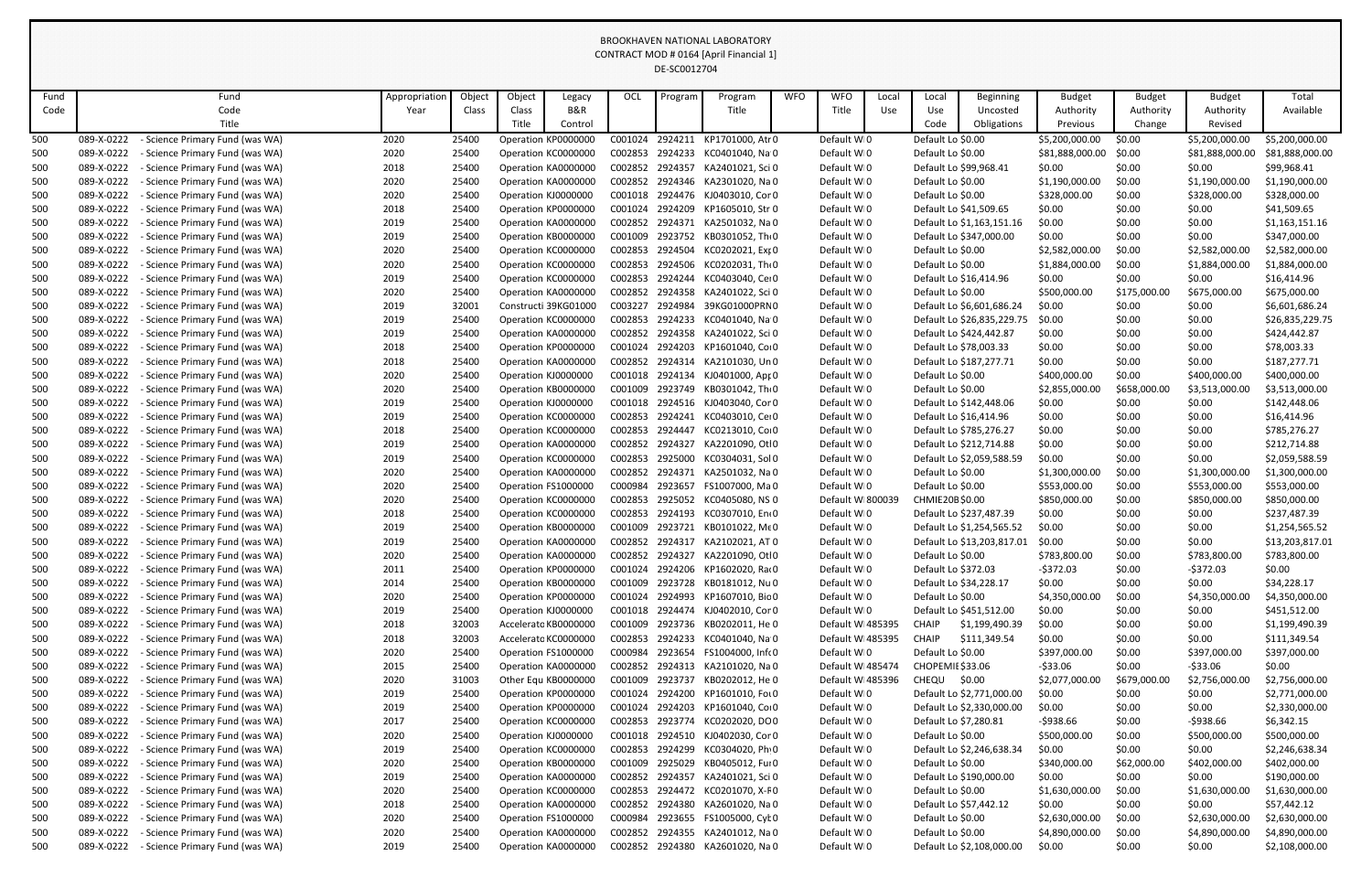BROOKHAVEN NATIONAL LABORATORY
CONTRACT MOD # 0164 [April Financial 1]
DE-SC0012704

| Fund Code | Fund Code Title | Appropriation Year | Object Class | Object Class Title | Legacy B&R Control | OCL | Program | Program Title | WFO | WFO Title | Local Use | Local Use Code | Beginning Uncosted Obligations | Budget Authority Previous | Budget Authority Change | Budget Authority Revised | Total Available |
|---|---|---|---|---|---|---|---|---|---|---|---|---|---|---|---|---|---|
| 500 | 089-X-0222 - Science Primary Fund (was WA) | 2020 | 25400 | Operation | KP0000000 | C001024 | 2924211 | KP1701000, Atr | 0 | Default W | 0 | Default Lo | $0.00 | $5,200,000.00 | $0.00 | $5,200,000.00 | $5,200,000.00 |
| 500 | 089-X-0222 - Science Primary Fund (was WA) | 2020 | 25400 | Operation | KC0000000 | C002853 | 2924233 | KC0401040, Na | 0 | Default W | 0 | Default Lo | $0.00 | $81,888,000.00 | $0.00 | $81,888,000.00 | $81,888,000.00 |
| 500 | 089-X-0222 - Science Primary Fund (was WA) | 2018 | 25400 | Operation | KA0000000 | C002852 | 2924357 | KA2401021, Sci | 0 | Default W | 0 | Default Lo | $99,968.41 | $0.00 | $0.00 | $0.00 | $99,968.41 |
| 500 | 089-X-0222 - Science Primary Fund (was WA) | 2020 | 25400 | Operation | KA0000000 | C002852 | 2924346 | KA2301020, Na | 0 | Default W | 0 | Default Lo | $0.00 | $1,190,000.00 | $0.00 | $1,190,000.00 | $1,190,000.00 |
| 500 | 089-X-0222 - Science Primary Fund (was WA) | 2020 | 25400 | Operation | KJ0000000 | C001018 | 2924476 | KJ0403010, Cor | 0 | Default W | 0 | Default Lo | $0.00 | $328,000.00 | $0.00 | $328,000.00 | $328,000.00 |
| 500 | 089-X-0222 - Science Primary Fund (was WA) | 2018 | 25400 | Operation | KP0000000 | C001024 | 2924209 | KP1605010, Str | 0 | Default W | 0 | Default Lo | $41,509.65 | $0.00 | $0.00 | $0.00 | $41,509.65 |
| 500 | 089-X-0222 - Science Primary Fund (was WA) | 2019 | 25400 | Operation | KA0000000 | C002852 | 2924371 | KA2501032, Na | 0 | Default W | 0 | Default Lo | $1,163,151.16 | $0.00 | $0.00 | $0.00 | $1,163,151.16 |
| 500 | 089-X-0222 - Science Primary Fund (was WA) | 2019 | 25400 | Operation | KB0000000 | C001009 | 2923752 | KB0301052, Th | 0 | Default W | 0 | Default Lo | $347,000.00 | $0.00 | $0.00 | $0.00 | $347,000.00 |
| 500 | 089-X-0222 - Science Primary Fund (was WA) | 2020 | 25400 | Operation | KC0000000 | C002853 | 2924504 | KC0202021, Exp | 0 | Default W | 0 | Default Lo | $0.00 | $2,582,000.00 | $0.00 | $2,582,000.00 | $2,582,000.00 |
| 500 | 089-X-0222 - Science Primary Fund (was WA) | 2020 | 25400 | Operation | KC0000000 | C002853 | 2924506 | KC0202031, Th | 0 | Default W | 0 | Default Lo | $0.00 | $1,884,000.00 | $0.00 | $1,884,000.00 | $1,884,000.00 |
| 500 | 089-X-0222 - Science Primary Fund (was WA) | 2019 | 25400 | Operation | KC0000000 | C002853 | 2924244 | KC0403040, Ce | 0 | Default W | 0 | Default Lo | $16,414.96 | $0.00 | $0.00 | $0.00 | $16,414.96 |
| 500 | 089-X-0222 - Science Primary Fund (was WA) | 2020 | 25400 | Operation | KA0000000 | C002852 | 2924358 | KA2401022, Sci | 0 | Default W | 0 | Default Lo | $0.00 | $500,000.00 | $175,000.00 | $675,000.00 | $675,000.00 |
| 500 | 089-X-0222 - Science Primary Fund (was WA) | 2019 | 32001 | Constructi | 39KG01000 | C003227 | 2924984 | 39KG01000PRN | 0 | Default W | 0 | Default Lo | $6,601,686.24 | $0.00 | $0.00 | $0.00 | $6,601,686.24 |
| 500 | 089-X-0222 - Science Primary Fund (was WA) | 2019 | 25400 | Operation | KC0000000 | C002853 | 2924233 | KC0401040, Na | 0 | Default W | 0 | Default Lo | $26,835,229.75 | $0.00 | $0.00 | $0.00 | $26,835,229.75 |
| 500 | 089-X-0222 - Science Primary Fund (was WA) | 2019 | 25400 | Operation | KA0000000 | C002852 | 2924358 | KA2401022, Sci | 0 | Default W | 0 | Default Lo | $424,442.87 | $0.00 | $0.00 | $0.00 | $424,442.87 |
| 500 | 089-X-0222 - Science Primary Fund (was WA) | 2018 | 25400 | Operation | KP0000000 | C001024 | 2924203 | KP1601040, Co | 0 | Default W | 0 | Default Lo | $78,003.33 | $0.00 | $0.00 | $0.00 | $78,003.33 |
| 500 | 089-X-0222 - Science Primary Fund (was WA) | 2018 | 25400 | Operation | KA0000000 | C002852 | 2924314 | KA2101030, Un | 0 | Default W | 0 | Default Lo | $187,277.71 | $0.00 | $0.00 | $0.00 | $187,277.71 |
| 500 | 089-X-0222 - Science Primary Fund (was WA) | 2020 | 25400 | Operation | KJ0000000 | C001018 | 2924134 | KJ0401000, App | 0 | Default W | 0 | Default Lo | $0.00 | $400,000.00 | $0.00 | $400,000.00 | $400,000.00 |
| 500 | 089-X-0222 - Science Primary Fund (was WA) | 2020 | 25400 | Operation | KB0000000 | C001009 | 2923749 | KB0301042, Th | 0 | Default W | 0 | Default Lo | $0.00 | $2,855,000.00 | $658,000.00 | $3,513,000.00 | $3,513,000.00 |
| 500 | 089-X-0222 - Science Primary Fund (was WA) | 2019 | 25400 | Operation | KJ0000000 | C001018 | 2924516 | KJ0403040, Cor | 0 | Default W | 0 | Default Lo | $142,448.06 | $0.00 | $0.00 | $0.00 | $142,448.06 |
| 500 | 089-X-0222 - Science Primary Fund (was WA) | 2019 | 25400 | Operation | KC0000000 | C002853 | 2924241 | KC0403010, Ce | 0 | Default W | 0 | Default Lo | $16,414.96 | $0.00 | $0.00 | $0.00 | $16,414.96 |
| 500 | 089-X-0222 - Science Primary Fund (was WA) | 2018 | 25400 | Operation | KC0000000 | C002853 | 2924447 | KC0213010, Co | 0 | Default W | 0 | Default Lo | $785,276.27 | $0.00 | $0.00 | $0.00 | $785,276.27 |
| 500 | 089-X-0222 - Science Primary Fund (was WA) | 2019 | 25400 | Operation | KA0000000 | C002852 | 2924327 | KA2201090, Otl | 0 | Default W | 0 | Default Lo | $212,714.88 | $0.00 | $0.00 | $0.00 | $212,714.88 |
| 500 | 089-X-0222 - Science Primary Fund (was WA) | 2019 | 25400 | Operation | KC0000000 | C002853 | 2925000 | KC0304031, Sol | 0 | Default W | 0 | Default Lo | $2,059,588.59 | $0.00 | $0.00 | $0.00 | $2,059,588.59 |
| 500 | 089-X-0222 - Science Primary Fund (was WA) | 2020 | 25400 | Operation | KA0000000 | C002852 | 2924371 | KA2501032, Na | 0 | Default W | 0 | Default Lo | $0.00 | $1,300,000.00 | $0.00 | $1,300,000.00 | $1,300,000.00 |
| 500 | 089-X-0222 - Science Primary Fund (was WA) | 2020 | 25400 | Operation | FS1000000 | C000984 | 2923657 | FS1007000, Ma | 0 | Default W | 0 | Default Lo | $0.00 | $553,000.00 | $0.00 | $553,000.00 | $553,000.00 |
| 500 | 089-X-0222 - Science Primary Fund (was WA) | 2020 | 25400 | Operation | KC0000000 | C002853 | 2925052 | KC0405080, NS | 0 | Default W | 800039 | CHMIE20B | $0.00 | $850,000.00 | $0.00 | $850,000.00 | $850,000.00 |
| 500 | 089-X-0222 - Science Primary Fund (was WA) | 2018 | 25400 | Operation | KC0000000 | C002853 | 2924193 | KC0307010, En | 0 | Default W | 0 | Default Lo | $237,487.39 | $0.00 | $0.00 | $0.00 | $237,487.39 |
| 500 | 089-X-0222 - Science Primary Fund (was WA) | 2019 | 25400 | Operation | KB0000000 | C001009 | 2923721 | KB0101022, Me | 0 | Default W | 0 | Default Lo | $1,254,565.52 | $0.00 | $0.00 | $0.00 | $1,254,565.52 |
| 500 | 089-X-0222 - Science Primary Fund (was WA) | 2019 | 25400 | Operation | KA0000000 | C002852 | 2924317 | KA2102021, AT | 0 | Default W | 0 | Default Lo | $13,203,817.01 | $0.00 | $0.00 | $0.00 | $13,203,817.01 |
| 500 | 089-X-0222 - Science Primary Fund (was WA) | 2020 | 25400 | Operation | KA0000000 | C002852 | 2924327 | KA2201090, Otl | 0 | Default W | 0 | Default Lo | $0.00 | $783,800.00 | $0.00 | $783,800.00 | $783,800.00 |
| 500 | 089-X-0222 - Science Primary Fund (was WA) | 2011 | 25400 | Operation | KP0000000 | C001024 | 2924206 | KP1602020, Ra | 0 | Default W | 0 | Default Lo | $372.03 | -$372.03 | $0.00 | -$372.03 | $0.00 |
| 500 | 089-X-0222 - Science Primary Fund (was WA) | 2014 | 25400 | Operation | KB0000000 | C001009 | 2923728 | KB0181012, Nu | 0 | Default W | 0 | Default Lo | $34,228.17 | $0.00 | $0.00 | $0.00 | $34,228.17 |
| 500 | 089-X-0222 - Science Primary Fund (was WA) | 2020 | 25400 | Operation | KP0000000 | C001024 | 2924993 | KP1607010, Bio | 0 | Default W | 0 | Default Lo | $0.00 | $4,350,000.00 | $0.00 | $4,350,000.00 | $4,350,000.00 |
| 500 | 089-X-0222 - Science Primary Fund (was WA) | 2019 | 25400 | Operation | KJ0000000 | C001018 | 2924474 | KJ0402010, Cor | 0 | Default W | 0 | Default Lo | $451,512.00 | $0.00 | $0.00 | $0.00 | $451,512.00 |
| 500 | 089-X-0222 - Science Primary Fund (was WA) | 2018 | 32003 | Accelerato | KB0000000 | C001009 | 2923736 | KB0202011, He | 0 | Default W | 485395 | CHAIP | $1,199,490.39 | $0.00 | $0.00 | $0.00 | $1,199,490.39 |
| 500 | 089-X-0222 - Science Primary Fund (was WA) | 2018 | 32003 | Accelerato | KC0000000 | C002853 | 2924233 | KC0401040, Na | 0 | Default W | 485395 | CHAIP | $111,349.54 | $0.00 | $0.00 | $0.00 | $111,349.54 |
| 500 | 089-X-0222 - Science Primary Fund (was WA) | 2020 | 25400 | Operation | FS1000000 | C000984 | 2923654 | FS1004000, Info | 0 | Default W | 0 | Default Lo | $0.00 | $397,000.00 | $0.00 | $397,000.00 | $397,000.00 |
| 500 | 089-X-0222 - Science Primary Fund (was WA) | 2015 | 25400 | Operation | KA0000000 | C002852 | 2924313 | KA2101020, Na | 0 | Default W | 485474 | CHOPEMIE | $33.06 | -$33.06 | $0.00 | -$33.06 | $0.00 |
| 500 | 089-X-0222 - Science Primary Fund (was WA) | 2020 | 31003 | Other Equ | KB0000000 | C001009 | 2923737 | KB0202012, He | 0 | Default W | 485396 | CHEQU | $0.00 | $2,077,000.00 | $679,000.00 | $2,756,000.00 | $2,756,000.00 |
| 500 | 089-X-0222 - Science Primary Fund (was WA) | 2019 | 25400 | Operation | KP0000000 | C001024 | 2924200 | KP1601010, Fo | 0 | Default W | 0 | Default Lo | $2,771,000.00 | $0.00 | $0.00 | $0.00 | $2,771,000.00 |
| 500 | 089-X-0222 - Science Primary Fund (was WA) | 2019 | 25400 | Operation | KP0000000 | C001024 | 2924203 | KP1601040, Co | 0 | Default W | 0 | Default Lo | $2,330,000.00 | $0.00 | $0.00 | $0.00 | $2,330,000.00 |
| 500 | 089-X-0222 - Science Primary Fund (was WA) | 2017 | 25400 | Operation | KC0000000 | C002853 | 2923774 | KC0202020, DO | 0 | Default W | 0 | Default Lo | $7,280.81 | -$938.66 | $0.00 | -$938.66 | $6,342.15 |
| 500 | 089-X-0222 - Science Primary Fund (was WA) | 2020 | 25400 | Operation | KJ0000000 | C001018 | 2924510 | KJ0402030, Cor | 0 | Default W | 0 | Default Lo | $0.00 | $500,000.00 | $0.00 | $500,000.00 | $500,000.00 |
| 500 | 089-X-0222 - Science Primary Fund (was WA) | 2019 | 25400 | Operation | KC0000000 | C002853 | 2924299 | KC0304020, Ph | 0 | Default W | 0 | Default Lo | $2,246,638.34 | $0.00 | $0.00 | $0.00 | $2,246,638.34 |
| 500 | 089-X-0222 - Science Primary Fund (was WA) | 2020 | 25400 | Operation | KB0000000 | C001009 | 2925029 | KB0405012, Fu | 0 | Default W | 0 | Default Lo | $0.00 | $340,000.00 | $62,000.00 | $402,000.00 | $402,000.00 |
| 500 | 089-X-0222 - Science Primary Fund (was WA) | 2019 | 25400 | Operation | KA0000000 | C002852 | 2924357 | KA2401021, Sci | 0 | Default W | 0 | Default Lo | $190,000.00 | $0.00 | $0.00 | $0.00 | $190,000.00 |
| 500 | 089-X-0222 - Science Primary Fund (was WA) | 2020 | 25400 | Operation | KC0000000 | C002853 | 2924472 | KC0201070, X-R | 0 | Default W | 0 | Default Lo | $0.00 | $1,630,000.00 | $0.00 | $1,630,000.00 | $1,630,000.00 |
| 500 | 089-X-0222 - Science Primary Fund (was WA) | 2018 | 25400 | Operation | KA0000000 | C002852 | 2924380 | KA2601020, Na | 0 | Default W | 0 | Default Lo | $57,442.12 | $0.00 | $0.00 | $0.00 | $57,442.12 |
| 500 | 089-X-0222 - Science Primary Fund (was WA) | 2020 | 25400 | Operation | FS1000000 | C000984 | 2923655 | FS1005000, Cyb | 0 | Default W | 0 | Default Lo | $0.00 | $2,630,000.00 | $0.00 | $2,630,000.00 | $2,630,000.00 |
| 500 | 089-X-0222 - Science Primary Fund (was WA) | 2020 | 25400 | Operation | KA0000000 | C002852 | 2924355 | KA2401012, Na | 0 | Default W | 0 | Default Lo | $0.00 | $4,890,000.00 | $0.00 | $4,890,000.00 | $4,890,000.00 |
| 500 | 089-X-0222 - Science Primary Fund (was WA) | 2019 | 25400 | Operation | KA0000000 | C002852 | 2924380 | KA2601020, Na | 0 | Default W | 0 | Default Lo | $2,108,000.00 | $0.00 | $0.00 | $0.00 | $2,108,000.00 |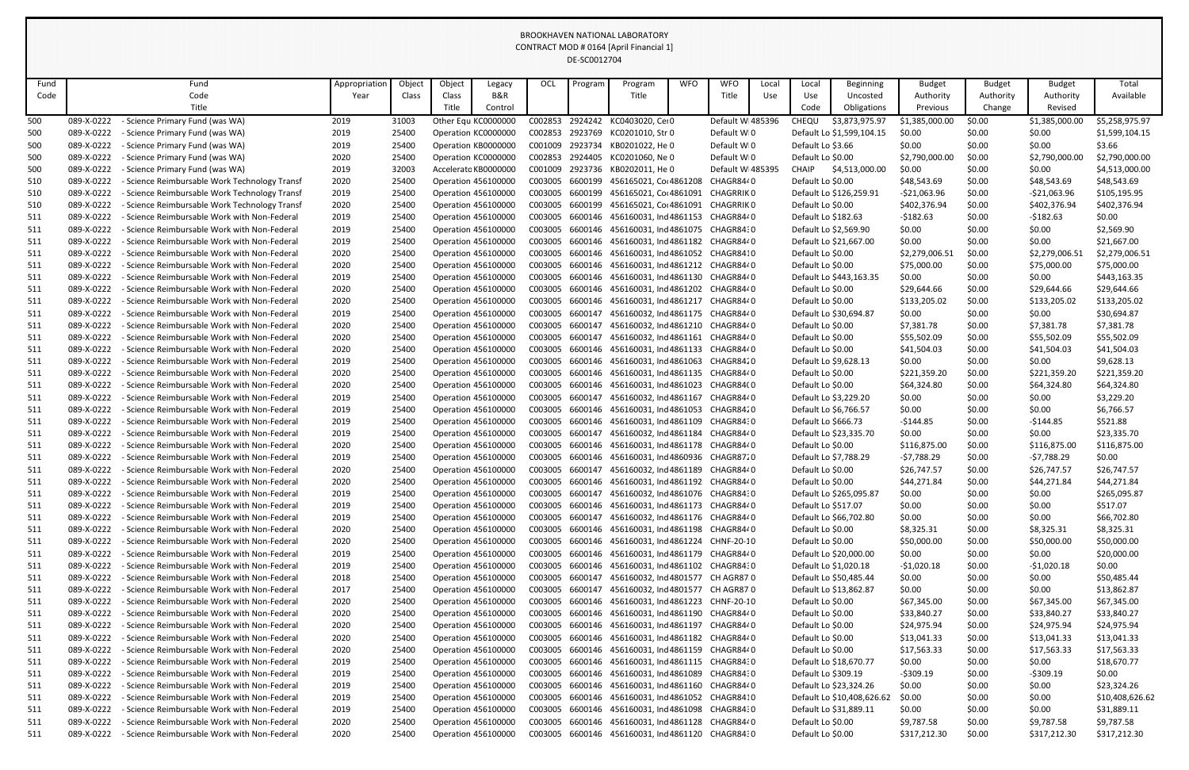BROOKHAVEN NATIONAL LABORATORY
CONTRACT MOD # 0164 [April Financial 1]
DE-SC0012704

| Fund Code | Fund Code Title | Appropriation Year | Object Class | Object Class Title | Legacy B&R Control | OCL | Program | Program Title | WFO | WFO Title | Local Use | Local Use Code | Beginning Uncosted Obligations | Budget Authority Previous | Budget Authority Change | Budget Authority Revised | Total Available |
|---|---|---|---|---|---|---|---|---|---|---|---|---|---|---|---|---|---|
| 500 | 089-X-0222 - Science Primary Fund (was WA) | 2019 | 31003 | Other Equ | KC0000000 | C002853 | 2924242 | KC0403020, Cer | 0 | Default W | 485396 | CHEQU | $3,873,975.97 | $1,385,000.00 | $0.00 | $1,385,000.00 | $5,258,975.97 |
| 500 | 089-X-0222 - Science Primary Fund (was WA) | 2019 | 25400 | Operation | KC0000000 | C002853 | 2923769 | KC0201010, Str | 0 | Default W | 0 | Default Lo | $1,599,104.15 | $0.00 | $0.00 | $0.00 | $1,599,104.15 |
| 500 | 089-X-0222 - Science Primary Fund (was WA) | 2019 | 25400 | Operation | KB0000000 | C001009 | 2923734 | KB0201022, He | 0 | Default W | 0 | Default Lo | $3.66 | $0.00 | $0.00 | $0.00 | $3.66 |
| 500 | 089-X-0222 - Science Primary Fund (was WA) | 2020 | 25400 | Operation | KC0000000 | C002853 | 2924405 | KC0201060, Ne | 0 | Default W | 0 | Default Lo | $0.00 | $2,790,000.00 | $0.00 | $2,790,000.00 | $2,790,000.00 |
| 500 | 089-X-0222 - Science Primary Fund (was WA) | 2019 | 32003 | Accelerato | KB0000000 | C001009 | 2923736 | KB0202011, He | 0 | Default W | 485395 | CHAIP | $4,513,000.00 | $0.00 | $0.00 | $0.00 | $4,513,000.00 |
| 510 | 089-X-0222 - Science Reimbursable Work Technology Transf | 2020 | 25400 | Operation | 456100000 | C003005 | 6600199 | 456165021, Co | 4861208 | CHAGR84 | 0 | Default Lo | $0.00 | $48,543.69 | $0.00 | $48,543.69 | $48,543.69 |
| 510 | 089-X-0222 - Science Reimbursable Work Technology Transf | 2019 | 25400 | Operation | 456100000 | C003005 | 6600199 | 456165021, Co | 4861091 | CHAGRRIK | 0 | Default Lo | $126,259.91 | -$21,063.96 | $0.00 | -$21,063.96 | $105,195.95 |
| 510 | 089-X-0222 - Science Reimbursable Work Technology Transf | 2020 | 25400 | Operation | 456100000 | C003005 | 6600199 | 456165021, Co | 4861091 | CHAGRRIK | 0 | Default Lo | $0.00 | $402,376.94 | $0.00 | $402,376.94 | $402,376.94 |
| 511 | 089-X-0222 - Science Reimbursable Work with Non-Federal | 2019 | 25400 | Operation | 456100000 | C003005 | 6600146 | 456160031, Ind | 4861153 | CHAGR84 | 0 | Default Lo | $182.63 | -$182.63 | $0.00 | -$182.63 | $0.00 |
| 511 | 089-X-0222 - Science Reimbursable Work with Non-Federal | 2019 | 25400 | Operation | 456100000 | C003005 | 6600146 | 456160031, Ind | 4861075 | CHAGR84 | 0 | Default Lo | $2,569.90 | $0.00 | $0.00 | $0.00 | $2,569.90 |
| 511 | 089-X-0222 - Science Reimbursable Work with Non-Federal | 2019 | 25400 | Operation | 456100000 | C003005 | 6600146 | 456160031, Ind | 4861182 | CHAGR84 | 0 | Default Lo | $21,667.00 | $0.00 | $0.00 | $0.00 | $21,667.00 |
| 511 | 089-X-0222 - Science Reimbursable Work with Non-Federal | 2020 | 25400 | Operation | 456100000 | C003005 | 6600146 | 456160031, Ind | 4861052 | CHAGR84 | 0 | Default Lo | $0.00 | $2,279,006.51 | $0.00 | $2,279,006.51 | $2,279,006.51 |
| 511 | 089-X-0222 - Science Reimbursable Work with Non-Federal | 2020 | 25400 | Operation | 456100000 | C003005 | 6600146 | 456160031, Ind | 4861212 | CHAGR84 | 0 | Default Lo | $0.00 | $75,000.00 | $0.00 | $75,000.00 | $75,000.00 |
| 511 | 089-X-0222 - Science Reimbursable Work with Non-Federal | 2019 | 25400 | Operation | 456100000 | C003005 | 6600146 | 456160031, Ind | 4861130 | CHAGR84 | 0 | Default Lo | $443,163.35 | $0.00 | $0.00 | $0.00 | $443,163.35 |
| 511 | 089-X-0222 - Science Reimbursable Work with Non-Federal | 2020 | 25400 | Operation | 456100000 | C003005 | 6600146 | 456160031, Ind | 4861202 | CHAGR84 | 0 | Default Lo | $0.00 | $29,644.66 | $0.00 | $29,644.66 | $29,644.66 |
| 511 | 089-X-0222 - Science Reimbursable Work with Non-Federal | 2020 | 25400 | Operation | 456100000 | C003005 | 6600146 | 456160031, Ind | 4861217 | CHAGR84 | 0 | Default Lo | $0.00 | $133,205.02 | $0.00 | $133,205.02 | $133,205.02 |
| 511 | 089-X-0222 - Science Reimbursable Work with Non-Federal | 2019 | 25400 | Operation | 456100000 | C003005 | 6600147 | 456160032, Ind | 4861175 | CHAGR84 | 0 | Default Lo | $30,694.87 | $0.00 | $0.00 | $0.00 | $30,694.87 |
| 511 | 089-X-0222 - Science Reimbursable Work with Non-Federal | 2020 | 25400 | Operation | 456100000 | C003005 | 6600147 | 456160032, Ind | 4861210 | CHAGR84 | 0 | Default Lo | $0.00 | $7,381.78 | $0.00 | $7,381.78 | $7,381.78 |
| 511 | 089-X-0222 - Science Reimbursable Work with Non-Federal | 2020 | 25400 | Operation | 456100000 | C003005 | 6600147 | 456160032, Ind | 4861161 | CHAGR84 | 0 | Default Lo | $0.00 | $55,502.09 | $0.00 | $55,502.09 | $55,502.09 |
| 511 | 089-X-0222 - Science Reimbursable Work with Non-Federal | 2020 | 25400 | Operation | 456100000 | C003005 | 6600146 | 456160031, Ind | 4861133 | CHAGR84 | 0 | Default Lo | $0.00 | $41,504.03 | $0.00 | $41,504.03 | $41,504.03 |
| 511 | 089-X-0222 - Science Reimbursable Work with Non-Federal | 2019 | 25400 | Operation | 456100000 | C003005 | 6600146 | 456160031, Ind | 4861063 | CHAGR84 | 0 | Default Lo | $9,628.13 | $0.00 | $0.00 | $0.00 | $9,628.13 |
| 511 | 089-X-0222 - Science Reimbursable Work with Non-Federal | 2020 | 25400 | Operation | 456100000 | C003005 | 6600146 | 456160031, Ind | 4861135 | CHAGR84 | 0 | Default Lo | $0.00 | $221,359.20 | $0.00 | $221,359.20 | $221,359.20 |
| 511 | 089-X-0222 - Science Reimbursable Work with Non-Federal | 2020 | 25400 | Operation | 456100000 | C003005 | 6600146 | 456160031, Ind | 4861023 | CHAGR84 | 0 | Default Lo | $0.00 | $64,324.80 | $0.00 | $64,324.80 | $64,324.80 |
| 511 | 089-X-0222 - Science Reimbursable Work with Non-Federal | 2019 | 25400 | Operation | 456100000 | C003005 | 6600147 | 456160032, Ind | 4861167 | CHAGR84 | 0 | Default Lo | $3,229.20 | $0.00 | $0.00 | $0.00 | $3,229.20 |
| 511 | 089-X-0222 - Science Reimbursable Work with Non-Federal | 2019 | 25400 | Operation | 456100000 | C003005 | 6600146 | 456160031, Ind | 4861053 | CHAGR84 | 0 | Default Lo | $6,766.57 | $0.00 | $0.00 | $0.00 | $6,766.57 |
| 511 | 089-X-0222 - Science Reimbursable Work with Non-Federal | 2019 | 25400 | Operation | 456100000 | C003005 | 6600146 | 456160031, Ind | 4861109 | CHAGR84 | 0 | Default Lo | $666.73 | -$144.85 | $0.00 | -$144.85 | $521.88 |
| 511 | 089-X-0222 - Science Reimbursable Work with Non-Federal | 2019 | 25400 | Operation | 456100000 | C003005 | 6600147 | 456160032, Ind | 4861184 | CHAGR84 | 0 | Default Lo | $23,335.70 | $0.00 | $0.00 | $0.00 | $23,335.70 |
| 511 | 089-X-0222 - Science Reimbursable Work with Non-Federal | 2020 | 25400 | Operation | 456100000 | C003005 | 6600146 | 456160031, Ind | 4861178 | CHAGR84 | 0 | Default Lo | $0.00 | $116,875.00 | $0.00 | $116,875.00 | $116,875.00 |
| 511 | 089-X-0222 - Science Reimbursable Work with Non-Federal | 2019 | 25400 | Operation | 456100000 | C003005 | 6600146 | 456160031, Ind | 4860936 | CHAGR872 | 0 | Default Lo | $7,788.29 | -$7,788.29 | $0.00 | -$7,788.29 | $0.00 |
| 511 | 089-X-0222 - Science Reimbursable Work with Non-Federal | 2020 | 25400 | Operation | 456100000 | C003005 | 6600147 | 456160032, Ind | 4861189 | CHAGR84 | 0 | Default Lo | $0.00 | $26,747.57 | $0.00 | $26,747.57 | $26,747.57 |
| 511 | 089-X-0222 - Science Reimbursable Work with Non-Federal | 2020 | 25400 | Operation | 456100000 | C003005 | 6600146 | 456160031, Ind | 4861192 | CHAGR84 | 0 | Default Lo | $0.00 | $44,271.84 | $0.00 | $44,271.84 | $44,271.84 |
| 511 | 089-X-0222 - Science Reimbursable Work with Non-Federal | 2019 | 25400 | Operation | 456100000 | C003005 | 6600147 | 456160032, Ind | 4861076 | CHAGR84 | 0 | Default Lo | $265,095.87 | $0.00 | $0.00 | $0.00 | $265,095.87 |
| 511 | 089-X-0222 - Science Reimbursable Work with Non-Federal | 2019 | 25400 | Operation | 456100000 | C003005 | 6600146 | 456160031, Ind | 4861173 | CHAGR84 | 0 | Default Lo | $517.07 | $0.00 | $0.00 | $0.00 | $517.07 |
| 511 | 089-X-0222 - Science Reimbursable Work with Non-Federal | 2019 | 25400 | Operation | 456100000 | C003005 | 6600147 | 456160032, Ind | 4861176 | CHAGR84 | 0 | Default Lo | $66,702.80 | $0.00 | $0.00 | $0.00 | $66,702.80 |
| 511 | 089-X-0222 - Science Reimbursable Work with Non-Federal | 2020 | 25400 | Operation | 456100000 | C003005 | 6600146 | 456160031, Ind | 4861198 | CHAGR84 | 0 | Default Lo | $0.00 | $8,325.31 | $0.00 | $8,325.31 | $8,325.31 |
| 511 | 089-X-0222 - Science Reimbursable Work with Non-Federal | 2020 | 25400 | Operation | 456100000 | C003005 | 6600146 | 456160031, Ind | 4861224 | CHNF-20-1 | 0 | Default Lo | $0.00 | $50,000.00 | $0.00 | $50,000.00 | $50,000.00 |
| 511 | 089-X-0222 - Science Reimbursable Work with Non-Federal | 2019 | 25400 | Operation | 456100000 | C003005 | 6600146 | 456160031, Ind | 4861179 | CHAGR84 | 0 | Default Lo | $20,000.00 | $0.00 | $0.00 | $0.00 | $20,000.00 |
| 511 | 089-X-0222 - Science Reimbursable Work with Non-Federal | 2019 | 25400 | Operation | 456100000 | C003005 | 6600146 | 456160031, Ind | 4861102 | CHAGR84 | 0 | Default Lo | $1,020.18 | -$1,020.18 | $0.00 | -$1,020.18 | $0.00 |
| 511 | 089-X-0222 - Science Reimbursable Work with Non-Federal | 2018 | 25400 | Operation | 456100000 | C003005 | 6600147 | 456160032, Ind | 4801577 | CH AGR87 | 0 | Default Lo | $50,485.44 | $0.00 | $0.00 | $0.00 | $50,485.44 |
| 511 | 089-X-0222 - Science Reimbursable Work with Non-Federal | 2017 | 25400 | Operation | 456100000 | C003005 | 6600147 | 456160032, Ind | 4801577 | CH AGR87 | 0 | Default Lo | $13,862.87 | $0.00 | $0.00 | $0.00 | $13,862.87 |
| 511 | 089-X-0222 - Science Reimbursable Work with Non-Federal | 2020 | 25400 | Operation | 456100000 | C003005 | 6600146 | 456160031, Ind | 4861223 | CHNF-20-1 | 0 | Default Lo | $0.00 | $67,345.00 | $0.00 | $67,345.00 | $67,345.00 |
| 511 | 089-X-0222 - Science Reimbursable Work with Non-Federal | 2020 | 25400 | Operation | 456100000 | C003005 | 6600146 | 456160031, Ind | 4861190 | CHAGR84 | 0 | Default Lo | $0.00 | $33,840.27 | $0.00 | $33,840.27 | $33,840.27 |
| 511 | 089-X-0222 - Science Reimbursable Work with Non-Federal | 2020 | 25400 | Operation | 456100000 | C003005 | 6600146 | 456160031, Ind | 4861197 | CHAGR84 | 0 | Default Lo | $0.00 | $24,975.94 | $0.00 | $24,975.94 | $24,975.94 |
| 511 | 089-X-0222 - Science Reimbursable Work with Non-Federal | 2020 | 25400 | Operation | 456100000 | C003005 | 6600146 | 456160031, Ind | 4861182 | CHAGR84 | 0 | Default Lo | $0.00 | $13,041.33 | $0.00 | $13,041.33 | $13,041.33 |
| 511 | 089-X-0222 - Science Reimbursable Work with Non-Federal | 2020 | 25400 | Operation | 456100000 | C003005 | 6600146 | 456160031, Ind | 4861159 | CHAGR84 | 0 | Default Lo | $0.00 | $17,563.33 | $0.00 | $17,563.33 | $17,563.33 |
| 511 | 089-X-0222 - Science Reimbursable Work with Non-Federal | 2019 | 25400 | Operation | 456100000 | C003005 | 6600146 | 456160031, Ind | 4861115 | CHAGR84 | 0 | Default Lo | $18,670.77 | $0.00 | $0.00 | $0.00 | $18,670.77 |
| 511 | 089-X-0222 - Science Reimbursable Work with Non-Federal | 2019 | 25400 | Operation | 456100000 | C003005 | 6600146 | 456160031, Ind | 4861089 | CHAGR84 | 0 | Default Lo | $309.19 | -$309.19 | $0.00 | -$309.19 | $0.00 |
| 511 | 089-X-0222 - Science Reimbursable Work with Non-Federal | 2019 | 25400 | Operation | 456100000 | C003005 | 6600146 | 456160031, Ind | 4861160 | CHAGR84 | 0 | Default Lo | $23,324.26 | $0.00 | $0.00 | $0.00 | $23,324.26 |
| 511 | 089-X-0222 - Science Reimbursable Work with Non-Federal | 2019 | 25400 | Operation | 456100000 | C003005 | 6600146 | 456160031, Ind | 4861052 | CHAGR84 | 0 | Default Lo | $10,408,626.62 | $0.00 | $0.00 | $0.00 | $10,408,626.62 |
| 511 | 089-X-0222 - Science Reimbursable Work with Non-Federal | 2019 | 25400 | Operation | 456100000 | C003005 | 6600146 | 456160031, Ind | 4861098 | CHAGR84 | 0 | Default Lo | $31,889.11 | $0.00 | $0.00 | $0.00 | $31,889.11 |
| 511 | 089-X-0222 - Science Reimbursable Work with Non-Federal | 2020 | 25400 | Operation | 456100000 | C003005 | 6600146 | 456160031, Ind | 4861128 | CHAGR84 | 0 | Default Lo | $0.00 | $9,787.58 | $0.00 | $9,787.58 | $9,787.58 |
| 511 | 089-X-0222 - Science Reimbursable Work with Non-Federal | 2020 | 25400 | Operation | 456100000 | C003005 | 6600146 | 456160031, Ind | 4861120 | CHAGR84 | 0 | Default Lo | $0.00 | $317,212.30 | $0.00 | $317,212.30 | $317,212.30 |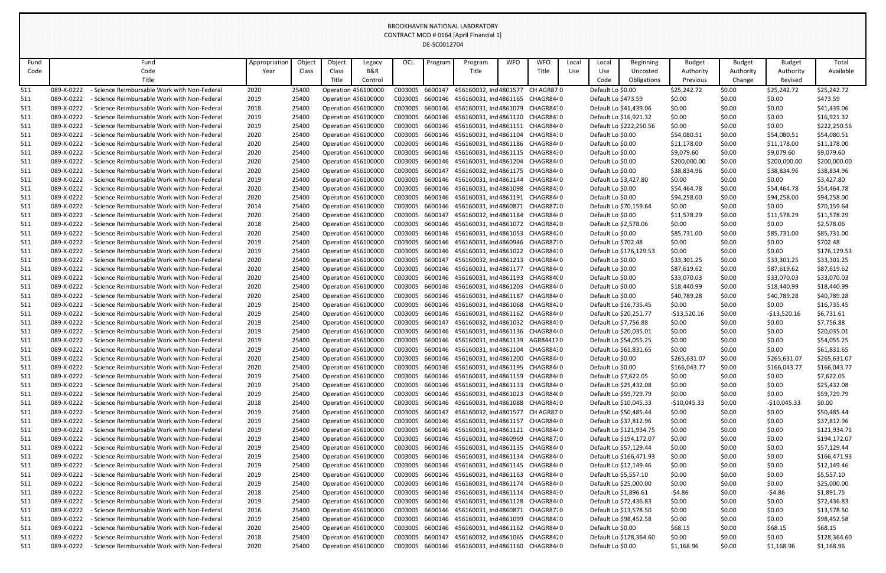BROOKHAVEN NATIONAL LABORATORY
CONTRACT MOD # 0164 [April Financial 1]
DE-SC0012704

| Fund Code | Fund Code Title | Appropriation Year | Object Class | Object Class Title | Legacy B&R Control | OCL | Program | Program Title | WFO | WFO Title | Local Use | Local Use Code | Beginning Uncosted Obligations | Budget Authority Previous | Budget Authority Change | Budget Authority Revised | Total Available |
|---|---|---|---|---|---|---|---|---|---|---|---|---|---|---|---|---|---|
| 511 | 089-X-0222 - Science Reimbursable Work with Non-Federal | 2020 | 25400 | Operation | 456100000 | C003005 | 6600147 | 456160032, Ind | 4801577 | CH AGR87 | 0 | Default Lo | $0.00 | $25,242.72 | $0.00 | $25,242.72 | $25,242.72 |
| 511 | 089-X-0222 - Science Reimbursable Work with Non-Federal | 2019 | 25400 | Operation | 456100000 | C003005 | 6600146 | 456160031, Ind | 4861165 | CHAGR84 | 0 | Default Lo | $473.59 | $0.00 | $0.00 | $0.00 | $473.59 |
| 511 | 089-X-0222 - Science Reimbursable Work with Non-Federal | 2018 | 25400 | Operation | 456100000 | C003005 | 6600146 | 456160031, Ind | 4861079 | CHAGR84 | 0 | Default Lo | $41,439.06 | $0.00 | $0.00 | $0.00 | $41,439.06 |
| 511 | 089-X-0222 - Science Reimbursable Work with Non-Federal | 2019 | 25400 | Operation | 456100000 | C003005 | 6600146 | 456160031, Ind | 4861120 | CHAGR84 | 0 | Default Lo | $16,921.32 | $0.00 | $0.00 | $0.00 | $16,921.32 |
| 511 | 089-X-0222 - Science Reimbursable Work with Non-Federal | 2019 | 25400 | Operation | 456100000 | C003005 | 6600146 | 456160031, Ind | 4861151 | CHAGR84 | 0 | Default Lo | $222,250.56 | $0.00 | $0.00 | $0.00 | $222,250.56 |
| 511 | 089-X-0222 - Science Reimbursable Work with Non-Federal | 2020 | 25400 | Operation | 456100000 | C003005 | 6600146 | 456160031, Ind | 4861104 | CHAGR84 | 0 | Default Lo | $0.00 | $54,080.51 | $0.00 | $54,080.51 | $54,080.51 |
| 511 | 089-X-0222 - Science Reimbursable Work with Non-Federal | 2020 | 25400 | Operation | 456100000 | C003005 | 6600146 | 456160031, Ind | 4861186 | CHAGR84 | 0 | Default Lo | $0.00 | $11,178.00 | $0.00 | $11,178.00 | $11,178.00 |
| 511 | 089-X-0222 - Science Reimbursable Work with Non-Federal | 2020 | 25400 | Operation | 456100000 | C003005 | 6600146 | 456160031, Ind | 4861115 | CHAGR84 | 0 | Default Lo | $0.00 | $9,079.60 | $0.00 | $9,079.60 | $9,079.60 |
| 511 | 089-X-0222 - Science Reimbursable Work with Non-Federal | 2020 | 25400 | Operation | 456100000 | C003005 | 6600146 | 456160031, Ind | 4861204 | CHAGR84 | 0 | Default Lo | $0.00 | $200,000.00 | $0.00 | $200,000.00 | $200,000.00 |
| 511 | 089-X-0222 - Science Reimbursable Work with Non-Federal | 2020 | 25400 | Operation | 456100000 | C003005 | 6600147 | 456160032, Ind | 4861175 | CHAGR84 | 0 | Default Lo | $0.00 | $38,834.96 | $0.00 | $38,834.96 | $38,834.96 |
| 511 | 089-X-0222 - Science Reimbursable Work with Non-Federal | 2019 | 25400 | Operation | 456100000 | C003005 | 6600146 | 456160031, Ind | 4861144 | CHAGR84 | 0 | Default Lo | $3,427.80 | $0.00 | $0.00 | $0.00 | $3,427.80 |
| 511 | 089-X-0222 - Science Reimbursable Work with Non-Federal | 2020 | 25400 | Operation | 456100000 | C003005 | 6600146 | 456160031, Ind | 4861098 | CHAGR84 | 0 | Default Lo | $0.00 | $54,464.78 | $0.00 | $54,464.78 | $54,464.78 |
| 511 | 089-X-0222 - Science Reimbursable Work with Non-Federal | 2020 | 25400 | Operation | 456100000 | C003005 | 6600146 | 456160031, Ind | 4861191 | CHAGR84 | 0 | Default Lo | $0.00 | $94,258.00 | $0.00 | $94,258.00 | $94,258.00 |
| 511 | 089-X-0222 - Science Reimbursable Work with Non-Federal | 2014 | 25400 | Operation | 456100000 | C003005 | 6600146 | 456160031, Ind | 4860871 | CHAGR87 | 0 | Default Lo | $70,159.64 | $0.00 | $0.00 | $0.00 | $70,159.64 |
| 511 | 089-X-0222 - Science Reimbursable Work with Non-Federal | 2020 | 25400 | Operation | 456100000 | C003005 | 6600147 | 456160032, Ind | 4861184 | CHAGR84 | 0 | Default Lo | $0.00 | $11,578.29 | $0.00 | $11,578.29 | $11,578.29 |
| 511 | 089-X-0222 - Science Reimbursable Work with Non-Federal | 2018 | 25400 | Operation | 456100000 | C003005 | 6600146 | 456160031, Ind | 4861072 | CHAGR84 | 0 | Default Lo | $2,578.06 | $0.00 | $0.00 | $0.00 | $2,578.06 |
| 511 | 089-X-0222 - Science Reimbursable Work with Non-Federal | 2020 | 25400 | Operation | 456100000 | C003005 | 6600146 | 456160031, Ind | 4861053 | CHAGR84 | 0 | Default Lo | $0.00 | $85,731.00 | $0.00 | $85,731.00 | $85,731.00 |
| 511 | 089-X-0222 - Science Reimbursable Work with Non-Federal | 2019 | 25400 | Operation | 456100000 | C003005 | 6600146 | 456160031, Ind | 4860946 | CHAGR87 | 0 | Default Lo | $702.48 | $0.00 | $0.00 | $0.00 | $702.48 |
| 511 | 089-X-0222 - Science Reimbursable Work with Non-Federal | 2019 | 25400 | Operation | 456100000 | C003005 | 6600146 | 456160031, Ind | 4861022 | CHAGR84 | 0 | Default Lo | $176,129.53 | $0.00 | $0.00 | $0.00 | $176,129.53 |
| 511 | 089-X-0222 - Science Reimbursable Work with Non-Federal | 2020 | 25400 | Operation | 456100000 | C003005 | 6600147 | 456160032, Ind | 4861213 | CHAGR84 | 0 | Default Lo | $0.00 | $33,301.25 | $0.00 | $33,301.25 | $33,301.25 |
| 511 | 089-X-0222 - Science Reimbursable Work with Non-Federal | 2020 | 25400 | Operation | 456100000 | C003005 | 6600146 | 456160031, Ind | 4861177 | CHAGR84 | 0 | Default Lo | $0.00 | $87,619.62 | $0.00 | $87,619.62 | $87,619.62 |
| 511 | 089-X-0222 - Science Reimbursable Work with Non-Federal | 2020 | 25400 | Operation | 456100000 | C003005 | 6600146 | 456160031, Ind | 4861193 | CHAGR84 | 0 | Default Lo | $0.00 | $33,070.03 | $0.00 | $33,070.03 | $33,070.03 |
| 511 | 089-X-0222 - Science Reimbursable Work with Non-Federal | 2020 | 25400 | Operation | 456100000 | C003005 | 6600146 | 456160031, Ind | 4861203 | CHAGR84 | 0 | Default Lo | $0.00 | $18,440.99 | $0.00 | $18,440.99 | $18,440.99 |
| 511 | 089-X-0222 - Science Reimbursable Work with Non-Federal | 2020 | 25400 | Operation | 456100000 | C003005 | 6600146 | 456160031, Ind | 4861187 | CHAGR84 | 0 | Default Lo | $0.00 | $40,789.28 | $0.00 | $40,789.28 | $40,789.28 |
| 511 | 089-X-0222 - Science Reimbursable Work with Non-Federal | 2019 | 25400 | Operation | 456100000 | C003005 | 6600146 | 456160031, Ind | 4861068 | CHAGR84 | 0 | Default Lo | $16,735.45 | $0.00 | $0.00 | $0.00 | $16,735.45 |
| 511 | 089-X-0222 - Science Reimbursable Work with Non-Federal | 2019 | 25400 | Operation | 456100000 | C003005 | 6600146 | 456160031, Ind | 4861162 | CHAGR84 | 0 | Default Lo | $20,251.77 | -$13,520.16 | $0.00 | -$13,520.16 | $6,731.61 |
| 511 | 089-X-0222 - Science Reimbursable Work with Non-Federal | 2019 | 25400 | Operation | 456100000 | C003005 | 6600147 | 456160032, Ind | 4861032 | CHAGR84 | 0 | Default Lo | $7,756.88 | $0.00 | $0.00 | $0.00 | $7,756.88 |
| 511 | 089-X-0222 - Science Reimbursable Work with Non-Federal | 2019 | 25400 | Operation | 456100000 | C003005 | 6600146 | 456160031, Ind | 4861136 | CHAGR84 | 0 | Default Lo | $20,035.01 | $0.00 | $0.00 | $0.00 | $20,035.01 |
| 511 | 089-X-0222 - Science Reimbursable Work with Non-Federal | 2019 | 25400 | Operation | 456100000 | C003005 | 6600146 | 456160031, Ind | 4861139 | AGR84417 | 0 | Default Lo | $54,055.25 | $0.00 | $0.00 | $0.00 | $54,055.25 |
| 511 | 089-X-0222 - Science Reimbursable Work with Non-Federal | 2019 | 25400 | Operation | 456100000 | C003005 | 6600146 | 456160031, Ind | 4861104 | CHAGR84 | 0 | Default Lo | $61,831.65 | $0.00 | $0.00 | $0.00 | $61,831.65 |
| 511 | 089-X-0222 - Science Reimbursable Work with Non-Federal | 2020 | 25400 | Operation | 456100000 | C003005 | 6600146 | 456160031, Ind | 4861200 | CHAGR84 | 0 | Default Lo | $0.00 | $265,631.07 | $0.00 | $265,631.07 | $265,631.07 |
| 511 | 089-X-0222 - Science Reimbursable Work with Non-Federal | 2020 | 25400 | Operation | 456100000 | C003005 | 6600146 | 456160031, Ind | 4861195 | CHAGR84 | 0 | Default Lo | $0.00 | $166,043.77 | $0.00 | $166,043.77 | $166,043.77 |
| 511 | 089-X-0222 - Science Reimbursable Work with Non-Federal | 2019 | 25400 | Operation | 456100000 | C003005 | 6600146 | 456160031, Ind | 4861159 | CHAGR84 | 0 | Default Lo | $7,622.05 | $0.00 | $0.00 | $0.00 | $7,622.05 |
| 511 | 089-X-0222 - Science Reimbursable Work with Non-Federal | 2019 | 25400 | Operation | 456100000 | C003005 | 6600146 | 456160031, Ind | 4861133 | CHAGR84 | 0 | Default Lo | $25,432.08 | $0.00 | $0.00 | $0.00 | $25,432.08 |
| 511 | 089-X-0222 - Science Reimbursable Work with Non-Federal | 2019 | 25400 | Operation | 456100000 | C003005 | 6600146 | 456160031, Ind | 4861023 | CHAGR84 | 0 | Default Lo | $59,729.79 | $0.00 | $0.00 | $0.00 | $59,729.79 |
| 511 | 089-X-0222 - Science Reimbursable Work with Non-Federal | 2018 | 25400 | Operation | 456100000 | C003005 | 6600146 | 456160031, Ind | 4861088 | CHAGR84 | 0 | Default Lo | $10,045.33 | -$10,045.33 | $0.00 | -$10,045.33 | $0.00 |
| 511 | 089-X-0222 - Science Reimbursable Work with Non-Federal | 2019 | 25400 | Operation | 456100000 | C003005 | 6600147 | 456160032, Ind | 4801577 | CH AGR87 | 0 | Default Lo | $50,485.44 | $0.00 | $0.00 | $0.00 | $50,485.44 |
| 511 | 089-X-0222 - Science Reimbursable Work with Non-Federal | 2019 | 25400 | Operation | 456100000 | C003005 | 6600146 | 456160031, Ind | 4861157 | CHAGR84 | 0 | Default Lo | $37,812.96 | $0.00 | $0.00 | $0.00 | $37,812.96 |
| 511 | 089-X-0222 - Science Reimbursable Work with Non-Federal | 2019 | 25400 | Operation | 456100000 | C003005 | 6600146 | 456160031, Ind | 4861121 | CHAGR84 | 0 | Default Lo | $121,934.75 | $0.00 | $0.00 | $0.00 | $121,934.75 |
| 511 | 089-X-0222 - Science Reimbursable Work with Non-Federal | 2019 | 25400 | Operation | 456100000 | C003005 | 6600146 | 456160031, Ind | 4860969 | CHAGR87 | 0 | Default Lo | $194,172.07 | $0.00 | $0.00 | $0.00 | $194,172.07 |
| 511 | 089-X-0222 - Science Reimbursable Work with Non-Federal | 2019 | 25400 | Operation | 456100000 | C003005 | 6600146 | 456160031, Ind | 4861135 | CHAGR84 | 0 | Default Lo | $57,129.44 | $0.00 | $0.00 | $0.00 | $57,129.44 |
| 511 | 089-X-0222 - Science Reimbursable Work with Non-Federal | 2019 | 25400 | Operation | 456100000 | C003005 | 6600146 | 456160031, Ind | 4861134 | CHAGR84 | 0 | Default Lo | $166,471.93 | $0.00 | $0.00 | $0.00 | $166,471.93 |
| 511 | 089-X-0222 - Science Reimbursable Work with Non-Federal | 2019 | 25400 | Operation | 456100000 | C003005 | 6600146 | 456160031, Ind | 4861145 | CHAGR84 | 0 | Default Lo | $12,149.46 | $0.00 | $0.00 | $0.00 | $12,149.46 |
| 511 | 089-X-0222 - Science Reimbursable Work with Non-Federal | 2019 | 25400 | Operation | 456100000 | C003005 | 6600146 | 456160031, Ind | 4861163 | CHAGR84 | 0 | Default Lo | $5,557.10 | $0.00 | $0.00 | $0.00 | $5,557.10 |
| 511 | 089-X-0222 - Science Reimbursable Work with Non-Federal | 2019 | 25400 | Operation | 456100000 | C003005 | 6600146 | 456160031, Ind | 4861174 | CHAGR84 | 0 | Default Lo | $25,000.00 | $0.00 | $0.00 | $0.00 | $25,000.00 |
| 511 | 089-X-0222 - Science Reimbursable Work with Non-Federal | 2018 | 25400 | Operation | 456100000 | C003005 | 6600146 | 456160031, Ind | 4861114 | CHAGR84 | 0 | Default Lo | $1,896.61 | -$4.86 | $0.00 | -$4.86 | $1,891.75 |
| 511 | 089-X-0222 - Science Reimbursable Work with Non-Federal | 2019 | 25400 | Operation | 456100000 | C003005 | 6600146 | 456160031, Ind | 4861128 | CHAGR84 | 0 | Default Lo | $72,436.83 | $0.00 | $0.00 | $0.00 | $72,436.83 |
| 511 | 089-X-0222 - Science Reimbursable Work with Non-Federal | 2016 | 25400 | Operation | 456100000 | C003005 | 6600146 | 456160031, Ind | 4860871 | CHAGR87 | 0 | Default Lo | $13,578.50 | $0.00 | $0.00 | $0.00 | $13,578.50 |
| 511 | 089-X-0222 - Science Reimbursable Work with Non-Federal | 2019 | 25400 | Operation | 456100000 | C003005 | 6600146 | 456160031, Ind | 4861099 | CHAGR84 | 0 | Default Lo | $98,452.58 | $0.00 | $0.00 | $0.00 | $98,452.58 |
| 511 | 089-X-0222 - Science Reimbursable Work with Non-Federal | 2020 | 25400 | Operation | 456100000 | C003005 | 6600146 | 456160031, Ind | 4861162 | CHAGR84 | 0 | Default Lo | $0.00 | $68.15 | $0.00 | $68.15 | $68.15 |
| 511 | 089-X-0222 - Science Reimbursable Work with Non-Federal | 2018 | 25400 | Operation | 456100000 | C003005 | 6600147 | 456160032, Ind | 4861065 | CHAGR84 | 0 | Default Lo | $128,364.60 | $0.00 | $0.00 | $0.00 | $128,364.60 |
| 511 | 089-X-0222 - Science Reimbursable Work with Non-Federal | 2020 | 25400 | Operation | 456100000 | C003005 | 6600146 | 456160031, Ind | 4861160 | CHAGR84 | 0 | Default Lo | $0.00 | $1,168.96 | $0.00 | $1,168.96 | $1,168.96 |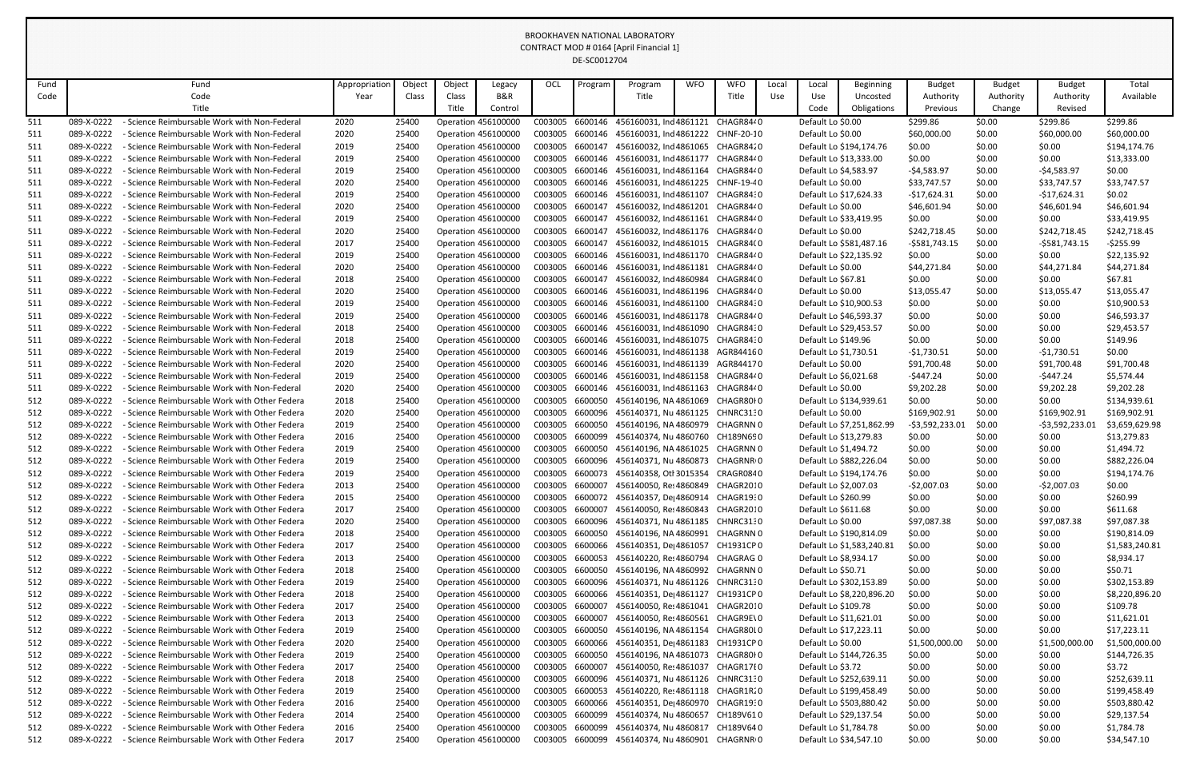BROOKHAVEN NATIONAL LABORATORY
CONTRACT MOD # 0164 [April Financial 1]
DE-SC0012704

| Fund Code | Fund Code Title | Appropriation Year | Object Class | Object Class Title | Legacy B&R Control | OCL | Program | Program Title | WFO | WFO Title | Local Use | Local Use Code | Beginning Uncosted Obligations | Budget Authority Previous | Budget Authority Change | Budget Authority Revised | Total Available |
|---|---|---|---|---|---|---|---|---|---|---|---|---|---|---|---|---|---|
| 511 | 089-X-0222 - Science Reimbursable Work with Non-Federal | 2020 | 25400 | Operation | 456100000 | C003005 | 6600146 | 456160031, Ind | 4861121 | CHAGR844 | 0 | Default Lo | $0.00 | $299.86 | $0.00 | $299.86 | $299.86 |
| 511 | 089-X-0222 - Science Reimbursable Work with Non-Federal | 2020 | 25400 | Operation | 456100000 | C003005 | 6600146 | 456160031, Ind | 4861222 | CHNF-20-1 | 0 | Default Lo | $0.00 | $60,000.00 | $0.00 | $60,000.00 | $60,000.00 |
| 511 | 089-X-0222 - Science Reimbursable Work with Non-Federal | 2019 | 25400 | Operation | 456100000 | C003005 | 6600147 | 456160032, Ind | 4861065 | CHAGR842 | 0 | Default Lo | $194,174.76 | $0.00 | $0.00 | $0.00 | $194,174.76 |
| 511 | 089-X-0222 - Science Reimbursable Work with Non-Federal | 2019 | 25400 | Operation | 456100000 | C003005 | 6600146 | 456160031, Ind | 4861177 | CHAGR844 | 0 | Default Lo | $13,333.00 | $0.00 | $0.00 | $0.00 | $13,333.00 |
| 511 | 089-X-0222 - Science Reimbursable Work with Non-Federal | 2019 | 25400 | Operation | 456100000 | C003005 | 6600146 | 456160031, Ind | 4861164 | CHAGR844 | 0 | Default Lo | $4,583.97 | -$4,583.97 | $0.00 | -$4,583.97 | $0.00 |
| 511 | 089-X-0222 - Science Reimbursable Work with Non-Federal | 2020 | 25400 | Operation | 456100000 | C003005 | 6600146 | 456160031, Ind | 4861225 | CHNF-19-4 | 0 | Default Lo | $0.00 | $33,747.57 | $0.00 | $33,747.57 | $33,747.57 |
| 511 | 089-X-0222 - Science Reimbursable Work with Non-Federal | 2019 | 25400 | Operation | 456100000 | C003005 | 6600146 | 456160031, Ind | 4861107 | CHAGR843 | 0 | Default Lo | $17,624.33 | -$17,624.31 | $0.00 | -$17,624.31 | $0.02 |
| 511 | 089-X-0222 - Science Reimbursable Work with Non-Federal | 2020 | 25400 | Operation | 456100000 | C003005 | 6600147 | 456160032, Ind | 4861201 | CHAGR844 | 0 | Default Lo | $0.00 | $46,601.94 | $0.00 | $46,601.94 | $46,601.94 |
| 511 | 089-X-0222 - Science Reimbursable Work with Non-Federal | 2019 | 25400 | Operation | 456100000 | C003005 | 6600147 | 456160032, Ind | 4861161 | CHAGR844 | 0 | Default Lo | $33,419.95 | $0.00 | $0.00 | $0.00 | $33,419.95 |
| 511 | 089-X-0222 - Science Reimbursable Work with Non-Federal | 2020 | 25400 | Operation | 456100000 | C003005 | 6600147 | 456160032, Ind | 4861176 | CHAGR844 | 0 | Default Lo | $0.00 | $242,718.45 | $0.00 | $242,718.45 | $242,718.45 |
| 511 | 089-X-0222 - Science Reimbursable Work with Non-Federal | 2017 | 25400 | Operation | 456100000 | C003005 | 6600147 | 456160032, Ind | 4861015 | CHAGR840 | 0 | Default Lo | $581,487.16 | -$581,743.15 | $0.00 | -$581,743.15 | -$255.99 |
| 511 | 089-X-0222 - Science Reimbursable Work with Non-Federal | 2019 | 25400 | Operation | 456100000 | C003005 | 6600146 | 456160031, Ind | 4861170 | CHAGR844 | 0 | Default Lo | $22,135.92 | $0.00 | $0.00 | $0.00 | $22,135.92 |
| 511 | 089-X-0222 - Science Reimbursable Work with Non-Federal | 2020 | 25400 | Operation | 456100000 | C003005 | 6600146 | 456160031, Ind | 4861181 | CHAGR844 | 0 | Default Lo | $0.00 | $44,271.84 | $0.00 | $44,271.84 | $44,271.84 |
| 511 | 089-X-0222 - Science Reimbursable Work with Non-Federal | 2018 | 25400 | Operation | 456100000 | C003005 | 6600147 | 456160032, Ind | 4860984 | CHAGR840 | 0 | Default Lo | $67.81 | $0.00 | $0.00 | $0.00 | $67.81 |
| 511 | 089-X-0222 - Science Reimbursable Work with Non-Federal | 2020 | 25400 | Operation | 456100000 | C003005 | 6600146 | 456160031, Ind | 4861196 | CHAGR844 | 0 | Default Lo | $0.00 | $13,055.47 | $0.00 | $13,055.47 | $13,055.47 |
| 511 | 089-X-0222 - Science Reimbursable Work with Non-Federal | 2019 | 25400 | Operation | 456100000 | C003005 | 6600146 | 456160031, Ind | 4861100 | CHAGR843 | 0 | Default Lo | $10,900.53 | $0.00 | $0.00 | $0.00 | $10,900.53 |
| 511 | 089-X-0222 - Science Reimbursable Work with Non-Federal | 2019 | 25400 | Operation | 456100000 | C003005 | 6600146 | 456160031, Ind | 4861178 | CHAGR844 | 0 | Default Lo | $46,593.37 | $0.00 | $0.00 | $0.00 | $46,593.37 |
| 511 | 089-X-0222 - Science Reimbursable Work with Non-Federal | 2018 | 25400 | Operation | 456100000 | C003005 | 6600146 | 456160031, Ind | 4861090 | CHAGR843 | 0 | Default Lo | $29,453.57 | $0.00 | $0.00 | $0.00 | $29,453.57 |
| 511 | 089-X-0222 - Science Reimbursable Work with Non-Federal | 2018 | 25400 | Operation | 456100000 | C003005 | 6600146 | 456160031, Ind | 4861075 | CHAGR843 | 0 | Default Lo | $149.96 | $0.00 | $0.00 | $0.00 | $149.96 |
| 511 | 089-X-0222 - Science Reimbursable Work with Non-Federal | 2019 | 25400 | Operation | 456100000 | C003005 | 6600146 | 456160031, Ind | 4861138 | AGR844416 | 0 | Default Lo | $1,730.51 | -$1,730.51 | $0.00 | -$1,730.51 | $0.00 |
| 511 | 089-X-0222 - Science Reimbursable Work with Non-Federal | 2020 | 25400 | Operation | 456100000 | C003005 | 6600146 | 456160031, Ind | 4861139 | AGR844417 | 0 | Default Lo | $0.00 | $91,700.48 | $0.00 | $91,700.48 | $91,700.48 |
| 511 | 089-X-0222 - Science Reimbursable Work with Non-Federal | 2019 | 25400 | Operation | 456100000 | C003005 | 6600146 | 456160031, Ind | 4861158 | CHAGR844 | 0 | Default Lo | $6,021.68 | -$447.24 | $0.00 | -$447.24 | $5,574.44 |
| 511 | 089-X-0222 - Science Reimbursable Work with Non-Federal | 2020 | 25400 | Operation | 456100000 | C003005 | 6600146 | 456160031, Ind | 4861163 | CHAGR844 | 0 | Default Lo | $0.00 | $9,202.28 | $0.00 | $9,202.28 | $9,202.28 |
| 512 | 089-X-0222 - Science Reimbursable Work with Other Federa | 2018 | 25400 | Operation | 456100000 | C003005 | 6600050 | 456140196, NA | 4861069 | CHAGR80I | 0 | Default Lo | $134,939.61 | $0.00 | $0.00 | $0.00 | $134,939.61 |
| 512 | 089-X-0222 - Science Reimbursable Work with Other Federa | 2020 | 25400 | Operation | 456100000 | C003005 | 6600096 | 456140371, Nu | 4861125 | CHNRC313 | 0 | Default Lo | $0.00 | $169,902.91 | $0.00 | $169,902.91 | $169,902.91 |
| 512 | 089-X-0222 - Science Reimbursable Work with Other Federa | 2019 | 25400 | Operation | 456100000 | C003005 | 6600050 | 456140196, NA | 4860979 | CHAGRNN | 0 | Default Lo | $7,251,862.99 | -$3,592,233.01 | $0.00 | -$3,592,233.01 | $3,659,629.98 |
| 512 | 089-X-0222 - Science Reimbursable Work with Other Federa | 2016 | 25400 | Operation | 456100000 | C003005 | 6600099 | 456140374, Nu | 4860760 | CH189N69 | 0 | Default Lo | $13,279.83 | $0.00 | $0.00 | $0.00 | $13,279.83 |
| 512 | 089-X-0222 - Science Reimbursable Work with Other Federa | 2019 | 25400 | Operation | 456100000 | C003005 | 6600050 | 456140196, NA | 4861025 | CHAGRNN | 0 | Default Lo | $1,494.72 | $0.00 | $0.00 | $0.00 | $1,494.72 |
| 512 | 089-X-0222 - Science Reimbursable Work with Other Federa | 2019 | 25400 | Operation | 456100000 | C003005 | 6600096 | 456140371, Nu | 4860873 | CHAGRNR | 0 | Default Lo | $882,226.04 | $0.00 | $0.00 | $0.00 | $882,226.04 |
| 512 | 089-X-0222 - Science Reimbursable Work with Other Federa | 2019 | 25400 | Operation | 456100000 | C003005 | 6600073 | 456140358, Ot | 3015354 | CRAGR084 | 0 | Default Lo | $194,174.76 | $0.00 | $0.00 | $0.00 | $194,174.76 |
| 512 | 089-X-0222 - Science Reimbursable Work with Other Federa | 2013 | 25400 | Operation | 456100000 | C003005 | 6600007 | 456140050, Re | 4860849 | CHAGR201 | 0 | Default Lo | $2,007.03 | -$2,007.03 | $0.00 | -$2,007.03 | $0.00 |
| 512 | 089-X-0222 - Science Reimbursable Work with Other Federa | 2015 | 25400 | Operation | 456100000 | C003005 | 6600072 | 456140357, De | 4860914 | CHAGR193 | 0 | Default Lo | $260.99 | $0.00 | $0.00 | $0.00 | $260.99 |
| 512 | 089-X-0222 - Science Reimbursable Work with Other Federa | 2017 | 25400 | Operation | 456100000 | C003005 | 6600007 | 456140050, Re | 4860843 | CHAGR201 | 0 | Default Lo | $611.68 | $0.00 | $0.00 | $0.00 | $611.68 |
| 512 | 089-X-0222 - Science Reimbursable Work with Other Federa | 2020 | 25400 | Operation | 456100000 | C003005 | 6600096 | 456140371, Nu | 4861185 | CHNRC313 | 0 | Default Lo | $0.00 | $97,087.38 | $0.00 | $97,087.38 | $97,087.38 |
| 512 | 089-X-0222 - Science Reimbursable Work with Other Federa | 2018 | 25400 | Operation | 456100000 | C003005 | 6600050 | 456140196, NA | 4860991 | CHAGRNN | 0 | Default Lo | $190,814.09 | $0.00 | $0.00 | $0.00 | $190,814.09 |
| 512 | 089-X-0222 - Science Reimbursable Work with Other Federa | 2017 | 25400 | Operation | 456100000 | C003005 | 6600066 | 456140351, De | 4861057 | CH1931CP | 0 | Default Lo | $1,583,240.81 | $0.00 | $0.00 | $0.00 | $1,583,240.81 |
| 512 | 089-X-0222 - Science Reimbursable Work with Other Federa | 2013 | 25400 | Operation | 456100000 | C003005 | 6600053 | 456140220, Re | 4860794 | CHAGRAG | 0 | Default Lo | $8,934.17 | $0.00 | $0.00 | $0.00 | $8,934.17 |
| 512 | 089-X-0222 - Science Reimbursable Work with Other Federa | 2018 | 25400 | Operation | 456100000 | C003005 | 6600050 | 456140196, NA | 4860992 | CHAGRNN | 0 | Default Lo | $50.71 | $0.00 | $0.00 | $0.00 | $50.71 |
| 512 | 089-X-0222 - Science Reimbursable Work with Other Federa | 2019 | 25400 | Operation | 456100000 | C003005 | 6600096 | 456140371, Nu | 4861126 | CHNRC313 | 0 | Default Lo | $302,153.89 | $0.00 | $0.00 | $0.00 | $302,153.89 |
| 512 | 089-X-0222 - Science Reimbursable Work with Other Federa | 2018 | 25400 | Operation | 456100000 | C003005 | 6600066 | 456140351, De | 4861127 | CH1931CP | 0 | Default Lo | $8,220,896.20 | $0.00 | $0.00 | $0.00 | $8,220,896.20 |
| 512 | 089-X-0222 - Science Reimbursable Work with Other Federa | 2017 | 25400 | Operation | 456100000 | C003005 | 6600007 | 456140050, Re | 4861041 | CHAGR201 | 0 | Default Lo | $109.78 | $0.00 | $0.00 | $0.00 | $109.78 |
| 512 | 089-X-0222 - Science Reimbursable Work with Other Federa | 2013 | 25400 | Operation | 456100000 | C003005 | 6600007 | 456140050, Re | 4860561 | CHAGR9E\ | 0 | Default Lo | $11,621.01 | $0.00 | $0.00 | $0.00 | $11,621.01 |
| 512 | 089-X-0222 - Science Reimbursable Work with Other Federa | 2019 | 25400 | Operation | 456100000 | C003005 | 6600050 | 456140196, NA | 4861154 | CHAGR80I | 0 | Default Lo | $17,223.11 | $0.00 | $0.00 | $0.00 | $17,223.11 |
| 512 | 089-X-0222 - Science Reimbursable Work with Other Federa | 2020 | 25400 | Operation | 456100000 | C003005 | 6600066 | 456140351, De | 4861183 | CH1931CP | 0 | Default Lo | $0.00 | $1,500,000.00 | $0.00 | $1,500,000.00 | $1,500,000.00 |
| 512 | 089-X-0222 - Science Reimbursable Work with Other Federa | 2019 | 25400 | Operation | 456100000 | C003005 | 6600050 | 456140196, NA | 4861073 | CHAGR80I | 0 | Default Lo | $144,726.35 | $0.00 | $0.00 | $0.00 | $144,726.35 |
| 512 | 089-X-0222 - Science Reimbursable Work with Other Federa | 2017 | 25400 | Operation | 456100000 | C003005 | 6600007 | 456140050, Re | 4861037 | CHAGR17E | 0 | Default Lo | $3.72 | $0.00 | $0.00 | $0.00 | $3.72 |
| 512 | 089-X-0222 - Science Reimbursable Work with Other Federa | 2018 | 25400 | Operation | 456100000 | C003005 | 6600096 | 456140371, Nu | 4861126 | CHNRC313 | 0 | Default Lo | $252,639.11 | $0.00 | $0.00 | $0.00 | $252,639.11 |
| 512 | 089-X-0222 - Science Reimbursable Work with Other Federa | 2019 | 25400 | Operation | 456100000 | C003005 | 6600053 | 456140220, Re | 4861118 | CHAGR1R2 | 0 | Default Lo | $199,458.49 | $0.00 | $0.00 | $0.00 | $199,458.49 |
| 512 | 089-X-0222 - Science Reimbursable Work with Other Federa | 2016 | 25400 | Operation | 456100000 | C003005 | 6600066 | 456140351, De | 4860970 | CHAGR193 | 0 | Default Lo | $503,880.42 | $0.00 | $0.00 | $0.00 | $503,880.42 |
| 512 | 089-X-0222 - Science Reimbursable Work with Other Federa | 2014 | 25400 | Operation | 456100000 | C003005 | 6600099 | 456140374, Nu | 4860657 | CH189V61 | 0 | Default Lo | $29,137.54 | $0.00 | $0.00 | $0.00 | $29,137.54 |
| 512 | 089-X-0222 - Science Reimbursable Work with Other Federa | 2016 | 25400 | Operation | 456100000 | C003005 | 6600099 | 456140374, Nu | 4860817 | CH189V64 | 0 | Default Lo | $1,784.78 | $0.00 | $0.00 | $0.00 | $1,784.78 |
| 512 | 089-X-0222 - Science Reimbursable Work with Other Federa | 2017 | 25400 | Operation | 456100000 | C003005 | 6600099 | 456140374, Nu | 4860901 | CHAGRNR | 0 | Default Lo | $34,547.10 | $0.00 | $0.00 | $0.00 | $34,547.10 |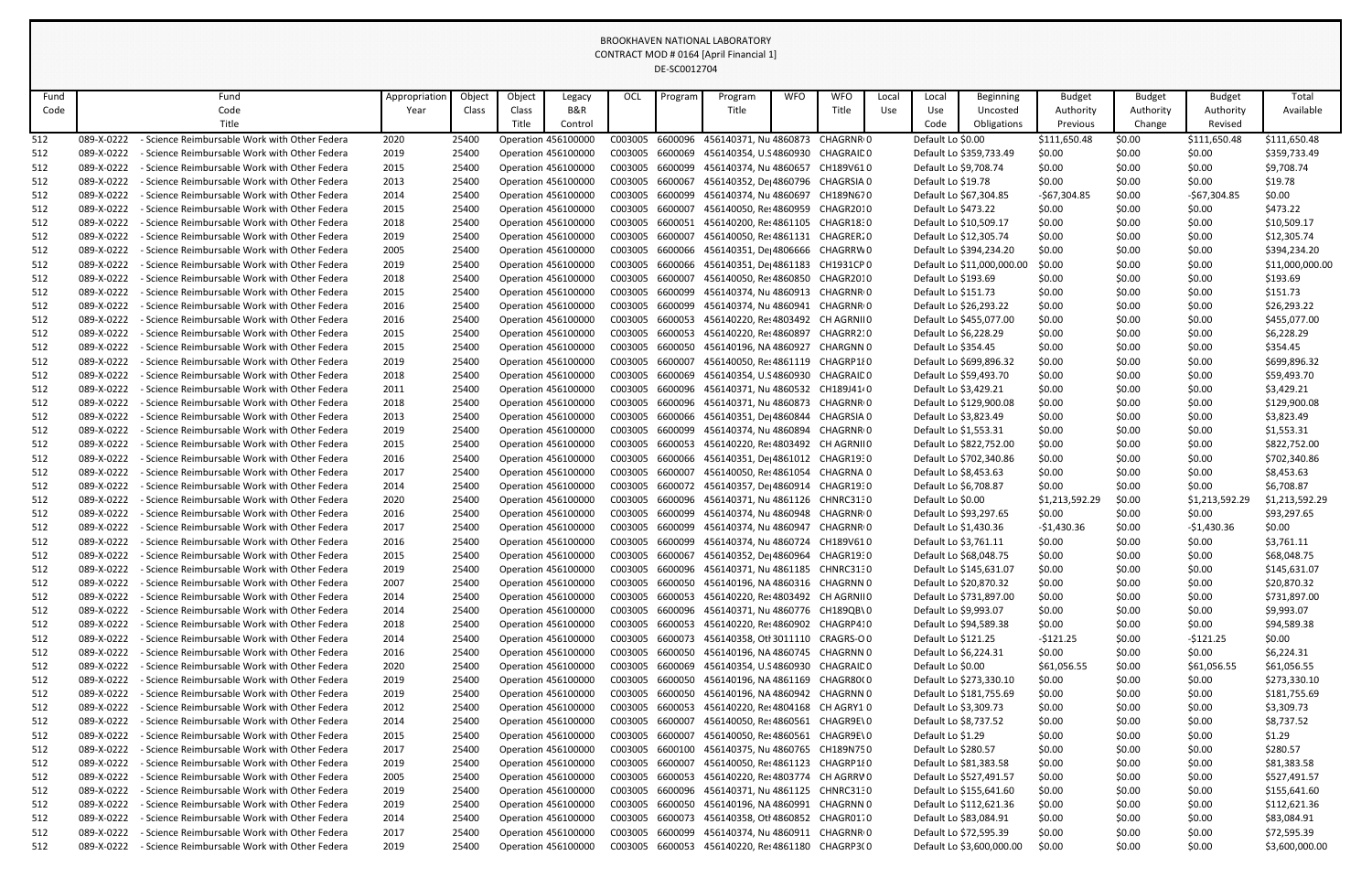BROOKHAVEN NATIONAL LABORATORY
CONTRACT MOD # 0164 [April Financial 1]
DE-SC0012704

| Fund Code | Fund Code Title | Appropriation Year | Object Class | Object Class Title | Legacy B&R Control | OCL | Program | Program Title | WFO | WFO Title | Local Use | Local Use Code | Beginning Uncosted Obligations | Budget Authority Previous | Budget Authority Change | Budget Authority Revised | Total Available |
|---|---|---|---|---|---|---|---|---|---|---|---|---|---|---|---|---|---|
| 512 | 089-X-0222 - Science Reimbursable Work with Other Federa | 2020 | 25400 | Operation | 456100000 | C003005 | 6600096 | 456140371, Nu | 4860873 | CHAGRNI | 0 | Default Lo | $0.00 | $111,650.48 | $0.00 | $111,650.48 | $111,650.48 |
| 512 | 089-X-0222 - Science Reimbursable Work with Other Federa | 2019 | 25400 | Operation | 456100000 | C003005 | 6600069 | 456140354, U.S | 4860930 | CHAGRAIC | 0 | Default Lo | $359,733.49 | $0.00 | $0.00 | $0.00 | $359,733.49 |
| 512 | 089-X-0222 - Science Reimbursable Work with Other Federa | 2015 | 25400 | Operation | 456100000 | C003005 | 6600099 | 456140374, Nu | 4860657 | CH189V61 | 0 | Default Lo | $9,708.74 | $0.00 | $0.00 | $0.00 | $9,708.74 |
| 512 | 089-X-0222 - Science Reimbursable Work with Other Federa | 2013 | 25400 | Operation | 456100000 | C003005 | 6600067 | 456140352, De | 4860796 | CHAGRSIA | 0 | Default Lo | $19.78 | $0.00 | $0.00 | $0.00 | $19.78 |
| 512 | 089-X-0222 - Science Reimbursable Work with Other Federa | 2014 | 25400 | Operation | 456100000 | C003005 | 6600099 | 456140374, Nu | 4860697 | CH189N67 | 0 | Default Lo | $67,304.85 | -$67,304.85 | $0.00 | -$67,304.85 | $0.00 |
| 512 | 089-X-0222 - Science Reimbursable Work with Other Federa | 2015 | 25400 | Operation | 456100000 | C003005 | 6600007 | 456140050, Re | 4860959 | CHAGR201 | 0 | Default Lo | $473.22 | $0.00 | $0.00 | $0.00 | $473.22 |
| 512 | 089-X-0222 - Science Reimbursable Work with Other Federa | 2018 | 25400 | Operation | 456100000 | C003005 | 6600051 | 456140200, Re | 4861105 | CHAGR18 | 0 | Default Lo | $10,509.17 | $0.00 | $0.00 | $0.00 | $10,509.17 |
| 512 | 089-X-0222 - Science Reimbursable Work with Other Federa | 2019 | 25400 | Operation | 456100000 | C003005 | 6600007 | 456140050, Re | 4861131 | CHAGRER | 0 | Default Lo | $12,305.74 | $0.00 | $0.00 | $0.00 | $12,305.74 |
| 512 | 089-X-0222 - Science Reimbursable Work with Other Federa | 2005 | 25400 | Operation | 456100000 | C003005 | 6600066 | 456140351, De | 4806666 | CHAGRRW | 0 | Default Lo | $394,234.20 | $0.00 | $0.00 | $0.00 | $394,234.20 |
| 512 | 089-X-0222 - Science Reimbursable Work with Other Federa | 2019 | 25400 | Operation | 456100000 | C003005 | 6600066 | 456140351, De | 4861183 | CH1931CP | 0 | Default Lo | $11,000,000.00 | $0.00 | $0.00 | $0.00 | $11,000,000.00 |
| 512 | 089-X-0222 - Science Reimbursable Work with Other Federa | 2018 | 25400 | Operation | 456100000 | C003005 | 6600007 | 456140050, Re | 4860850 | CHAGR201 | 0 | Default Lo | $193.69 | $0.00 | $0.00 | $0.00 | $193.69 |
| 512 | 089-X-0222 - Science Reimbursable Work with Other Federa | 2015 | 25400 | Operation | 456100000 | C003005 | 6600099 | 456140374, Nu | 4860913 | CHAGRNI | 0 | Default Lo | $151.73 | $0.00 | $0.00 | $0.00 | $151.73 |
| 512 | 089-X-0222 - Science Reimbursable Work with Other Federa | 2016 | 25400 | Operation | 456100000 | C003005 | 6600099 | 456140374, Nu | 4860941 | CHAGRNI | 0 | Default Lo | $26,293.22 | $0.00 | $0.00 | $0.00 | $26,293.22 |
| 512 | 089-X-0222 - Science Reimbursable Work with Other Federa | 2016 | 25400 | Operation | 456100000 | C003005 | 6600053 | 456140220, Re | 4803492 | CH AGRNII | 0 | Default Lo | $455,077.00 | $0.00 | $0.00 | $0.00 | $455,077.00 |
| 512 | 089-X-0222 - Science Reimbursable Work with Other Federa | 2015 | 25400 | Operation | 456100000 | C003005 | 6600053 | 456140220, Re | 4860897 | CHAGRR2 | 0 | Default Lo | $6,228.29 | $0.00 | $0.00 | $0.00 | $6,228.29 |
| 512 | 089-X-0222 - Science Reimbursable Work with Other Federa | 2015 | 25400 | Operation | 456100000 | C003005 | 6600050 | 456140196, NA | 4860927 | CHARGNN | 0 | Default Lo | $354.45 | $0.00 | $0.00 | $0.00 | $354.45 |
| 512 | 089-X-0222 - Science Reimbursable Work with Other Federa | 2019 | 25400 | Operation | 456100000 | C003005 | 6600007 | 456140050, Re | 4861119 | CHAGRP18 | 0 | Default Lo | $699,896.32 | $0.00 | $0.00 | $0.00 | $699,896.32 |
| 512 | 089-X-0222 - Science Reimbursable Work with Other Federa | 2018 | 25400 | Operation | 456100000 | C003005 | 6600069 | 456140354, U.S | 4860930 | CHAGRAIC | 0 | Default Lo | $59,493.70 | $0.00 | $0.00 | $0.00 | $59,493.70 |
| 512 | 089-X-0222 - Science Reimbursable Work with Other Federa | 2011 | 25400 | Operation | 456100000 | C003005 | 6600096 | 456140371, Nu | 4860532 | CH189J41 | 0 | Default Lo | $3,429.21 | $0.00 | $0.00 | $0.00 | $3,429.21 |
| 512 | 089-X-0222 - Science Reimbursable Work with Other Federa | 2018 | 25400 | Operation | 456100000 | C003005 | 6600096 | 456140371, Nu | 4860873 | CHAGRNI | 0 | Default Lo | $129,900.08 | $0.00 | $0.00 | $0.00 | $129,900.08 |
| 512 | 089-X-0222 - Science Reimbursable Work with Other Federa | 2013 | 25400 | Operation | 456100000 | C003005 | 6600066 | 456140351, De | 4860844 | CHAGRSIA | 0 | Default Lo | $3,823.49 | $0.00 | $0.00 | $0.00 | $3,823.49 |
| 512 | 089-X-0222 - Science Reimbursable Work with Other Federa | 2019 | 25400 | Operation | 456100000 | C003005 | 6600099 | 456140374, Nu | 4860894 | CHAGRNI | 0 | Default Lo | $1,553.31 | $0.00 | $0.00 | $0.00 | $1,553.31 |
| 512 | 089-X-0222 - Science Reimbursable Work with Other Federa | 2015 | 25400 | Operation | 456100000 | C003005 | 6600053 | 456140220, Re | 4803492 | CH AGRNII | 0 | Default Lo | $822,752.00 | $0.00 | $0.00 | $0.00 | $822,752.00 |
| 512 | 089-X-0222 - Science Reimbursable Work with Other Federa | 2016 | 25400 | Operation | 456100000 | C003005 | 6600066 | 456140351, De | 4861012 | CHAGR19 | 0 | Default Lo | $702,340.86 | $0.00 | $0.00 | $0.00 | $702,340.86 |
| 512 | 089-X-0222 - Science Reimbursable Work with Other Federa | 2017 | 25400 | Operation | 456100000 | C003005 | 6600007 | 456140050, Re | 4861054 | CHAGRNA | 0 | Default Lo | $8,453.63 | $0.00 | $0.00 | $0.00 | $8,453.63 |
| 512 | 089-X-0222 - Science Reimbursable Work with Other Federa | 2014 | 25400 | Operation | 456100000 | C003005 | 6600072 | 456140357, De | 4860914 | CHAGR19 | 0 | Default Lo | $6,708.87 | $0.00 | $0.00 | $0.00 | $6,708.87 |
| 512 | 089-X-0222 - Science Reimbursable Work with Other Federa | 2020 | 25400 | Operation | 456100000 | C003005 | 6600096 | 456140371, Nu | 4861126 | CHNRC31 | 0 | Default Lo | $0.00 | $1,213,592.29 | $0.00 | $1,213,592.29 | $1,213,592.29 |
| 512 | 089-X-0222 - Science Reimbursable Work with Other Federa | 2016 | 25400 | Operation | 456100000 | C003005 | 6600099 | 456140374, Nu | 4860948 | CHAGRNI | 0 | Default Lo | $93,297.65 | $0.00 | $0.00 | $0.00 | $93,297.65 |
| 512 | 089-X-0222 - Science Reimbursable Work with Other Federa | 2017 | 25400 | Operation | 456100000 | C003005 | 6600099 | 456140374, Nu | 4860947 | CHAGRNI | 0 | Default Lo | $1,430.36 | -$1,430.36 | $0.00 | -$1,430.36 | $0.00 |
| 512 | 089-X-0222 - Science Reimbursable Work with Other Federa | 2016 | 25400 | Operation | 456100000 | C003005 | 6600099 | 456140374, Nu | 4860724 | CH189V61 | 0 | Default Lo | $3,761.11 | $0.00 | $0.00 | $0.00 | $3,761.11 |
| 512 | 089-X-0222 - Science Reimbursable Work with Other Federa | 2015 | 25400 | Operation | 456100000 | C003005 | 6600067 | 456140352, De | 4860964 | CHAGR19 | 0 | Default Lo | $68,048.75 | $0.00 | $0.00 | $0.00 | $68,048.75 |
| 512 | 089-X-0222 - Science Reimbursable Work with Other Federa | 2019 | 25400 | Operation | 456100000 | C003005 | 6600096 | 456140371, Nu | 4861185 | CHNRC31 | 0 | Default Lo | $145,631.07 | $0.00 | $0.00 | $0.00 | $145,631.07 |
| 512 | 089-X-0222 - Science Reimbursable Work with Other Federa | 2007 | 25400 | Operation | 456100000 | C003005 | 6600050 | 456140196, NA | 4860316 | CHAGRNN | 0 | Default Lo | $20,870.32 | $0.00 | $0.00 | $0.00 | $20,870.32 |
| 512 | 089-X-0222 - Science Reimbursable Work with Other Federa | 2014 | 25400 | Operation | 456100000 | C003005 | 6600053 | 456140220, Re | 4803492 | CH AGRNII | 0 | Default Lo | $731,897.00 | $0.00 | $0.00 | $0.00 | $731,897.00 |
| 512 | 089-X-0222 - Science Reimbursable Work with Other Federa | 2014 | 25400 | Operation | 456100000 | C003005 | 6600096 | 456140371, Nu | 4860776 | CH189QB | 0 | Default Lo | $9,993.07 | $0.00 | $0.00 | $0.00 | $9,993.07 |
| 512 | 089-X-0222 - Science Reimbursable Work with Other Federa | 2018 | 25400 | Operation | 456100000 | C003005 | 6600053 | 456140220, Re | 4860902 | CHAGRP4 | 0 | Default Lo | $94,589.38 | $0.00 | $0.00 | $0.00 | $94,589.38 |
| 512 | 089-X-0222 - Science Reimbursable Work with Other Federa | 2014 | 25400 | Operation | 456100000 | C003005 | 6600073 | 456140358, Ot | 3011110 | CRAGRS-O | 0 | Default Lo | $121.25 | -$121.25 | $0.00 | -$121.25 | $0.00 |
| 512 | 089-X-0222 - Science Reimbursable Work with Other Federa | 2016 | 25400 | Operation | 456100000 | C003005 | 6600050 | 456140196, NA | 4860745 | CHAGRNN | 0 | Default Lo | $6,224.31 | $0.00 | $0.00 | $0.00 | $6,224.31 |
| 512 | 089-X-0222 - Science Reimbursable Work with Other Federa | 2020 | 25400 | Operation | 456100000 | C003005 | 6600069 | 456140354, U.S | 4860930 | CHAGRAIC | 0 | Default Lo | $0.00 | $61,056.55 | $0.00 | $61,056.55 | $61,056.55 |
| 512 | 089-X-0222 - Science Reimbursable Work with Other Federa | 2019 | 25400 | Operation | 456100000 | C003005 | 6600050 | 456140196, NA | 4861169 | CHAGR80 | 0 | Default Lo | $273,330.10 | $0.00 | $0.00 | $0.00 | $273,330.10 |
| 512 | 089-X-0222 - Science Reimbursable Work with Other Federa | 2019 | 25400 | Operation | 456100000 | C003005 | 6600050 | 456140196, NA | 4860942 | CHAGRNN | 0 | Default Lo | $181,755.69 | $0.00 | $0.00 | $0.00 | $181,755.69 |
| 512 | 089-X-0222 - Science Reimbursable Work with Other Federa | 2012 | 25400 | Operation | 456100000 | C003005 | 6600053 | 456140220, Re | 4804168 | CH AGRY1 | 0 | Default Lo | $3,309.73 | $0.00 | $0.00 | $0.00 | $3,309.73 |
| 512 | 089-X-0222 - Science Reimbursable Work with Other Federa | 2014 | 25400 | Operation | 456100000 | C003005 | 6600007 | 456140050, Re | 4860561 | CHAGR9E | 0 | Default Lo | $8,737.52 | $0.00 | $0.00 | $0.00 | $8,737.52 |
| 512 | 089-X-0222 - Science Reimbursable Work with Other Federa | 2015 | 25400 | Operation | 456100000 | C003005 | 6600007 | 456140050, Re | 4860561 | CHAGR9E | 0 | Default Lo | $1.29 | $0.00 | $0.00 | $0.00 | $1.29 |
| 512 | 089-X-0222 - Science Reimbursable Work with Other Federa | 2017 | 25400 | Operation | 456100000 | C003005 | 6600100 | 456140375, Nu | 4860765 | CH189N75 | 0 | Default Lo | $280.57 | $0.00 | $0.00 | $0.00 | $280.57 |
| 512 | 089-X-0222 - Science Reimbursable Work with Other Federa | 2019 | 25400 | Operation | 456100000 | C003005 | 6600007 | 456140050, Re | 4861123 | CHAGRP18 | 0 | Default Lo | $81,383.58 | $0.00 | $0.00 | $0.00 | $81,383.58 |
| 512 | 089-X-0222 - Science Reimbursable Work with Other Federa | 2005 | 25400 | Operation | 456100000 | C003005 | 6600053 | 456140220, Re | 4803774 | CH AGRRV | 0 | Default Lo | $527,491.57 | $0.00 | $0.00 | $0.00 | $527,491.57 |
| 512 | 089-X-0222 - Science Reimbursable Work with Other Federa | 2019 | 25400 | Operation | 456100000 | C003005 | 6600096 | 456140371, Nu | 4861125 | CHNRC31 | 0 | Default Lo | $155,641.60 | $0.00 | $0.00 | $0.00 | $155,641.60 |
| 512 | 089-X-0222 - Science Reimbursable Work with Other Federa | 2019 | 25400 | Operation | 456100000 | C003005 | 6600050 | 456140196, NA | 4860991 | CHAGRNN | 0 | Default Lo | $112,621.36 | $0.00 | $0.00 | $0.00 | $112,621.36 |
| 512 | 089-X-0222 - Science Reimbursable Work with Other Federa | 2014 | 25400 | Operation | 456100000 | C003005 | 6600073 | 456140358, Ot | 4860852 | CHAGR01 | 0 | Default Lo | $83,084.91 | $0.00 | $0.00 | $0.00 | $83,084.91 |
| 512 | 089-X-0222 - Science Reimbursable Work with Other Federa | 2017 | 25400 | Operation | 456100000 | C003005 | 6600099 | 456140374, Nu | 4860911 | CHAGRNI | 0 | Default Lo | $72,595.39 | $0.00 | $0.00 | $0.00 | $72,595.39 |
| 512 | 089-X-0222 - Science Reimbursable Work with Other Federa | 2019 | 25400 | Operation | 456100000 | C003005 | 6600053 | 456140220, Re | 4861180 | CHAGRP3 | 0 | Default Lo | $3,600,000.00 | $0.00 | $0.00 | $0.00 | $3,600,000.00 |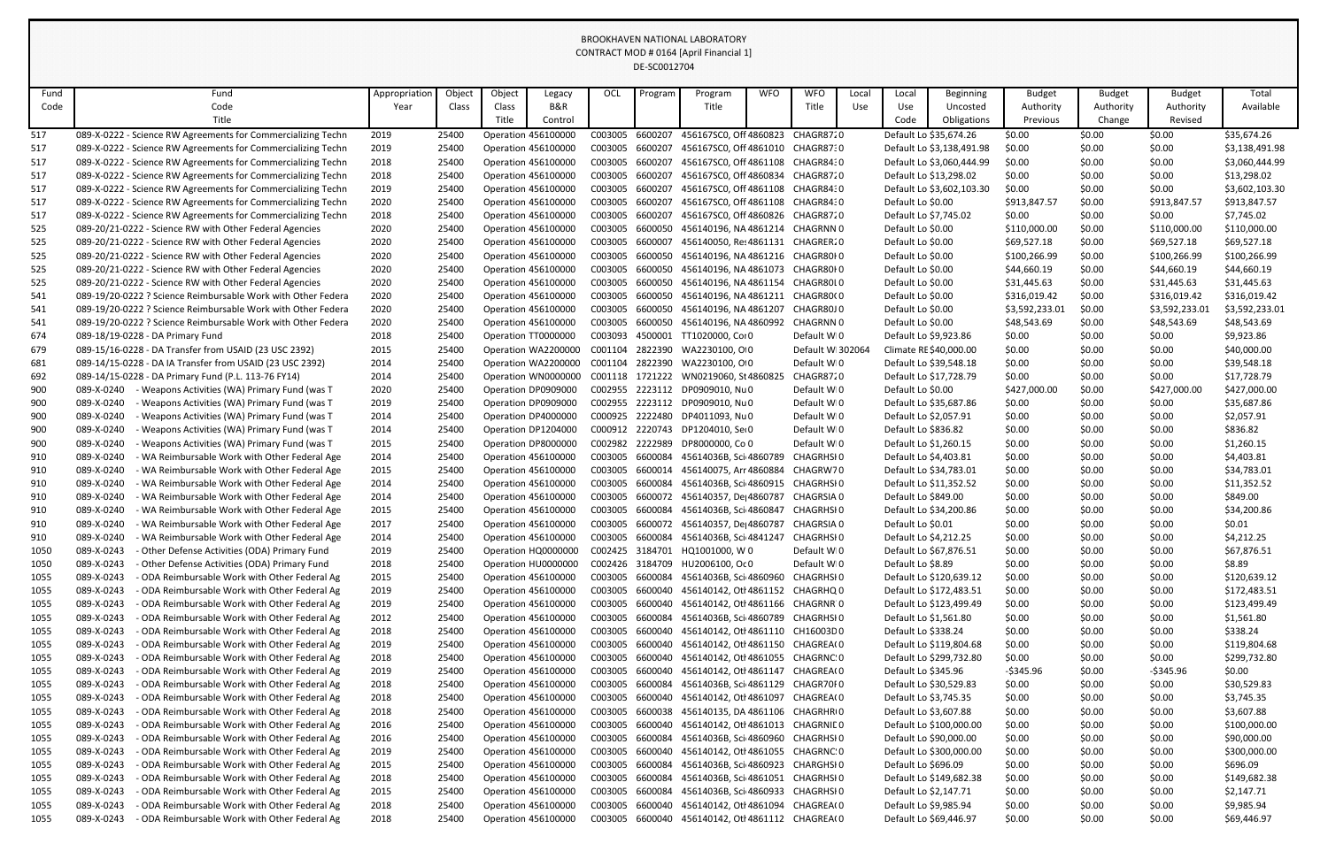BROOKHAVEN NATIONAL LABORATORY
CONTRACT MOD # 0164 [April Financial 1]
DE-SC0012704

| Fund Code | Fund Code Title | Appropriation Year | Object Class | Object Class Title | Legacy B&R Control | OCL | Program | Program Title | WFO | WFO Title | Local Use | Local Use Code | Beginning Uncosted Obligations | Budget Authority Previous | Budget Authority Change | Budget Authority Revised | Total Available |
|---|---|---|---|---|---|---|---|---|---|---|---|---|---|---|---|---|---|
| 517 | 089-X-0222 - Science RW Agreements for Commercializing Techn | 2019 | 25400 | Operation | 456100000 | C003005 | 6600207 | 456167SC0, Off | 4860823 | CHAGR872 | 0 | Default | $35,674.26 | $0.00 | $0.00 | $0.00 | $35,674.26 |
| 517 | 089-X-0222 - Science RW Agreements for Commercializing Techn | 2019 | 25400 | Operation | 456100000 | C003005 | 6600207 | 456167SC0, Off | 4861010 | CHAGR873 | 0 | Default | $3,138,491.98 | $0.00 | $0.00 | $0.00 | $3,138,491.98 |
| 517 | 089-X-0222 - Science RW Agreements for Commercializing Techn | 2018 | 25400 | Operation | 456100000 | C003005 | 6600207 | 456167SC0, Off | 4861108 | CHAGR843 | 0 | Default | $3,060,444.99 | $0.00 | $0.00 | $0.00 | $3,060,444.99 |
| 517 | 089-X-0222 - Science RW Agreements for Commercializing Techn | 2018 | 25400 | Operation | 456100000 | C003005 | 6600207 | 456167SC0, Off | 4860834 | CHAGR872 | 0 | Default | $13,298.02 | $0.00 | $0.00 | $0.00 | $13,298.02 |
| 517 | 089-X-0222 - Science RW Agreements for Commercializing Techn | 2019 | 25400 | Operation | 456100000 | C003005 | 6600207 | 456167SC0, Off | 4861108 | CHAGR843 | 0 | Default | $3,602,103.30 | $0.00 | $0.00 | $0.00 | $3,602,103.30 |
| 517 | 089-X-0222 - Science RW Agreements for Commercializing Techn | 2020 | 25400 | Operation | 456100000 | C003005 | 6600207 | 456167SC0, Off | 4861108 | CHAGR843 | 0 | Default | $0.00 | $913,847.57 | $0.00 | $913,847.57 | $913,847.57 |
| 517 | 089-X-0222 - Science RW Agreements for Commercializing Techn | 2018 | 25400 | Operation | 456100000 | C003005 | 6600207 | 456167SC0, Off | 4860826 | CHAGR872 | 0 | Default | $7,745.02 | $0.00 | $0.00 | $0.00 | $7,745.02 |
| 525 | 089-20/21-0222 - Science RW with Other Federal Agencies | 2020 | 25400 | Operation | 456100000 | C003005 | 6600050 | 456140196, NA | 4861214 | CHAGRNN | 0 | Default | $0.00 | $110,000.00 | $0.00 | $110,000.00 | $110,000.00 |
| 525 | 089-20/21-0222 - Science RW with Other Federal Agencies | 2020 | 25400 | Operation | 456100000 | C003005 | 6600007 | 456140050, Re | 4861131 | CHAGRER2 | 0 | Default | $0.00 | $69,527.18 | $0.00 | $69,527.18 | $69,527.18 |
| 525 | 089-20/21-0222 - Science RW with Other Federal Agencies | 2020 | 25400 | Operation | 456100000 | C003005 | 6600050 | 456140196, NA | 4861216 | CHAGR80H | 0 | Default | $0.00 | $100,266.99 | $0.00 | $100,266.99 | $100,266.99 |
| 525 | 089-20/21-0222 - Science RW with Other Federal Agencies | 2020 | 25400 | Operation | 456100000 | C003005 | 6600050 | 456140196, NA | 4861073 | CHAGR80H | 0 | Default | $0.00 | $44,660.19 | $0.00 | $44,660.19 | $44,660.19 |
| 525 | 089-20/21-0222 - Science RW with Other Federal Agencies | 2020 | 25400 | Operation | 456100000 | C003005 | 6600050 | 456140196, NA | 4861154 | CHAGR80L | 0 | Default | $0.00 | $31,445.63 | $0.00 | $31,445.63 | $31,445.63 |
| 541 | 089-19/20-0222 ? Science Reimbursable Work with Other Federa | 2020 | 25400 | Operation | 456100000 | C003005 | 6600050 | 456140196, NA | 4861211 | CHAGR80C | 0 | Default | $0.00 | $316,019.42 | $0.00 | $316,019.42 | $316,019.42 |
| 541 | 089-19/20-0222 ? Science Reimbursable Work with Other Federa | 2020 | 25400 | Operation | 456100000 | C003005 | 6600050 | 456140196, NA | 4861207 | CHAGR80J | 0 | Default | $0.00 | $3,592,233.01 | $0.00 | $3,592,233.01 | $3,592,233.01 |
| 541 | 089-19/20-0222 ? Science Reimbursable Work with Other Federa | 2020 | 25400 | Operation | 456100000 | C003005 | 6600050 | 456140196, NA | 4860992 | CHAGRNN | 0 | Default | $0.00 | $48,543.69 | $0.00 | $48,543.69 | $48,543.69 |
| 674 | 089-18/19-0228 - DA Primary Fund | 2018 | 25400 | Operation | TT0000000 | C003093 | 4500001 | TT1020000, Cor | 0 | Default W | 0 | Default | $9,923.86 | $0.00 | $0.00 | $0.00 | $9,923.86 |
| 679 | 089-15/16-0228 - DA Transfer from USAID (23 USC 2392) | 2015 | 25400 | Operation | WA2200000 | C001104 | 2822390 | WA2230100, O | 0 | Default W | 302064 | Climate RE | $40,000.00 | $0.00 | $0.00 | $0.00 | $40,000.00 |
| 681 | 089-14/15-0228 - DA IA Transfer from USAID (23 USC 2392) | 2014 | 25400 | Operation | WA2200000 | C001104 | 2822390 | WA2230100, O | 0 | Default W | 0 | Default | $39,548.18 | $0.00 | $0.00 | $0.00 | $39,548.18 |
| 692 | 089-14/15-0228 - DA Primary Fund (P.L. 113-76 FY14) | 2014 | 25400 | Operation | WN0000000 | C001118 | 1721222 | WN0219060, St | 4860825 | CHAGR872 | 0 | Default | $17,728.79 | $0.00 | $0.00 | $0.00 | $17,728.79 |
| 900 | 089-X-0240 - Weapons Activities (WA) Primary Fund (was T | 2020 | 25400 | Operation | DP0909000 | C002955 | 2223112 | DP0909010, Nu | 0 | Default W | 0 | Default | $0.00 | $427,000.00 | $0.00 | $427,000.00 | $427,000.00 |
| 900 | 089-X-0240 - Weapons Activities (WA) Primary Fund (was T | 2019 | 25400 | Operation | DP0909000 | C002955 | 2223112 | DP0909010, Nu | 0 | Default W | 0 | Default | $35,687.86 | $0.00 | $0.00 | $0.00 | $35,687.86 |
| 900 | 089-X-0240 - Weapons Activities (WA) Primary Fund (was T | 2014 | 25400 | Operation | DP4000000 | C000925 | 2222480 | DP4011093, Nu | 0 | Default W | 0 | Default | $2,057.91 | $0.00 | $0.00 | $0.00 | $2,057.91 |
| 900 | 089-X-0240 - Weapons Activities (WA) Primary Fund (was T | 2014 | 25400 | Operation | DP1204000 | C000912 | 2220743 | DP1204010, Se | 0 | Default W | 0 | Default | $836.82 | $0.00 | $0.00 | $0.00 | $836.82 |
| 900 | 089-X-0240 - Weapons Activities (WA) Primary Fund (was T | 2015 | 25400 | Operation | DP8000000 | C002982 | 2222989 | DP8000000, Co | 0 | Default W | 0 | Default | $1,260.15 | $0.00 | $0.00 | $0.00 | $1,260.15 |
| 910 | 089-X-0240 - WA Reimbursable Work with Other Federal Age | 2014 | 25400 | Operation | 456100000 | C003005 | 6600084 | 45614036B, Sci | 4860789 | CHAGRHSI | 0 | Default | $4,403.81 | $0.00 | $0.00 | $0.00 | $4,403.81 |
| 910 | 089-X-0240 - WA Reimbursable Work with Other Federal Age | 2015 | 25400 | Operation | 456100000 | C003005 | 6600014 | 456140075, Arr | 4860884 | CHAGRW7 | 0 | Default | $34,783.01 | $0.00 | $0.00 | $0.00 | $34,783.01 |
| 910 | 089-X-0240 - WA Reimbursable Work with Other Federal Age | 2014 | 25400 | Operation | 456100000 | C003005 | 6600084 | 45614036B, Sci | 4860915 | CHAGRHSI | 0 | Default | $11,352.52 | $0.00 | $0.00 | $0.00 | $11,352.52 |
| 910 | 089-X-0240 - WA Reimbursable Work with Other Federal Age | 2014 | 25400 | Operation | 456100000 | C003005 | 6600072 | 456140357, De | 4860787 | CHAGRSIA | 0 | Default | $849.00 | $0.00 | $0.00 | $0.00 | $849.00 |
| 910 | 089-X-0240 - WA Reimbursable Work with Other Federal Age | 2015 | 25400 | Operation | 456100000 | C003005 | 6600084 | 45614036B, Sci | 4860847 | CHAGRHSI | 0 | Default | $34,200.86 | $0.00 | $0.00 | $0.00 | $34,200.86 |
| 910 | 089-X-0240 - WA Reimbursable Work with Other Federal Age | 2017 | 25400 | Operation | 456100000 | C003005 | 6600072 | 456140357, De | 4860787 | CHAGRSIA | 0 | Default | $0.01 | $0.00 | $0.00 | $0.00 | $0.01 |
| 910 | 089-X-0240 - WA Reimbursable Work with Other Federal Age | 2014 | 25400 | Operation | 456100000 | C003005 | 6600084 | 45614036B, Sci | 4841247 | CHAGRHSI | 0 | Default | $4,212.25 | $0.00 | $0.00 | $0.00 | $4,212.25 |
| 1050 | 089-X-0243 - Other Defense Activities (ODA) Primary Fund | 2019 | 25400 | Operation | HQ0000000 | C002425 | 3184701 | HQ1001000, W | 0 | Default W | 0 | Default | $67,876.51 | $0.00 | $0.00 | $0.00 | $67,876.51 |
| 1050 | 089-X-0243 - Other Defense Activities (ODA) Primary Fund | 2018 | 25400 | Operation | HU0000000 | C002426 | 3184709 | HU2006100, Oc | 0 | Default W | 0 | Default | $8.89 | $0.00 | $0.00 | $0.00 | $8.89 |
| 1055 | 089-X-0243 - ODA Reimbursable Work with Other Federal Ag | 2015 | 25400 | Operation | 456100000 | C003005 | 6600084 | 45614036B, Sci | 4860960 | CHAGRHSI | 0 | Default | $120,639.12 | $0.00 | $0.00 | $0.00 | $120,639.12 |
| 1055 | 089-X-0243 - ODA Reimbursable Work with Other Federal Ag | 2019 | 25400 | Operation | 456100000 | C003005 | 6600040 | 456140142, Ot | 4861152 | CHAGRHQ | 0 | Default | $172,483.51 | $0.00 | $0.00 | $0.00 | $172,483.51 |
| 1055 | 089-X-0243 - ODA Reimbursable Work with Other Federal Ag | 2019 | 25400 | Operation | 456100000 | C003005 | 6600040 | 456140142, Ot | 4861166 | CHAGRNR | 0 | Default | $123,499.49 | $0.00 | $0.00 | $0.00 | $123,499.49 |
| 1055 | 089-X-0243 - ODA Reimbursable Work with Other Federal Ag | 2012 | 25400 | Operation | 456100000 | C003005 | 6600084 | 45614036B, Sci | 4860789 | CHAGRHSI | 0 | Default | $1,561.80 | $0.00 | $0.00 | $0.00 | $1,561.80 |
| 1055 | 089-X-0243 - ODA Reimbursable Work with Other Federal Ag | 2018 | 25400 | Operation | 456100000 | C003005 | 6600040 | 456140142, Ot | 4861110 | CH16003D | 0 | Default | $338.24 | $0.00 | $0.00 | $0.00 | $338.24 |
| 1055 | 089-X-0243 - ODA Reimbursable Work with Other Federal Ag | 2019 | 25400 | Operation | 456100000 | C003005 | 6600040 | 456140142, Ot | 4861150 | CHAGREA | 0 | Default | $119,804.68 | $0.00 | $0.00 | $0.00 | $119,804.68 |
| 1055 | 089-X-0243 - ODA Reimbursable Work with Other Federal Ag | 2018 | 25400 | Operation | 456100000 | C003005 | 6600040 | 456140142, Ot | 4861055 | CHAGRNC | 0 | Default | $299,732.80 | $0.00 | $0.00 | $0.00 | $299,732.80 |
| 1055 | 089-X-0243 - ODA Reimbursable Work with Other Federal Ag | 2019 | 25400 | Operation | 456100000 | C003005 | 6600040 | 456140142, Ot | 4861147 | CHAGREA | 0 | Default | $345.96 | -$345.96 | $0.00 | -$345.96 | $0.00 |
| 1055 | 089-X-0243 - ODA Reimbursable Work with Other Federal Ag | 2018 | 25400 | Operation | 456100000 | C003005 | 6600084 | 45614036B, Sci | 4861129 | CHAGR70F | 0 | Default | $30,529.83 | $0.00 | $0.00 | $0.00 | $30,529.83 |
| 1055 | 089-X-0243 - ODA Reimbursable Work with Other Federal Ag | 2018 | 25400 | Operation | 456100000 | C003005 | 6600040 | 456140142, Ot | 4861097 | CHAGREA | 0 | Default | $3,745.35 | $0.00 | $0.00 | $0.00 | $3,745.35 |
| 1055 | 089-X-0243 - ODA Reimbursable Work with Other Federal Ag | 2018 | 25400 | Operation | 456100000 | C003005 | 6600038 | 456140135, DA | 4861106 | CHAGRHR | 0 | Default | $3,607.88 | $0.00 | $0.00 | $0.00 | $3,607.88 |
| 1055 | 089-X-0243 - ODA Reimbursable Work with Other Federal Ag | 2016 | 25400 | Operation | 456100000 | C003005 | 6600040 | 456140142, Ot | 4861013 | CHAGRNE | 0 | Default | $100,000.00 | $0.00 | $0.00 | $0.00 | $100,000.00 |
| 1055 | 089-X-0243 - ODA Reimbursable Work with Other Federal Ag | 2016 | 25400 | Operation | 456100000 | C003005 | 6600084 | 45614036B, Sci | 4860960 | CHAGRHSI | 0 | Default | $90,000.00 | $0.00 | $0.00 | $0.00 | $90,000.00 |
| 1055 | 089-X-0243 - ODA Reimbursable Work with Other Federal Ag | 2019 | 25400 | Operation | 456100000 | C003005 | 6600040 | 456140142, Ot | 4861055 | CHAGRNC | 0 | Default | $300,000.00 | $0.00 | $0.00 | $0.00 | $300,000.00 |
| 1055 | 089-X-0243 - ODA Reimbursable Work with Other Federal Ag | 2015 | 25400 | Operation | 456100000 | C003005 | 6600084 | 45614036B, Sci | 4860923 | CHAGHSI | 0 | Default | $696.09 | $0.00 | $0.00 | $0.00 | $696.09 |
| 1055 | 089-X-0243 - ODA Reimbursable Work with Other Federal Ag | 2018 | 25400 | Operation | 456100000 | C003005 | 6600084 | 45614036B, Sci | 4861051 | CHAGRHSI | 0 | Default | $149,682.38 | $0.00 | $0.00 | $0.00 | $149,682.38 |
| 1055 | 089-X-0243 - ODA Reimbursable Work with Other Federal Ag | 2015 | 25400 | Operation | 456100000 | C003005 | 6600084 | 45614036B, Sci | 4860933 | CHAGRHSI | 0 | Default | $2,147.71 | $0.00 | $0.00 | $0.00 | $2,147.71 |
| 1055 | 089-X-0243 - ODA Reimbursable Work with Other Federal Ag | 2018 | 25400 | Operation | 456100000 | C003005 | 6600040 | 456140142, Ot | 4861094 | CHAGREA | 0 | Default | $9,985.94 | $0.00 | $0.00 | $0.00 | $9,985.94 |
| 1055 | 089-X-0243 - ODA Reimbursable Work with Other Federal Ag | 2018 | 25400 | Operation | 456100000 | C003005 | 6600040 | 456140142, Ot | 4861112 | CHAGREA | 0 | Default | $69,446.97 | $0.00 | $0.00 | $0.00 | $69,446.97 |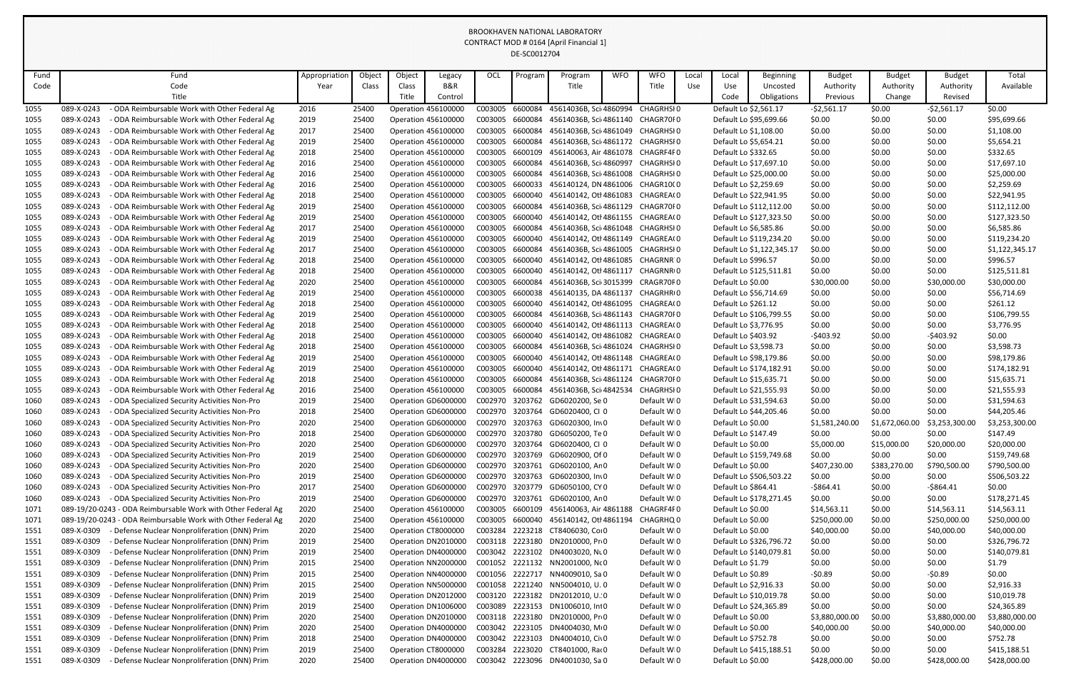BROOKHAVEN NATIONAL LABORATORY
CONTRACT MOD # 0164 [April Financial 1]
DE-SC0012704

| Fund Code | Fund Code Title | Appropriation Year | Object Class | Object Class Title | Legacy B&R Control | OCL | Program | Program Title | WFO | WFO Title | Local Use | Local Use Code | Beginning Uncosted Obligations | Budget Authority Previous | Budget Authority Change | Budget Authority Revised | Total Available |
|---|---|---|---|---|---|---|---|---|---|---|---|---|---|---|---|---|---|
| 1055 | 089-X-0243 - ODA Reimbursable Work with Other Federal Ag | 2016 | 25400 | Operation | 456100000 | C003005 | 6600084 | 45614036B, Sci | 4860994 | CHAGRHSI | 0 | Default | $2,561.17 | -$2,561.17 | $0.00 | -$2,561.17 | $0.00 |
| 1055 | 089-X-0243 - ODA Reimbursable Work with Other Federal Ag | 2019 | 25400 | Operation | 456100000 | C003005 | 6600084 | 45614036B, Sci | 4861140 | CHAGR70F | 0 | Default | $95,699.66 | $0.00 | $0.00 | $0.00 | $95,699.66 |
| 1055 | 089-X-0243 - ODA Reimbursable Work with Other Federal Ag | 2017 | 25400 | Operation | 456100000 | C003005 | 6600084 | 45614036B, Sci | 4861049 | CHAGRHSI | 0 | Default | $1,108.00 | $0.00 | $0.00 | $0.00 | $1,108.00 |
| 1055 | 089-X-0243 - ODA Reimbursable Work with Other Federal Ag | 2019 | 25400 | Operation | 456100000 | C003005 | 6600084 | 45614036B, Sci | 4861172 | CHAGRHSI | 0 | Default | $5,654.21 | $0.00 | $0.00 | $0.00 | $5,654.21 |
| 1055 | 089-X-0243 - ODA Reimbursable Work with Other Federal Ag | 2018 | 25400 | Operation | 456100000 | C003005 | 6600109 | 456140063, Air | 4861078 | CHAGRF4F | 0 | Default | $332.65 | $0.00 | $0.00 | $0.00 | $332.65 |
| 1055 | 089-X-0243 - ODA Reimbursable Work with Other Federal Ag | 2016 | 25400 | Operation | 456100000 | C003005 | 6600084 | 45614036B, Sci | 4860997 | CHAGRHSI | 0 | Default | $17,697.10 | $0.00 | $0.00 | $0.00 | $17,697.10 |
| 1055 | 089-X-0243 - ODA Reimbursable Work with Other Federal Ag | 2016 | 25400 | Operation | 456100000 | C003005 | 6600084 | 45614036B, Sci | 4861008 | CHAGRHSI | 0 | Default | $25,000.00 | $0.00 | $0.00 | $0.00 | $25,000.00 |
| 1055 | 089-X-0243 - ODA Reimbursable Work with Other Federal Ag | 2016 | 25400 | Operation | 456100000 | C003005 | 6600033 | 456140124, DN | 4861006 | CHAGR10( | 0 | Default | $2,259.69 | $0.00 | $0.00 | $0.00 | $2,259.69 |
| 1055 | 089-X-0243 - ODA Reimbursable Work with Other Federal Ag | 2018 | 25400 | Operation | 456100000 | C003005 | 6600040 | 456140142, Ot | 4861083 | CHAGREA( | 0 | Default | $22,941.95 | $0.00 | $0.00 | $0.00 | $22,941.95 |
| 1055 | 089-X-0243 - ODA Reimbursable Work with Other Federal Ag | 2019 | 25400 | Operation | 456100000 | C003005 | 6600084 | 45614036B, Sci | 4861129 | CHAGR70F | 0 | Default | $112,112.00 | $0.00 | $0.00 | $0.00 | $112,112.00 |
| 1055 | 089-X-0243 - ODA Reimbursable Work with Other Federal Ag | 2019 | 25400 | Operation | 456100000 | C003005 | 6600040 | 456140142, Ot | 4861155 | CHAGREA( | 0 | Default | $127,323.50 | $0.00 | $0.00 | $0.00 | $127,323.50 |
| 1055 | 089-X-0243 - ODA Reimbursable Work with Other Federal Ag | 2017 | 25400 | Operation | 456100000 | C003005 | 6600084 | 45614036B, Sci | 4861048 | CHAGRHSI | 0 | Default | $6,585.86 | $0.00 | $0.00 | $0.00 | $6,585.86 |
| 1055 | 089-X-0243 - ODA Reimbursable Work with Other Federal Ag | 2019 | 25400 | Operation | 456100000 | C003005 | 6600040 | 456140142, Ot | 4861149 | CHAGREA( | 0 | Default | $119,234.20 | $0.00 | $0.00 | $0.00 | $119,234.20 |
| 1055 | 089-X-0243 - ODA Reimbursable Work with Other Federal Ag | 2017 | 25400 | Operation | 456100000 | C003005 | 6600084 | 45614036B, Sci | 4861005 | CHAGRHSI | 0 | Default | $1,122,345.17 | $0.00 | $0.00 | $0.00 | $1,122,345.17 |
| 1055 | 089-X-0243 - ODA Reimbursable Work with Other Federal Ag | 2018 | 25400 | Operation | 456100000 | C003005 | 6600040 | 456140142, Ot | 4861085 | CHAGRNR | 0 | Default | $996.57 | $0.00 | $0.00 | $0.00 | $996.57 |
| 1055 | 089-X-0243 - ODA Reimbursable Work with Other Federal Ag | 2018 | 25400 | Operation | 456100000 | C003005 | 6600040 | 456140142, Ot | 4861117 | CHAGRNR | 0 | Default | $125,511.81 | $0.00 | $0.00 | $0.00 | $125,511.81 |
| 1055 | 089-X-0243 - ODA Reimbursable Work with Other Federal Ag | 2020 | 25400 | Operation | 456100000 | C003005 | 6600084 | 45614036B, Sci | 3015399 | CRAGR70F | 0 | Default | $0.00 | $30,000.00 | $0.00 | $30,000.00 | $30,000.00 |
| 1055 | 089-X-0243 - ODA Reimbursable Work with Other Federal Ag | 2019 | 25400 | Operation | 456100000 | C003005 | 6600038 | 456140135, DA | 4861137 | CHAGRHR | 0 | Default | $56,714.69 | $0.00 | $0.00 | $0.00 | $56,714.69 |
| 1055 | 089-X-0243 - ODA Reimbursable Work with Other Federal Ag | 2018 | 25400 | Operation | 456100000 | C003005 | 6600040 | 456140142, Ot | 4861095 | CHAGREA( | 0 | Default | $261.12 | $0.00 | $0.00 | $0.00 | $261.12 |
| 1055 | 089-X-0243 - ODA Reimbursable Work with Other Federal Ag | 2019 | 25400 | Operation | 456100000 | C003005 | 6600084 | 45614036B, Sci | 4861143 | CHAGR70F | 0 | Default | $106,799.55 | $0.00 | $0.00 | $0.00 | $106,799.55 |
| 1055 | 089-X-0243 - ODA Reimbursable Work with Other Federal Ag | 2018 | 25400 | Operation | 456100000 | C003005 | 6600040 | 456140142, Ot | 4861113 | CHAGREA( | 0 | Default | $3,776.95 | $0.00 | $0.00 | $0.00 | $3,776.95 |
| 1055 | 089-X-0243 - ODA Reimbursable Work with Other Federal Ag | 2018 | 25400 | Operation | 456100000 | C003005 | 6600040 | 456140142, Ot | 4861082 | CHAGREA( | 0 | Default | $403.92 | -$403.92 | $0.00 | -$403.92 | $0.00 |
| 1055 | 089-X-0243 - ODA Reimbursable Work with Other Federal Ag | 2018 | 25400 | Operation | 456100000 | C003005 | 6600084 | 45614036B, Sci | 4861024 | CHAGRHSI | 0 | Default | $3,598.73 | $0.00 | $0.00 | $0.00 | $3,598.73 |
| 1055 | 089-X-0243 - ODA Reimbursable Work with Other Federal Ag | 2019 | 25400 | Operation | 456100000 | C003005 | 6600040 | 456140142, Ot | 4861148 | CHAGREA( | 0 | Default | $98,179.86 | $0.00 | $0.00 | $0.00 | $98,179.86 |
| 1055 | 089-X-0243 - ODA Reimbursable Work with Other Federal Ag | 2019 | 25400 | Operation | 456100000 | C003005 | 6600040 | 456140142, Ot | 4861171 | CHAGREA( | 0 | Default | $174,182.91 | $0.00 | $0.00 | $0.00 | $174,182.91 |
| 1055 | 089-X-0243 - ODA Reimbursable Work with Other Federal Ag | 2018 | 25400 | Operation | 456100000 | C003005 | 6600084 | 45614036B, Sci | 4861124 | CHAGR70F | 0 | Default | $15,635.71 | $0.00 | $0.00 | $0.00 | $15,635.71 |
| 1055 | 089-X-0243 - ODA Reimbursable Work with Other Federal Ag | 2016 | 25400 | Operation | 456100000 | C003005 | 6600084 | 45614036B, Sci | 4842534 | CHAGRHSI | 0 | Default | $21,555.93 | $0.00 | $0.00 | $0.00 | $21,555.93 |
| 1060 | 089-X-0243 - ODA Specialized Security Activities Non-Pro | 2019 | 25400 | Operation | GD6000000 | C002970 | 3203762 | GD6020200, Se | 0 | Default W | 0 | Default | $31,594.63 | $0.00 | $0.00 | $0.00 | $31,594.63 |
| 1060 | 089-X-0243 - ODA Specialized Security Activities Non-Pro | 2018 | 25400 | Operation | GD6000000 | C002970 | 3203764 | GD6020400, Cl | 0 | Default W | 0 | Default | $44,205.46 | $0.00 | $0.00 | $0.00 | $44,205.46 |
| 1060 | 089-X-0243 - ODA Specialized Security Activities Non-Pro | 2020 | 25400 | Operation | GD6000000 | C002970 | 3203763 | GD6020300, In | 0 | Default W | 0 | Default | $0.00 | $1,581,240.00 | $1,672,060.00 | $3,253,300.00 | $3,253,300.00 |
| 1060 | 089-X-0243 - ODA Specialized Security Activities Non-Pro | 2018 | 25400 | Operation | GD6000000 | C002970 | 3203780 | GD6050200, Te | 0 | Default W | 0 | Default | $147.49 | $0.00 | $0.00 | $0.00 | $147.49 |
| 1060 | 089-X-0243 - ODA Specialized Security Activities Non-Pro | 2020 | 25400 | Operation | GD6000000 | C002970 | 3203764 | GD6020400, Cl | 0 | Default W | 0 | Default | $0.00 | $5,000.00 | $15,000.00 | $20,000.00 | $20,000.00 |
| 1060 | 089-X-0243 - ODA Specialized Security Activities Non-Pro | 2019 | 25400 | Operation | GD6000000 | C002970 | 3203769 | GD6020900, Of | 0 | Default W | 0 | Default | $159,749.68 | $0.00 | $0.00 | $0.00 | $159,749.68 |
| 1060 | 089-X-0243 - ODA Specialized Security Activities Non-Pro | 2020 | 25400 | Operation | GD6000000 | C002970 | 3203761 | GD6020100, An | 0 | Default W | 0 | Default | $0.00 | $407,230.00 | $383,270.00 | $790,500.00 | $790,500.00 |
| 1060 | 089-X-0243 - ODA Specialized Security Activities Non-Pro | 2019 | 25400 | Operation | GD6000000 | C002970 | 3203763 | GD6020300, In | 0 | Default W | 0 | Default | $506,503.22 | $0.00 | $0.00 | $0.00 | $506,503.22 |
| 1060 | 089-X-0243 - ODA Specialized Security Activities Non-Pro | 2017 | 25400 | Operation | GD6000000 | C002970 | 3203779 | GD6050100, CY | 0 | Default W | 0 | Default | $864.41 | -$864.41 | $0.00 | -$864.41 | $0.00 |
| 1060 | 089-X-0243 - ODA Specialized Security Activities Non-Pro | 2019 | 25400 | Operation | GD6000000 | C002970 | 3203761 | GD6020100, An | 0 | Default W | 0 | Default | $178,271.45 | $0.00 | $0.00 | $0.00 | $178,271.45 |
| 1071 | 089-19/20-0243 - ODA Reimbursable Work with Other Federal Ag | 2020 | 25400 | Operation | 456100000 | C003005 | 6600109 | 456140063, Air | 4861188 | CHAGRF4F | 0 | Default | $0.00 | $14,563.11 | $0.00 | $14,563.11 | $14,563.11 |
| 1071 | 089-19/20-0243 - ODA Reimbursable Work with Other Federal Ag | 2020 | 25400 | Operation | 456100000 | C003005 | 6600040 | 456140142, Ot | 4861194 | CHAGRHQ | 0 | Default | $0.00 | $250,000.00 | $0.00 | $250,000.00 | $250,000.00 |
| 1551 | 089-X-0309 - Defense Nuclear Nonproliferation (DNN) Prim | 2020 | 25400 | Operation | CT8000000 | C003284 | 2223218 | CT8406030, Co | 0 | Default W | 0 | Default | $0.00 | $40,000.00 | $0.00 | $40,000.00 | $40,000.00 |
| 1551 | 089-X-0309 - Defense Nuclear Nonproliferation (DNN) Prim | 2019 | 25400 | Operation | DN2010000 | C003118 | 2223180 | DN2010000, Pr | 0 | Default W | 0 | Default | $326,796.72 | $0.00 | $0.00 | $0.00 | $326,796.72 |
| 1551 | 089-X-0309 - Defense Nuclear Nonproliferation (DNN) Prim | 2019 | 25400 | Operation | DN4000000 | C003042 | 2223102 | DN4003020, N | 0 | Default W | 0 | Default | $140,079.81 | $0.00 | $0.00 | $0.00 | $140,079.81 |
| 1551 | 089-X-0309 - Defense Nuclear Nonproliferation (DNN) Prim | 2015 | 25400 | Operation | NN2000000 | C001052 | 2221132 | NN2001000, N | 0 | Default W | 0 | Default | $1.79 | $0.00 | $0.00 | $0.00 | $1.79 |
| 1551 | 089-X-0309 - Defense Nuclear Nonproliferation (DNN) Prim | 2015 | 25400 | Operation | NN4000000 | C001056 | 2222717 | NN4009010, Sa | 0 | Default W | 0 | Default | $0.89 | -$0.89 | $0.00 | -$0.89 | $0.00 |
| 1551 | 089-X-0309 - Defense Nuclear Nonproliferation (DNN) Prim | 2015 | 25400 | Operation | NN5000000 | C001058 | 2221240 | NN5004010, U. | 0 | Default W | 0 | Default | $2,916.33 | $0.00 | $0.00 | $0.00 | $2,916.33 |
| 1551 | 089-X-0309 - Defense Nuclear Nonproliferation (DNN) Prim | 2019 | 25400 | Operation | DN2012000 | C003120 | 2223182 | DN2012010, U. | 0 | Default W | 0 | Default | $10,019.78 | $0.00 | $0.00 | $0.00 | $10,019.78 |
| 1551 | 089-X-0309 - Defense Nuclear Nonproliferation (DNN) Prim | 2019 | 25400 | Operation | DN1006000 | C003089 | 2223153 | DN1006010, Int | 0 | Default W | 0 | Default | $24,365.89 | $0.00 | $0.00 | $0.00 | $24,365.89 |
| 1551 | 089-X-0309 - Defense Nuclear Nonproliferation (DNN) Prim | 2020 | 25400 | Operation | DN2010000 | C003118 | 2223180 | DN2010000, Pr | 0 | Default W | 0 | Default | $0.00 | $3,880,000.00 | $0.00 | $3,880,000.00 | $3,880,000.00 |
| 1551 | 089-X-0309 - Defense Nuclear Nonproliferation (DNN) Prim | 2020 | 25400 | Operation | DN4000000 | C003042 | 2223105 | DN4004030, M | 0 | Default W | 0 | Default | $0.00 | $40,000.00 | $0.00 | $40,000.00 | $40,000.00 |
| 1551 | 089-X-0309 - Defense Nuclear Nonproliferation (DNN) Prim | 2018 | 25400 | Operation | DN4000000 | C003042 | 2223103 | DN4004010, Ch | 0 | Default W | 0 | Default | $752.78 | $0.00 | $0.00 | $0.00 | $752.78 |
| 1551 | 089-X-0309 - Defense Nuclear Nonproliferation (DNN) Prim | 2019 | 25400 | Operation | CT8000000 | C003284 | 2223020 | CT8401000, Ra | 0 | Default W | 0 | Default | $415,188.51 | $0.00 | $0.00 | $0.00 | $415,188.51 |
| 1551 | 089-X-0309 - Defense Nuclear Nonproliferation (DNN) Prim | 2020 | 25400 | Operation | DN4000000 | C003042 | 2223096 | DN4001030, Sa | 0 | Default W | 0 | Default | $0.00 | $428,000.00 | $0.00 | $428,000.00 | $428,000.00 |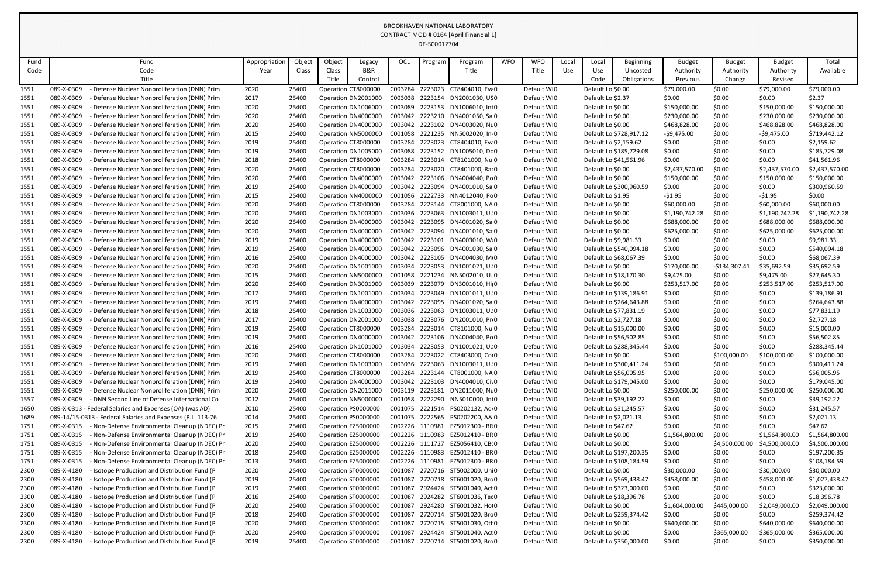BROOKHAVEN NATIONAL LABORATORY
CONTRACT MOD # 0164 [April Financial 1]
DE-SC0012704

| Fund Code | Fund Code Title | Appropriation Year | Object Class | Object Class Title | Legacy B&R Control | OCL | Program | Program Title | WFO | WFO Title | Local Use | Local Use Code | Beginning Uncosted Obligations | Budget Authority Previous | Budget Authority Change | Budget Authority Revised | Total Available |
|---|---|---|---|---|---|---|---|---|---|---|---|---|---|---|---|---|---|
| 1551 | 089-X-0309 - Defense Nuclear Nonproliferation (DNN) Prim | 2020 | 25400 | Operation | CT8000000 | C003284 | 2223023 | CT8404010, Eva | 0 | Default W | 0 | Default Lo | $0.00 | $79,000.00 | $0.00 | $79,000.00 | $79,000.00 |
| 1551 | 089-X-0309 - Defense Nuclear Nonproliferation (DNN) Prim | 2017 | 25400 | Operation | DN2001000 | C003038 | 2223154 | DN2001030, US | 0 | Default W | 0 | Default Lo | $2.37 | $0.00 | $0.00 | $0.00 | $2.37 |
| 1551 | 089-X-0309 - Defense Nuclear Nonproliferation (DNN) Prim | 2020 | 25400 | Operation | DN1006000 | C003089 | 2223153 | DN1006010, Int | 0 | Default W | 0 | Default Lo | $0.00 | $150,000.00 | $0.00 | $150,000.00 | $150,000.00 |
| 1551 | 089-X-0309 - Defense Nuclear Nonproliferation (DNN) Prim | 2020 | 25400 | Operation | DN4000000 | C003042 | 2223210 | DN4001050, Sa | 0 | Default W | 0 | Default Lo | $0.00 | $230,000.00 | $0.00 | $230,000.00 | $230,000.00 |
| 1551 | 089-X-0309 - Defense Nuclear Nonproliferation (DNN) Prim | 2020 | 25400 | Operation | DN4000000 | C003042 | 2223102 | DN4003020, Nu | 0 | Default W | 0 | Default Lo | $0.00 | $468,828.00 | $0.00 | $468,828.00 | $468,828.00 |
| 1551 | 089-X-0309 - Defense Nuclear Nonproliferation (DNN) Prim | 2015 | 25400 | Operation | NN5000000 | C001058 | 2221235 | NN5002020, In | 0 | Default W | 0 | Default Lo | $728,917.12 | -$9,475.00 | $0.00 | -$9,475.00 | $719,442.12 |
| 1551 | 089-X-0309 - Defense Nuclear Nonproliferation (DNN) Prim | 2019 | 25400 | Operation | CT8000000 | C003284 | 2223023 | CT8404010, Eva | 0 | Default W | 0 | Default Lo | $2,159.62 | $0.00 | $0.00 | $0.00 | $2,159.62 |
| 1551 | 089-X-0309 - Defense Nuclear Nonproliferation (DNN) Prim | 2019 | 25400 | Operation | DN1005000 | C003088 | 2223152 | DN1005010, Do | 0 | Default W | 0 | Default Lo | $185,729.08 | $0.00 | $0.00 | $0.00 | $185,729.08 |
| 1551 | 089-X-0309 - Defense Nuclear Nonproliferation (DNN) Prim | 2018 | 25400 | Operation | CT8000000 | C003284 | 2223014 | CT8101000, Nu | 0 | Default W | 0 | Default Lo | $41,561.96 | $0.00 | $0.00 | $0.00 | $41,561.96 |
| 1551 | 089-X-0309 - Defense Nuclear Nonproliferation (DNN) Prim | 2020 | 25400 | Operation | CT8000000 | C003284 | 2223020 | CT8401000, Rad | 0 | Default W | 0 | Default Lo | $0.00 | $2,437,570.00 | $0.00 | $2,437,570.00 | $2,437,570.00 |
| 1551 | 089-X-0309 - Defense Nuclear Nonproliferation (DNN) Prim | 2020 | 25400 | Operation | DN4000000 | C003042 | 2223106 | DN4004040, Po | 0 | Default W | 0 | Default Lo | $0.00 | $150,000.00 | $0.00 | $150,000.00 | $150,000.00 |
| 1551 | 089-X-0309 - Defense Nuclear Nonproliferation (DNN) Prim | 2019 | 25400 | Operation | DN4000000 | C003042 | 2223094 | DN4001010, Sa | 0 | Default W | 0 | Default Lo | $300,960.59 | $0.00 | $0.00 | $0.00 | $300,960.59 |
| 1551 | 089-X-0309 - Defense Nuclear Nonproliferation (DNN) Prim | 2015 | 25400 | Operation | NN4000000 | C001056 | 2222733 | NN4012040, Po | 0 | Default W | 0 | Default Lo | $1.95 | -$1.95 | $0.00 | -$1.95 | $0.00 |
| 1551 | 089-X-0309 - Defense Nuclear Nonproliferation (DNN) Prim | 2020 | 25400 | Operation | CT8000000 | C003284 | 2223144 | CT8001000, NA | 0 | Default W | 0 | Default Lo | $0.00 | $60,000.00 | $0.00 | $60,000.00 | $60,000.00 |
| 1551 | 089-X-0309 - Defense Nuclear Nonproliferation (DNN) Prim | 2020 | 25400 | Operation | DN1003000 | C003036 | 2223063 | DN1003011, U.S | 0 | Default W | 0 | Default Lo | $0.00 | $1,190,742.28 | $0.00 | $1,190,742.28 | $1,190,742.28 |
| 1551 | 089-X-0309 - Defense Nuclear Nonproliferation (DNN) Prim | 2020 | 25400 | Operation | DN4000000 | C003042 | 2223095 | DN4001020, Sa | 0 | Default W | 0 | Default Lo | $0.00 | $688,000.00 | $0.00 | $688,000.00 | $688,000.00 |
| 1551 | 089-X-0309 - Defense Nuclear Nonproliferation (DNN) Prim | 2020 | 25400 | Operation | DN4000000 | C003042 | 2223094 | DN4001010, Sa | 0 | Default W | 0 | Default Lo | $0.00 | $625,000.00 | $0.00 | $625,000.00 | $625,000.00 |
| 1551 | 089-X-0309 - Defense Nuclear Nonproliferation (DNN) Prim | 2019 | 25400 | Operation | DN4000000 | C003042 | 2223101 | DN4003010, W | 0 | Default W | 0 | Default Lo | $9,981.33 | $0.00 | $0.00 | $0.00 | $9,981.33 |
| 1551 | 089-X-0309 - Defense Nuclear Nonproliferation (DNN) Prim | 2019 | 25400 | Operation | DN4000000 | C003042 | 2223096 | DN4001030, Sa | 0 | Default W | 0 | Default Lo | $540,094.18 | $0.00 | $0.00 | $0.00 | $540,094.18 |
| 1551 | 089-X-0309 - Defense Nuclear Nonproliferation (DNN) Prim | 2016 | 25400 | Operation | DN4000000 | C003042 | 2223105 | DN4004030, Mi | 0 | Default W | 0 | Default Lo | $68,067.39 | $0.00 | $0.00 | $0.00 | $68,067.39 |
| 1551 | 089-X-0309 - Defense Nuclear Nonproliferation (DNN) Prim | 2020 | 25400 | Operation | DN1001000 | C003034 | 2223053 | DN1001021, U.S | 0 | Default W | 0 | Default Lo | $0.00 | $170,000.00 | -$134,307.41 | $35,692.59 | $35,692.59 |
| 1551 | 089-X-0309 - Defense Nuclear Nonproliferation (DNN) Prim | 2015 | 25400 | Operation | NN5000000 | C001058 | 2221234 | NN5002010, U. | 0 | Default W | 0 | Default Lo | $18,170.30 | $9,475.00 | $0.00 | $9,475.00 | $27,645.30 |
| 1551 | 089-X-0309 - Defense Nuclear Nonproliferation (DNN) Prim | 2020 | 25400 | Operation | DN3001000 | C003039 | 2223079 | DN3001010, Hig | 0 | Default W | 0 | Default Lo | $0.00 | $253,517.00 | $0.00 | $253,517.00 | $253,517.00 |
| 1551 | 089-X-0309 - Defense Nuclear Nonproliferation (DNN) Prim | 2017 | 25400 | Operation | DN1001000 | C003034 | 2223049 | DN1001011, U.S | 0 | Default W | 0 | Default Lo | $139,186.91 | $0.00 | $0.00 | $0.00 | $139,186.91 |
| 1551 | 089-X-0309 - Defense Nuclear Nonproliferation (DNN) Prim | 2019 | 25400 | Operation | DN4000000 | C003042 | 2223095 | DN4001020, Sa | 0 | Default W | 0 | Default Lo | $264,643.88 | $0.00 | $0.00 | $0.00 | $264,643.88 |
| 1551 | 089-X-0309 - Defense Nuclear Nonproliferation (DNN) Prim | 2018 | 25400 | Operation | DN1003000 | C003036 | 2223063 | DN1003011, U.S | 0 | Default W | 0 | Default Lo | $77,831.19 | $0.00 | $0.00 | $0.00 | $77,831.19 |
| 1551 | 089-X-0309 - Defense Nuclear Nonproliferation (DNN) Prim | 2017 | 25400 | Operation | DN2001000 | C003038 | 2223076 | DN2001010, Pro | 0 | Default W | 0 | Default Lo | $2,727.18 | $0.00 | $0.00 | $0.00 | $2,727.18 |
| 1551 | 089-X-0309 - Defense Nuclear Nonproliferation (DNN) Prim | 2019 | 25400 | Operation | CT8000000 | C003284 | 2223014 | CT8101000, Nu | 0 | Default W | 0 | Default Lo | $15,000.00 | $0.00 | $0.00 | $0.00 | $15,000.00 |
| 1551 | 089-X-0309 - Defense Nuclear Nonproliferation (DNN) Prim | 2019 | 25400 | Operation | DN4000000 | C003042 | 2223106 | DN4004040, Po | 0 | Default W | 0 | Default Lo | $56,502.85 | $0.00 | $0.00 | $0.00 | $56,502.85 |
| 1551 | 089-X-0309 - Defense Nuclear Nonproliferation (DNN) Prim | 2016 | 25400 | Operation | DN1001000 | C003034 | 2223053 | DN1001021, U.S | 0 | Default W | 0 | Default Lo | $288,345.44 | $0.00 | $0.00 | $0.00 | $288,345.44 |
| 1551 | 089-X-0309 - Defense Nuclear Nonproliferation (DNN) Prim | 2020 | 25400 | Operation | CT8000000 | C003284 | 2223022 | CT8403000, Co | 0 | Default W | 0 | Default Lo | $0.00 | $0.00 | $100,000.00 | $100,000.00 | $100,000.00 |
| 1551 | 089-X-0309 - Defense Nuclear Nonproliferation (DNN) Prim | 2019 | 25400 | Operation | DN1003000 | C003036 | 2223063 | DN1003011, U.S | 0 | Default W | 0 | Default Lo | $300,411.24 | $0.00 | $0.00 | $0.00 | $300,411.24 |
| 1551 | 089-X-0309 - Defense Nuclear Nonproliferation (DNN) Prim | 2019 | 25400 | Operation | CT8000000 | C003284 | 2223144 | CT8001000, NA | 0 | Default W | 0 | Default Lo | $56,005.95 | $0.00 | $0.00 | $0.00 | $56,005.95 |
| 1551 | 089-X-0309 - Defense Nuclear Nonproliferation (DNN) Prim | 2019 | 25400 | Operation | DN4000000 | C003042 | 2223103 | DN4004010, Ci | 0 | Default W | 0 | Default Lo | $179,045.00 | $0.00 | $0.00 | $0.00 | $179,045.00 |
| 1551 | 089-X-0309 - Defense Nuclear Nonproliferation (DNN) Prim | 2020 | 25400 | Operation | DN2011000 | C003119 | 2223181 | DN2011000, Nu | 0 | Default W | 0 | Default Lo | $0.00 | $250,000.00 | $0.00 | $250,000.00 | $250,000.00 |
| 1557 | 089-X-0309 - DNN Second Line of Defense International Co | 2012 | 25400 | Operation | NN5000000 | C001058 | 2222290 | NN5010000, Int | 0 | Default W | 0 | Default Lo | $39,192.22 | $0.00 | $0.00 | $0.00 | $39,192.22 |
| 1650 | 089-X-0313 - Federal Salaries and Expenses (OA) (was AD) | 2010 | 25400 | Operation | PS0000000 | C001075 | 2221514 | PS0202132, Ad | 0 | Default W | 0 | Default Lo | $31,245.57 | $0.00 | $0.00 | $0.00 | $31,245.57 |
| 1689 | 089-14/15-0313 - Federal Salaries and Expenses (P.L. 113-76 | 2014 | 25400 | Operation | PS0000000 | C001075 | 2222565 | PS0202200, A& | 0 | Default W | 0 | Default Lo | $2,021.13 | $0.00 | $0.00 | $0.00 | $2,021.13 |
| 1751 | 089-X-0315 - Non-Defense Environmental Cleanup (NDEC) Pr | 2015 | 25400 | Operation | EZ5000000 | C002226 | 1110981 | EZ5012300 - BR | 0 | Default W | 0 | Default Lo | $47.62 | $0.00 | $0.00 | $0.00 | $47.62 |
| 1751 | 089-X-0315 - Non-Defense Environmental Cleanup (NDEC) Pr | 2019 | 25400 | Operation | EZ5000000 | C002226 | 1110983 | EZ5012410 - BR | 0 | Default W | 0 | Default Lo | $0.00 | $1,564,800.00 | $0.00 | $1,564,800.00 | $1,564,800.00 |
| 1751 | 089-X-0315 - Non-Defense Environmental Cleanup (NDEC) Pr | 2020 | 25400 | Operation | EZ5000000 | C002226 | 1111727 | EZ5056410, CB | 0 | Default W | 0 | Default Lo | $0.00 | $0.00 | $4,500,000.00 | $4,500,000.00 | $4,500,000.00 |
| 1751 | 089-X-0315 - Non-Defense Environmental Cleanup (NDEC) Pr | 2018 | 25400 | Operation | EZ5000000 | C002226 | 1110983 | EZ5012410 - BR | 0 | Default W | 0 | Default Lo | $197,200.35 | $0.00 | $0.00 | $0.00 | $197,200.35 |
| 1751 | 089-X-0315 - Non-Defense Environmental Cleanup (NDEC) Pr | 2013 | 25400 | Operation | EZ5000000 | C002226 | 1110981 | EZ5012300 - BR | 0 | Default W | 0 | Default Lo | $108,184.59 | $0.00 | $0.00 | $0.00 | $108,184.59 |
| 2300 | 089-X-4180 - Isotope Production and Distribution Fund (P | 2020 | 25400 | Operation | ST0000000 | C001087 | 2720716 | ST5002000, Uni | 0 | Default W | 0 | Default Lo | $0.00 | $30,000.00 | $0.00 | $30,000.00 | $30,000.00 |
| 2300 | 089-X-4180 - Isotope Production and Distribution Fund (P | 2019 | 25400 | Operation | ST0000000 | C001087 | 2720718 | ST6001020, Bro | 0 | Default W | 0 | Default Lo | $569,438.47 | $458,000.00 | $0.00 | $458,000.00 | $1,027,438.47 |
| 2300 | 089-X-4180 - Isotope Production and Distribution Fund (P | 2019 | 25400 | Operation | ST0000000 | C001087 | 2924424 | ST5001040, Act | 0 | Default W | 0 | Default Lo | $323,000.00 | $0.00 | $0.00 | $0.00 | $323,000.00 |
| 2300 | 089-X-4180 - Isotope Production and Distribution Fund (P | 2016 | 25400 | Operation | ST0000000 | C001087 | 2924282 | ST6001036, Tec | 0 | Default W | 0 | Default Lo | $18,396.78 | $0.00 | $0.00 | $0.00 | $18,396.78 |
| 2300 | 089-X-4180 - Isotope Production and Distribution Fund (P | 2020 | 25400 | Operation | ST0000000 | C001087 | 2924280 | ST6001032, Hot | 0 | Default W | 0 | Default Lo | $0.00 | $1,604,000.00 | $445,000.00 | $2,049,000.00 | $2,049,000.00 |
| 2300 | 089-X-4180 - Isotope Production and Distribution Fund (P | 2018 | 25400 | Operation | ST0000000 | C001087 | 2720714 | ST6001020, Bro | 0 | Default W | 0 | Default Lo | $259,374.42 | $0.00 | $0.00 | $0.00 | $259,374.42 |
| 2300 | 089-X-4180 - Isotope Production and Distribution Fund (P | 2020 | 25400 | Operation | ST0000000 | C001087 | 2720715 | ST5001030, Oth | 0 | Default W | 0 | Default Lo | $0.00 | $640,000.00 | $0.00 | $640,000.00 | $640,000.00 |
| 2300 | 089-X-4180 - Isotope Production and Distribution Fund (P | 2020 | 25400 | Operation | ST0000000 | C001087 | 2924424 | ST5001040, Act | 0 | Default W | 0 | Default Lo | $0.00 | $0.00 | $365,000.00 | $365,000.00 | $365,000.00 |
| 2300 | 089-X-4180 - Isotope Production and Distribution Fund (P | 2019 | 25400 | Operation | ST0000000 | C001087 | 2720714 | ST5001020, Bro | 0 | Default W | 0 | Default Lo | $350,000.00 | $0.00 | $0.00 | $0.00 | $350,000.00 |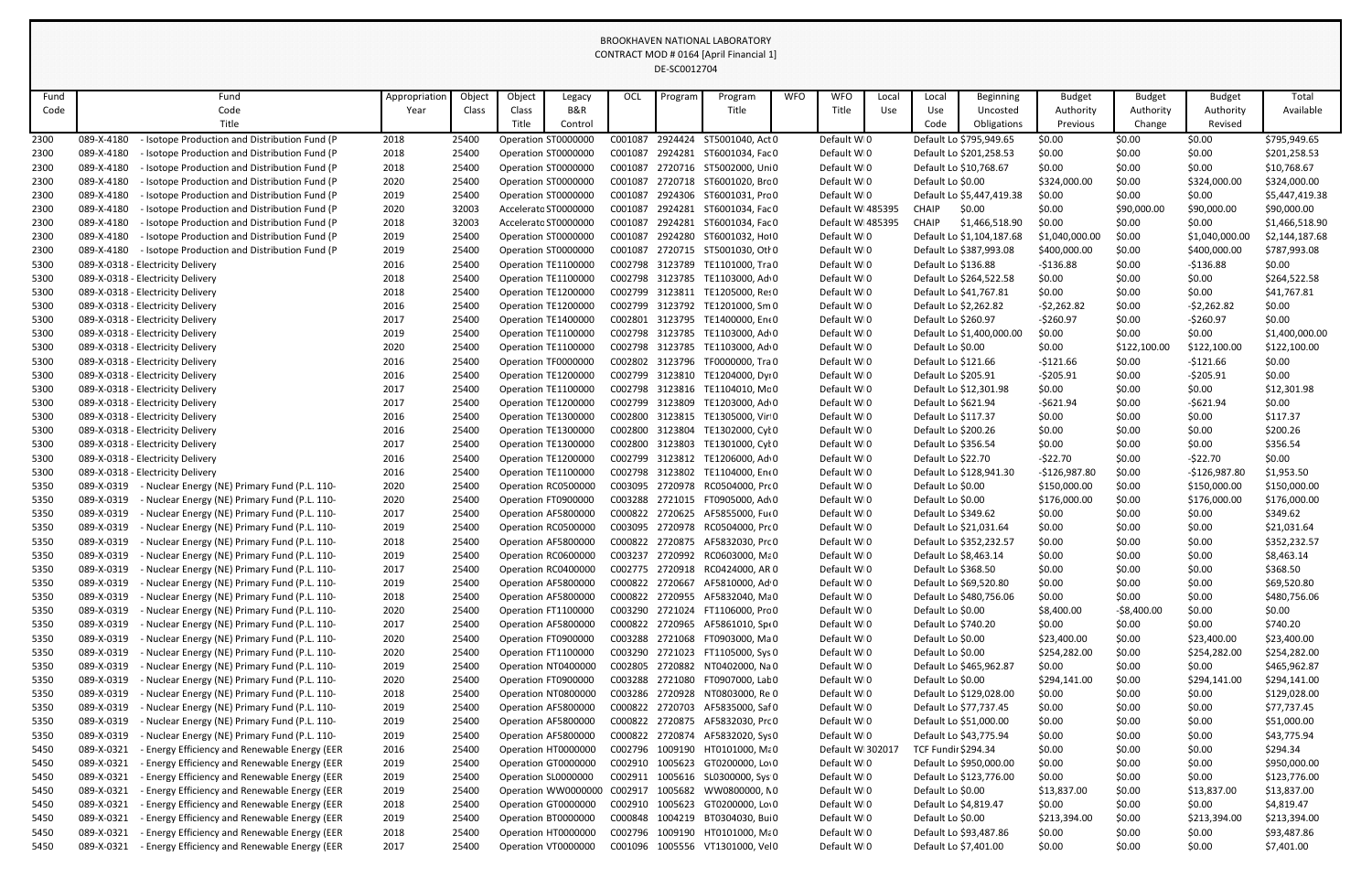BROOKHAVEN NATIONAL LABORATORY
CONTRACT MOD # 0164 [April Financial 1]
DE-SC0012704

| Fund Code | Fund Code Title | Appropriation Year | Object Class | Object Class Title | Legacy B&R Control | OCL | Program | Program Title | WFO | WFO Title | Local Use | Local Use Code | Beginning Uncosted Obligations | Budget Authority Previous | Budget Authority Change | Budget Authority Revised | Total Available |
|---|---|---|---|---|---|---|---|---|---|---|---|---|---|---|---|---|---|
| 2300 | 089-X-4180 - Isotope Production and Distribution Fund (P | 2018 | 25400 | Operation | ST0000000 | C001087 | 2924424 | ST5001040, Act | 0 | Default W | 0 | Default Lo | $795,949.65 | $0.00 | $0.00 | $0.00 | $795,949.65 |
| 2300 | 089-X-4180 - Isotope Production and Distribution Fund (P | 2018 | 25400 | Operation | ST0000000 | C001087 | 2924281 | ST6001034, Fac | 0 | Default W | 0 | Default Lo | $201,258.53 | $0.00 | $0.00 | $0.00 | $201,258.53 |
| 2300 | 089-X-4180 - Isotope Production and Distribution Fund (P | 2018 | 25400 | Operation | ST0000000 | C001087 | 2720716 | ST5002000, Uni | 0 | Default W | 0 | Default Lo | $10,768.67 | $0.00 | $0.00 | $0.00 | $10,768.67 |
| 2300 | 089-X-4180 - Isotope Production and Distribution Fund (P | 2020 | 25400 | Operation | ST0000000 | C001087 | 2720718 | ST6001020, Bro | 0 | Default W | 0 | Default Lo | $0.00 | $324,000.00 | $0.00 | $324,000.00 | $324,000.00 |
| 2300 | 089-X-4180 - Isotope Production and Distribution Fund (P | 2019 | 25400 | Operation | ST0000000 | C001087 | 2924306 | ST6001031, Pro | 0 | Default W | 0 | Default Lo | $5,447,419.38 | $0.00 | $0.00 | $0.00 | $5,447,419.38 |
| 2300 | 089-X-4180 - Isotope Production and Distribution Fund (P | 2020 | 32003 | Accelerato | ST0000000 | C001087 | 2924281 | ST6001034, Fac | 0 | Default W | 485395 | CHAIP | $0.00 | $0.00 | $90,000.00 | $90,000.00 | $90,000.00 |
| 2300 | 089-X-4180 - Isotope Production and Distribution Fund (P | 2018 | 32003 | Accelerato | ST0000000 | C001087 | 2924281 | ST6001034, Fac | 0 | Default W | 485395 | CHAIP | $1,466,518.90 | $0.00 | $0.00 | $0.00 | $1,466,518.90 |
| 2300 | 089-X-4180 - Isotope Production and Distribution Fund (P | 2019 | 25400 | Operation | ST0000000 | C001087 | 2924280 | ST6001032, Hot | 0 | Default W | 0 | Default Lo | $1,104,187.68 | $1,040,000.00 | $0.00 | $1,040,000.00 | $2,144,187.68 |
| 2300 | 089-X-4180 - Isotope Production and Distribution Fund (P | 2019 | 25400 | Operation | ST0000000 | C001087 | 2720715 | ST5001030, Oth | 0 | Default W | 0 | Default Lo | $387,993.08 | $400,000.00 | $0.00 | $400,000.00 | $787,993.08 |
| 5300 | 089-X-0318 - Electricity Delivery | 2016 | 25400 | Operation | TE1100000 | C002798 | 3123789 | TE1101000, Tra | 0 | Default W | 0 | Default Lo | $136.88 | -$136.88 | $0.00 | -$136.88 | $0.00 |
| 5300 | 089-X-0318 - Electricity Delivery | 2018 | 25400 | Operation | TE1100000 | C002798 | 3123785 | TE1103000, Adv | 0 | Default W | 0 | Default Lo | $264,522.58 | $0.00 | $0.00 | $0.00 | $264,522.58 |
| 5300 | 089-X-0318 - Electricity Delivery | 2018 | 25400 | Operation | TE1200000 | C002799 | 3123811 | TE1205000, Res | 0 | Default W | 0 | Default Lo | $41,767.81 | $0.00 | $0.00 | $0.00 | $41,767.81 |
| 5300 | 089-X-0318 - Electricity Delivery | 2016 | 25400 | Operation | TE1200000 | C002799 | 3123792 | TE1201000, Sm | 0 | Default W | 0 | Default Lo | $2,262.82 | -$2,262.82 | $0.00 | -$2,262.82 | $0.00 |
| 5300 | 089-X-0318 - Electricity Delivery | 2017 | 25400 | Operation | TE1400000 | C002801 | 3123795 | TE1400000, Ene | 0 | Default W | 0 | Default Lo | $260.97 | -$260.97 | $0.00 | -$260.97 | $0.00 |
| 5300 | 089-X-0318 - Electricity Delivery | 2019 | 25400 | Operation | TE1100000 | C002798 | 3123785 | TE1103000, Adv | 0 | Default W | 0 | Default Lo | $1,400,000.00 | $0.00 | $0.00 | $0.00 | $1,400,000.00 |
| 5300 | 089-X-0318 - Electricity Delivery | 2020 | 25400 | Operation | TE1100000 | C002798 | 3123785 | TE1103000, Adv | 0 | Default W | 0 | Default Lo | $0.00 | $0.00 | $122,100.00 | $122,100.00 | $122,100.00 |
| 5300 | 089-X-0318 - Electricity Delivery | 2016 | 25400 | Operation | TF0000000 | C002802 | 3123796 | TF0000000, Tra | 0 | Default W | 0 | Default Lo | $121.66 | -$121.66 | $0.00 | -$121.66 | $0.00 |
| 5300 | 089-X-0318 - Electricity Delivery | 2016 | 25400 | Operation | TE1200000 | C002799 | 3123810 | TE1204000, Dyn | 0 | Default W | 0 | Default Lo | $205.91 | -$205.91 | $0.00 | -$205.91 | $0.00 |
| 5300 | 089-X-0318 - Electricity Delivery | 2017 | 25400 | Operation | TE1100000 | C002798 | 3123816 | TE1104010, Mo | 0 | Default W | 0 | Default Lo | $12,301.98 | $0.00 | $0.00 | $0.00 | $12,301.98 |
| 5300 | 089-X-0318 - Electricity Delivery | 2017 | 25400 | Operation | TE1200000 | C002799 | 3123809 | TE1203000, Adv | 0 | Default W | 0 | Default Lo | $621.94 | -$621.94 | $0.00 | -$621.94 | $0.00 |
| 5300 | 089-X-0318 - Electricity Delivery | 2016 | 25400 | Operation | TE1300000 | C002800 | 3123815 | TE1305000, Vir | 0 | Default W | 0 | Default Lo | $117.37 | $0.00 | $0.00 | $0.00 | $117.37 |
| 5300 | 089-X-0318 - Electricity Delivery | 2016 | 25400 | Operation | TE1300000 | C002800 | 3123804 | TE1302000, Cyb | 0 | Default W | 0 | Default Lo | $200.26 | $0.00 | $0.00 | $0.00 | $200.26 |
| 5300 | 089-X-0318 - Electricity Delivery | 2017 | 25400 | Operation | TE1300000 | C002800 | 3123803 | TE1301000, Cyb | 0 | Default W | 0 | Default Lo | $356.54 | $0.00 | $0.00 | $0.00 | $356.54 |
| 5300 | 089-X-0318 - Electricity Delivery | 2016 | 25400 | Operation | TE1200000 | C002799 | 3123812 | TE1206000, Adv | 0 | Default W | 0 | Default Lo | $22.70 | -$22.70 | $0.00 | -$22.70 | $0.00 |
| 5300 | 089-X-0318 - Electricity Delivery | 2016 | 25400 | Operation | TE1100000 | C002798 | 3123802 | TE1104000, Ene | 0 | Default W | 0 | Default Lo | $128,941.30 | -$126,987.80 | $0.00 | -$126,987.80 | $1,953.50 |
| 5350 | 089-X-0319 - Nuclear Energy (NE) Primary Fund (P.L. 110- | 2020 | 25400 | Operation | RC0500000 | C003095 | 2720978 | RC0504000, Pro | 0 | Default W | 0 | Default Lo | $0.00 | $150,000.00 | $0.00 | $150,000.00 | $150,000.00 |
| 5350 | 089-X-0319 - Nuclear Energy (NE) Primary Fund (P.L. 110- | 2020 | 25400 | Operation | FT0900000 | C003288 | 2721015 | FT0905000, Adv | 0 | Default W | 0 | Default Lo | $0.00 | $176,000.00 | $0.00 | $176,000.00 | $176,000.00 |
| 5350 | 089-X-0319 - Nuclear Energy (NE) Primary Fund (P.L. 110- | 2017 | 25400 | Operation | AF5800000 | C000822 | 2720625 | AF5855000, Fue | 0 | Default W | 0 | Default Lo | $349.62 | $0.00 | $0.00 | $0.00 | $349.62 |
| 5350 | 089-X-0319 - Nuclear Energy (NE) Primary Fund (P.L. 110- | 2019 | 25400 | Operation | RC0500000 | C003095 | 2720978 | RC0504000, Pro | 0 | Default W | 0 | Default Lo | $21,031.64 | $0.00 | $0.00 | $0.00 | $21,031.64 |
| 5350 | 089-X-0319 - Nuclear Energy (NE) Primary Fund (P.L. 110- | 2018 | 25400 | Operation | AF5800000 | C000822 | 2720875 | AF5832030, Pro | 0 | Default W | 0 | Default Lo | $352,232.57 | $0.00 | $0.00 | $0.00 | $352,232.57 |
| 5350 | 089-X-0319 - Nuclear Energy (NE) Primary Fund (P.L. 110- | 2019 | 25400 | Operation | RC0600000 | C003237 | 2720992 | RC0603000, Ma | 0 | Default W | 0 | Default Lo | $8,463.14 | $0.00 | $0.00 | $0.00 | $8,463.14 |
| 5350 | 089-X-0319 - Nuclear Energy (NE) Primary Fund (P.L. 110- | 2017 | 25400 | Operation | RC0400000 | C002775 | 2720918 | RC0424000, AR | 0 | Default W | 0 | Default Lo | $368.50 | $0.00 | $0.00 | $0.00 | $368.50 |
| 5350 | 089-X-0319 - Nuclear Energy (NE) Primary Fund (P.L. 110- | 2019 | 25400 | Operation | AF5800000 | C000822 | 2720667 | AF5810000, Adv | 0 | Default W | 0 | Default Lo | $69,520.80 | $0.00 | $0.00 | $0.00 | $69,520.80 |
| 5350 | 089-X-0319 - Nuclear Energy (NE) Primary Fund (P.L. 110- | 2018 | 25400 | Operation | AF5800000 | C000822 | 2720955 | AF5832040, Ma | 0 | Default W | 0 | Default Lo | $480,756.06 | $0.00 | $0.00 | $0.00 | $480,756.06 |
| 5350 | 089-X-0319 - Nuclear Energy (NE) Primary Fund (P.L. 110- | 2020 | 25400 | Operation | FT1100000 | C003290 | 2721024 | FT1106000, Pro | 0 | Default W | 0 | Default Lo | $0.00 | $8,400.00 | -$8,400.00 | $0.00 | $0.00 |
| 5350 | 089-X-0319 - Nuclear Energy (NE) Primary Fund (P.L. 110- | 2017 | 25400 | Operation | AF5800000 | C000822 | 2720965 | AF5861010, Spe | 0 | Default W | 0 | Default Lo | $740.20 | $0.00 | $0.00 | $0.00 | $740.20 |
| 5350 | 089-X-0319 - Nuclear Energy (NE) Primary Fund (P.L. 110- | 2020 | 25400 | Operation | FT0900000 | C003288 | 2721068 | FT0903000, Ma | 0 | Default W | 0 | Default Lo | $0.00 | $23,400.00 | $0.00 | $23,400.00 | $23,400.00 |
| 5350 | 089-X-0319 - Nuclear Energy (NE) Primary Fund (P.L. 110- | 2020 | 25400 | Operation | FT1100000 | C003290 | 2721023 | FT1105000, Sys | 0 | Default W | 0 | Default Lo | $0.00 | $254,282.00 | $0.00 | $254,282.00 | $254,282.00 |
| 5350 | 089-X-0319 - Nuclear Energy (NE) Primary Fund (P.L. 110- | 2019 | 25400 | Operation | NT0400000 | C002805 | 2720882 | NT0402000, Na | 0 | Default W | 0 | Default Lo | $465,962.87 | $0.00 | $0.00 | $0.00 | $465,962.87 |
| 5350 | 089-X-0319 - Nuclear Energy (NE) Primary Fund (P.L. 110- | 2020 | 25400 | Operation | FT0900000 | C003288 | 2721080 | FT0907000, Lab | 0 | Default W | 0 | Default Lo | $0.00 | $294,141.00 | $0.00 | $294,141.00 | $294,141.00 |
| 5350 | 089-X-0319 - Nuclear Energy (NE) Primary Fund (P.L. 110- | 2018 | 25400 | Operation | NT0800000 | C003286 | 2720928 | NT0803000, Re | 0 | Default W | 0 | Default Lo | $129,028.00 | $0.00 | $0.00 | $0.00 | $129,028.00 |
| 5350 | 089-X-0319 - Nuclear Energy (NE) Primary Fund (P.L. 110- | 2019 | 25400 | Operation | AF5800000 | C000822 | 2720703 | AF5835000, Saf | 0 | Default W | 0 | Default Lo | $77,737.45 | $0.00 | $0.00 | $0.00 | $77,737.45 |
| 5350 | 089-X-0319 - Nuclear Energy (NE) Primary Fund (P.L. 110- | 2019 | 25400 | Operation | AF5800000 | C000822 | 2720875 | AF5832030, Pro | 0 | Default W | 0 | Default Lo | $51,000.00 | $0.00 | $0.00 | $0.00 | $51,000.00 |
| 5350 | 089-X-0319 - Nuclear Energy (NE) Primary Fund (P.L. 110- | 2019 | 25400 | Operation | AF5800000 | C000822 | 2720874 | AF5832020, Sys | 0 | Default W | 0 | Default Lo | $43,775.94 | $0.00 | $0.00 | $0.00 | $43,775.94 |
| 5450 | 089-X-0321 - Energy Efficiency and Renewable Energy (EER | 2016 | 25400 | Operation | HT0000000 | C002796 | 1009190 | HT0101000, Ma | 0 | Default W | 302017 | TCF Fundir | $294.34 | $0.00 | $0.00 | $0.00 | $294.34 |
| 5450 | 089-X-0321 - Energy Efficiency and Renewable Energy (EER | 2019 | 25400 | Operation | GT0000000 | C002910 | 1005623 | GT0200000, Lov | 0 | Default W | 0 | Default Lo | $950,000.00 | $0.00 | $0.00 | $0.00 | $950,000.00 |
| 5450 | 089-X-0321 - Energy Efficiency and Renewable Energy (EER | 2019 | 25400 | Operation | SL0000000 | C002911 | 1005616 | SL0300000, Sys | 0 | Default W | 0 | Default Lo | $123,776.00 | $0.00 | $0.00 | $0.00 | $123,776.00 |
| 5450 | 089-X-0321 - Energy Efficiency and Renewable Energy (EER | 2019 | 25400 | Operation | WW0000000 | C002917 | 1005682 | WW0800000, N | 0 | Default W | 0 | Default Lo | $0.00 | $13,837.00 | $0.00 | $13,837.00 | $13,837.00 |
| 5450 | 089-X-0321 - Energy Efficiency and Renewable Energy (EER | 2018 | 25400 | Operation | GT0000000 | C002910 | 1005623 | GT0200000, Lov | 0 | Default W | 0 | Default Lo | $4,819.47 | $0.00 | $0.00 | $0.00 | $4,819.47 |
| 5450 | 089-X-0321 - Energy Efficiency and Renewable Energy (EER | 2019 | 25400 | Operation | BT0000000 | C000848 | 1004219 | BT0304030, Buil | 0 | Default W | 0 | Default Lo | $0.00 | $213,394.00 | $0.00 | $213,394.00 | $213,394.00 |
| 5450 | 089-X-0321 - Energy Efficiency and Renewable Energy (EER | 2018 | 25400 | Operation | HT0000000 | C002796 | 1009190 | HT0101000, Ma | 0 | Default W | 0 | Default Lo | $93,487.86 | $0.00 | $0.00 | $0.00 | $93,487.86 |
| 5450 | 089-X-0321 - Energy Efficiency and Renewable Energy (EER | 2017 | 25400 | Operation | VT0000000 | C001096 | 1005556 | VT1301000, Veh | 0 | Default W | 0 | Default Lo | $7,401.00 | $0.00 | $0.00 | $0.00 | $7,401.00 |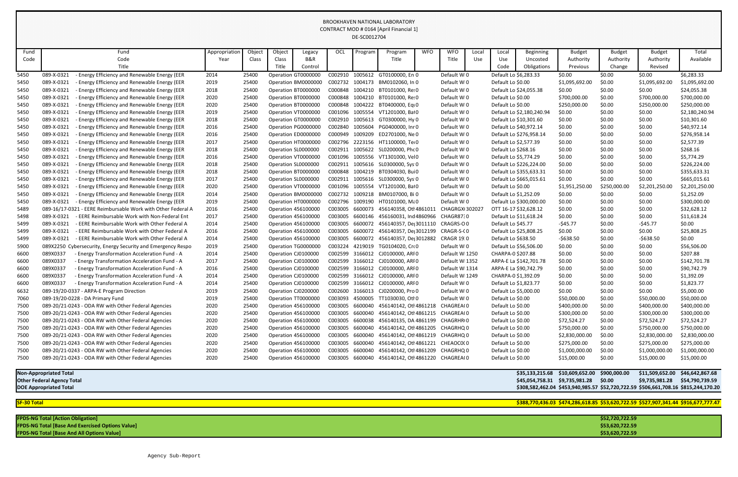BROOKHAVEN NATIONAL LABORATORY
CONTRACT MOD # 0164 [April Financial 1]
DE-SC0012704

| Fund Code | Fund Code Title | Appropriation Year | Object Class | Object Class Title | Legacy B&R Control | OCL | Program | Program Title | WFO | WFO Title | Local Use | Local Use Code | Beginning Uncosted Obligations | Budget Authority Previous | Budget Authority Change | Budget Authority Revised | Total Available |
|---|---|---|---|---|---|---|---|---|---|---|---|---|---|---|---|---|---|
| 5450 | 089-X-0321 - Energy Efficiency and Renewable Energy (EER | 2014 | 25400 | Operation | GT0000000 | C002910 | 1005612 | GT0100000, En | 0 | Default W | 0 | Default Lo | $6,283.33 | $0.00 | $0.00 | $0.00 | $6,283.33 |
| 5450 | 089-X-0321 - Energy Efficiency and Renewable Energy (EER | 2019 | 25400 | Operation | BM0000000 | C002732 | 1004173 | BM0102060, In | 0 | Default W | 0 | Default Lo | $0.00 | $1,095,692.00 | $0.00 | $1,095,692.00 | $1,095,692.00 |
| 5450 | 089-X-0321 - Energy Efficiency and Renewable Energy (EER | 2018 | 25400 | Operation | BT0000000 | C000848 | 1004210 | BT0101000, Re | 0 | Default W | 0 | Default Lo | $24,055.38 | $0.00 | $0.00 | $0.00 | $24,055.38 |
| 5450 | 089-X-0321 - Energy Efficiency and Renewable Energy (EER | 2020 | 25400 | Operation | BT0000000 | C000848 | 1004210 | BT0101000, Re | 0 | Default W | 0 | Default Lo | $0.00 | $700,000.00 | $0.00 | $700,000.00 | $700,000.00 |
| 5450 | 089-X-0321 - Energy Efficiency and Renewable Energy (EER | 2020 | 25400 | Operation | BT0000000 | C000848 | 1004222 | BT0400000, Eq | 0 | Default W | 0 | Default Lo | $0.00 | $250,000.00 | $0.00 | $250,000.00 | $250,000.00 |
| 5450 | 089-X-0321 - Energy Efficiency and Renewable Energy (EER | 2019 | 25400 | Operation | VT0000000 | C001096 | 1005554 | VT1201000, Bat | 0 | Default W | 0 | Default Lo | $2,180,240.94 | $0.00 | $0.00 | $0.00 | $2,180,240.94 |
| 5450 | 089-X-0321 - Energy Efficiency and Renewable Energy (EER | 2018 | 25400 | Operation | GT0000000 | C002910 | 1005613 | GT0300000, Hy | 0 | Default W | 0 | Default Lo | $10,301.60 | $0.00 | $0.00 | $0.00 | $10,301.60 |
| 5450 | 089-X-0321 - Energy Efficiency and Renewable Energy (EER | 2016 | 25400 | Operation | PG0000000 | C002840 | 1005604 | PG0400000, Inr | 0 | Default W | 0 | Default Lo | $40,972.14 | $0.00 | $0.00 | $0.00 | $40,972.14 |
| 5450 | 089-X-0321 - Energy Efficiency and Renewable Energy (EER | 2016 | 25400 | Operation | ED0000000 | C000949 | 1009209 | ED2701000, Ne | 0 | Default W | 0 | Default Lo | $276,958.14 | $0.00 | $0.00 | $0.00 | $276,958.14 |
| 5450 | 089-X-0321 - Energy Efficiency and Renewable Energy (EER | 2017 | 25400 | Operation | HT0000000 | C002796 | 2223156 | HT1100000, Te | 0 | Default W | 0 | Default Lo | $2,577.39 | $0.00 | $0.00 | $0.00 | $2,577.39 |
| 5450 | 089-X-0321 - Energy Efficiency and Renewable Energy (EER | 2018 | 25400 | Operation | SL0000000 | C002911 | 1005622 | SL0200000, Ph | 0 | Default W | 0 | Default Lo | $268.16 | $0.00 | $0.00 | $0.00 | $268.16 |
| 5450 | 089-X-0321 - Energy Efficiency and Renewable Energy (EER | 2016 | 25400 | Operation | VT0000000 | C001096 | 1005556 | VT1301000, Vel | 0 | Default W | 0 | Default Lo | $5,774.29 | $0.00 | $0.00 | $0.00 | $5,774.29 |
| 5450 | 089-X-0321 - Energy Efficiency and Renewable Energy (EER | 2018 | 25400 | Operation | SL0000000 | C002911 | 1005616 | SL0300000, Sys | 0 | Default W | 0 | Default Lo | $226,224.00 | $0.00 | $0.00 | $0.00 | $226,224.00 |
| 5450 | 089-X-0321 - Energy Efficiency and Renewable Energy (EER | 2018 | 25400 | Operation | BT0000000 | C000848 | 1004219 | BT0304030, Bui | 0 | Default W | 0 | Default Lo | $355,633.31 | $0.00 | $0.00 | $0.00 | $355,633.31 |
| 5450 | 089-X-0321 - Energy Efficiency and Renewable Energy (EER | 2017 | 25400 | Operation | SL0000000 | C002911 | 1005616 | SL0300000, Sys | 0 | Default W | 0 | Default Lo | $665,015.61 | $0.00 | $0.00 | $0.00 | $665,015.61 |
| 5450 | 089-X-0321 - Energy Efficiency and Renewable Energy (EER | 2020 | 25400 | Operation | VT0000000 | C001096 | 1005554 | VT1201000, Bat | 0 | Default W | 0 | Default Lo | $0.00 | $1,951,250.00 | $250,000.00 | $2,201,250.00 | $2,201,250.00 |
| 5450 | 089-X-0321 - Energy Efficiency and Renewable Energy (EER | 2014 | 25400 | Operation | BM0000000 | C002732 | 1009218 | BM0107000, Bi | 0 | Default W | 0 | Default Lo | $1,252.09 | $0.00 | $0.00 | $0.00 | $1,252.09 |
| 5450 | 089-X-0321 - Energy Efficiency and Renewable Energy (EER | 2019 | 25400 | Operation | HT0000000 | C002796 | 1009190 | HT0101000, Ma | 0 | Default W | 0 | Default Lo | $300,000.00 | $0.00 | $0.00 | $0.00 | $300,000.00 |
| 5489 | 089-16/17-0321 - EERE Reimbursable Work with Other Federal A | 2016 | 25400 | Operation | 456100000 | C003005 | 6600073 | 456140358, Ot | 4861011 | CHAGRGX | 302027 | OTT 16-17 | $32,628.12 | $0.00 | $0.00 | $0.00 | $32,628.12 |
| 5498 | 089-X-0321 - EERE Reimbursable Work with Non-Federal Ent | 2017 | 25400 | Operation | 456100000 | C003005 | 6600146 | 456160031, Ind | 4860966 | CHAGR87 | 0 | Default Lo | $11,618.24 | $0.00 | $0.00 | $0.00 | $11,618.24 |
| 5499 | 089-X-0321 - EERE Reimbursable Work with Other Federal A | 2014 | 25400 | Operation | 456100000 | C003005 | 6600072 | 456140357, De | 3011110 | CRAGRS-O | 0 | Default Lo | $45.77 | -$45.77 | $0.00 | -$45.77 | $0.00 |
| 5499 | 089-X-0321 - EERE Reimbursable Work with Other Federal A | 2016 | 25400 | Operation | 456100000 | C003005 | 6600072 | 456140357, De | 3012199 | CRAGR-S-( | 0 | Default Lo | $25,808.25 | $0.00 | $0.00 | $0.00 | $25,808.25 |
| 5499 | 089-X-0321 - EERE Reimbursable Work with Other Federal A | 2014 | 25400 | Operation | 456100000 | C003005 | 6600072 | 456140357, De | 3012882 | CRAGR 19 | 0 | Default Lo | $638.50 | -$638.50 | $0.00 | -$638.50 | $0.00 |
| 5900 | 089X2250 Cybersecurity, Energy Security and Emergency Respo | 2019 | 25400 | Operation | TG0000000 | C003224 | 4219019 | TG0104020, Cr | 0 | Default W | 0 | Default Lo | $56,506.00 | $0.00 | $0.00 | $0.00 | $56,506.00 |
| 6600 | 089X0337 - Energy Transformation Acceleration Fund - A | 2014 | 25400 | Operation | CJ0100000 | C002599 | 3166012 | CJ0100000, ARI | 0 | Default W | 1250 | CHARPA-0 | $207.88 | $0.00 | $0.00 | $0.00 | $207.88 |
| 6600 | 089X0337 - Energy Transformation Acceleration Fund - A | 2017 | 25400 | Operation | CJ0100000 | C002599 | 3166012 | CJ0100000, ARI | 0 | Default W | 1352 | ARPA-E La | $142,701.78 | $0.00 | $0.00 | $0.00 | $142,701.78 |
| 6600 | 089X0337 - Energy Transformation Acceleration Fund - A | 2016 | 25400 | Operation | CJ0100000 | C002599 | 3166012 | CJ0100000, ARI | 0 | Default W | 1314 | ARPA-E La | $90,742.79 | $0.00 | $0.00 | $0.00 | $90,742.79 |
| 6600 | 089X0337 - Energy Transformation Acceleration Fund - A | 2014 | 25400 | Operation | CJ0100000 | C002599 | 3166012 | CJ0100000, ARI | 0 | Default W | 1249 | CHARPA-0 | $1,392.09 | $0.00 | $0.00 | $0.00 | $1,392.09 |
| 6600 | 089X0337 - Energy Transformation Acceleration Fund - A | 2014 | 25400 | Operation | CJ0100000 | C002599 | 3166012 | CJ0100000, ARI | 0 | Default W | 0 | Default Lo | $1,823.77 | $0.00 | $0.00 | $0.00 | $1,823.77 |
| 6632 | 089-19/20-0337 - ARPA-E Program Direction | 2019 | 25400 | Operation | CJ0200000 | C002600 | 3166013 | CJ0200000, Pro | 0 | Default W | 0 | Default Lo | $5,000.00 | $0.00 | $0.00 | $0.00 | $5,000.00 |
| 7060 | 089-19/20-0228 - DA Primary Fund | 2019 | 25400 | Operation | TT0000000 | C003093 | 4500005 | TT1030030, Ot | 0 | Default W | 0 | Default Lo | $0.00 | $50,000.00 | $0.00 | $50,000.00 | $50,000.00 |
| 7500 | 089-20/21-0243 - ODA RW with Other Federal Agencies | 2020 | 25400 | Operation | 456100000 | C003005 | 6600040 | 456140142, Ot | 4861218 | CHAGREA( | 0 | Default Lo | $0.00 | $400,000.00 | $0.00 | $400,000.00 | $400,000.00 |
| 7500 | 089-20/21-0243 - ODA RW with Other Federal Agencies | 2020 | 25400 | Operation | 456100000 | C003005 | 6600040 | 456140142, Ot | 4861215 | CHAGREA( | 0 | Default Lo | $0.00 | $300,000.00 | $0.00 | $300,000.00 | $300,000.00 |
| 7500 | 089-20/21-0243 - ODA RW with Other Federal Agencies | 2020 | 25400 | Operation | 456100000 | C003005 | 6600038 | 456140135, DA | 4861199 | CHAGRHR | 0 | Default Lo | $0.00 | $72,524.27 | $0.00 | $72,524.27 | $72,524.27 |
| 7500 | 089-20/21-0243 - ODA RW with Other Federal Agencies | 2020 | 25400 | Operation | 456100000 | C003005 | 6600040 | 456140142, Ot | 4861205 | CHAGRHQ | 0 | Default Lo | $0.00 | $750,000.00 | $0.00 | $750,000.00 | $750,000.00 |
| 7500 | 089-20/21-0243 - ODA RW with Other Federal Agencies | 2020 | 25400 | Operation | 456100000 | C003005 | 6600040 | 456140142, Ot | 4861219 | CHAGRHQ | 0 | Default Lo | $0.00 | $2,830,000.00 | $0.00 | $2,830,000.00 | $2,830,000.00 |
| 7500 | 089-20/21-0243 - ODA RW with Other Federal Agencies | 2020 | 25400 | Operation | 456100000 | C003005 | 6600040 | 456140142, Ot | 4861221 | CHEAOC0( | 0 | Default Lo | $0.00 | $275,000.00 | $0.00 | $275,000.00 | $275,000.00 |
| 7500 | 089-20/21-0243 - ODA RW with Other Federal Agencies | 2020 | 25400 | Operation | 456100000 | C003005 | 6600040 | 456140142, Ot | 4861209 | CHAGRHQ | 0 | Default Lo | $0.00 | $1,000,000.00 | $0.00 | $1,000,000.00 | $1,000,000.00 |
| 7500 | 089-20/21-0243 - ODA RW with Other Federal Agencies | 2020 | 25400 | Operation | 456100000 | C003005 | 6600040 | 456140142, Ot | 4861220 | CHAGREA( | 0 | Default Lo | $0.00 | $15,000.00 | $0.00 | $15,000.00 | $15,000.00 |

| | Beginning Uncosted Obligations | Budget Authority Previous | Budget Authority Change | Budget Authority Revised | Total Available |
|---|---|---|---|---|---|
| **Non-Appropriated Total** | $35,133,215.68 | $10,609,652.00 | $900,000.00 | $11,509,652.00 | $46,642,867.68 |
| **Other Federal Agency Total** | $45,054,758.31 | $9,735,981.28 | $0.00 | $9,735,981.28 | $54,790,739.59 |
| **DOE Appropriated Total** | $308,582,462.04 | $453,940,985.57 | $52,720,722.59 | $506,661,708.16 | $815,244,170.20 |
| **SF-30 Total** | $388,770,436.03 | $474,286,618.85 | $53,620,722.59 | $527,907,341.44 | $916,677,777.47 |

| | |
|---|---|
| **FPDS-NG Total [Action Obligation]** | $52,720,722.59 |
| **FPDS-NG Total [Base And Exercised Options Value]** | $53,620,722.59 |
| **FPDS-NG Total [Base And All Options Value]** | $53,620,722.59 |

Agency Sub-Report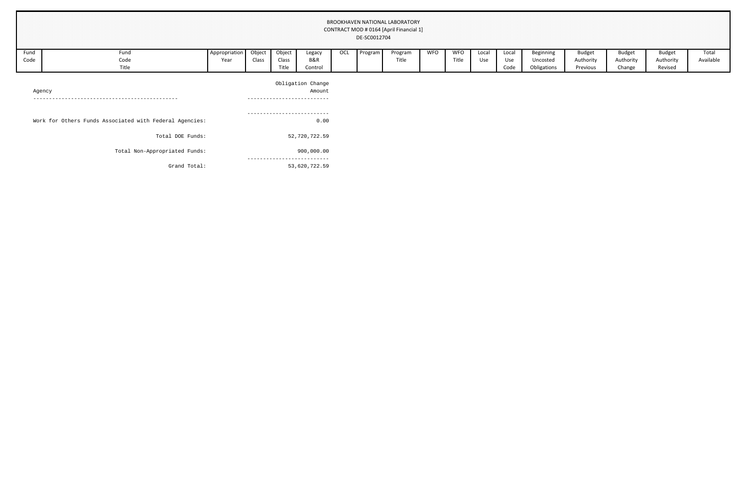BROOKHAVEN NATIONAL LABORATORY
CONTRACT MOD # 0164 [April Financial 1]
DE-SC0012704

| Fund Code | Fund Code Title | Appropriation Year | Object Class | Object Class Title | Legacy B&R Control | OCL | Program | Program Title | WFO | WFO Title | Local Use | Local Use Code | Beginning Uncosted Obligations | Budget Authority Previous | Budget Authority Change | Budget Authority Revised | Total Available |
|---|---|---|---|---|---|---|---|---|---|---|---|---|---|---|---|---|---|

| Agency | Obligation Change Amount |
|---|---|
| Work for Others Funds Associated with Federal Agencies: | 0.00 |
| Total DOE Funds: | 52,720,722.59 |
| Total Non-Appropriated Funds: | 900,000.00 |
| Grand Total: | 53,620,722.59 |